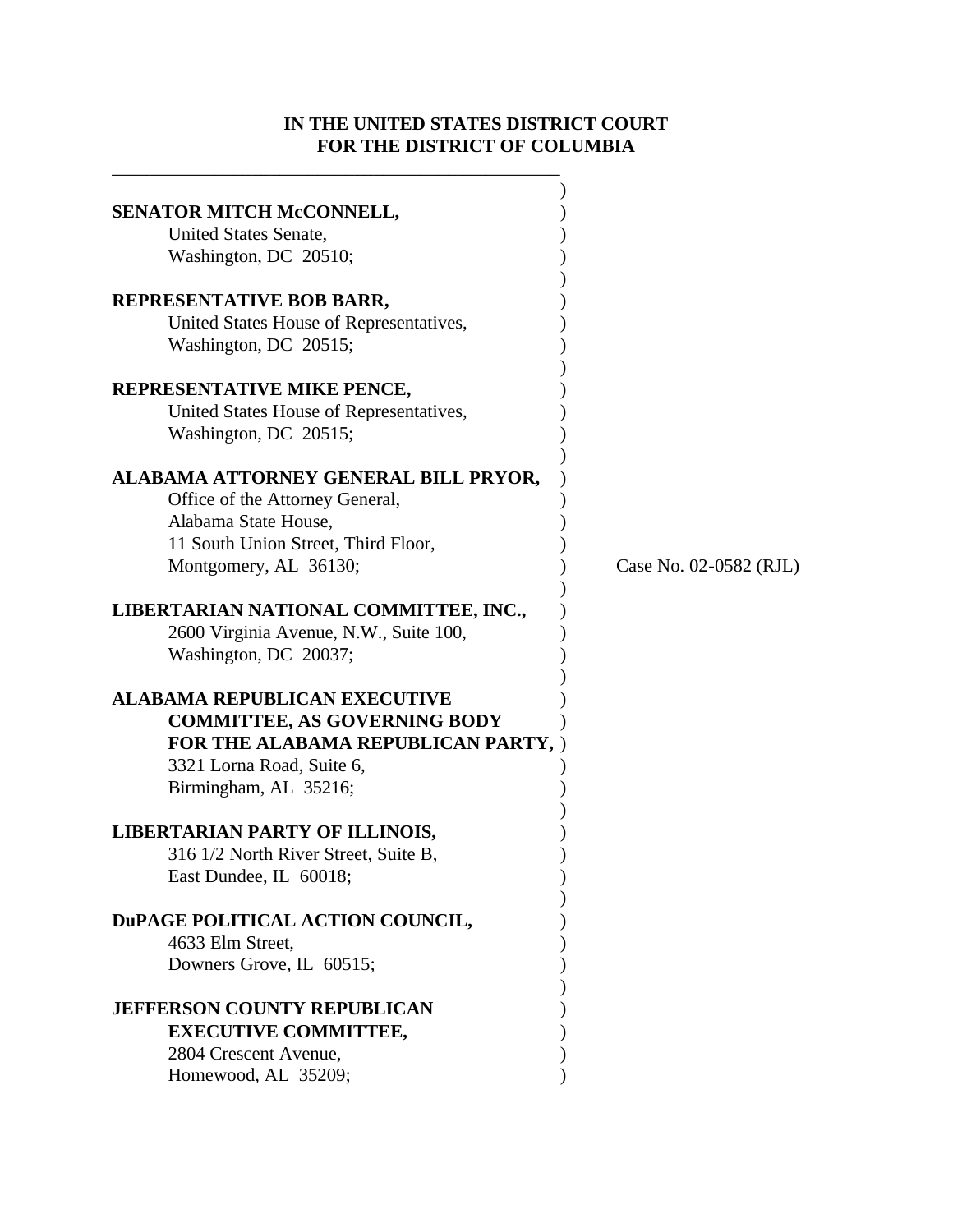**IN THE UNITED STATES DISTRICT COURT**
**FOR THE DISTRICT OF COLUMBIA**

**SENATOR MITCH McCONNELL,**
United States Senate,
Washington, DC 20510;

**REPRESENTATIVE BOB BARR,**
United States House of Representatives,
Washington, DC 20515;

**REPRESENTATIVE MIKE PENCE,**
United States House of Representatives,
Washington, DC 20515;

**ALABAMA ATTORNEY GENERAL BILL PRYOR,**
Office of the Attorney General,
Alabama State House,
11 South Union Street, Third Floor,
Montgomery, AL 36130;

**LIBERTARIAN NATIONAL COMMITTEE, INC.,**
2600 Virginia Avenue, N.W., Suite 100,
Washington, DC 20037;

**ALABAMA REPUBLICAN EXECUTIVE COMMITTEE, AS GOVERNING BODY FOR THE ALABAMA REPUBLICAN PARTY,**
3321 Lorna Road, Suite 6,
Birmingham, AL 35216;

**LIBERTARIAN PARTY OF ILLINOIS,**
316 1/2 North River Street, Suite B,
East Dundee, IL 60018;

**DuPAGE POLITICAL ACTION COUNCIL,**
4633 Elm Street,
Downers Grove, IL 60515;

**JEFFERSON COUNTY REPUBLICAN EXECUTIVE COMMITTEE,**
2804 Crescent Avenue,
Homewood, AL 35209;

Case No. 02-0582 (RJL)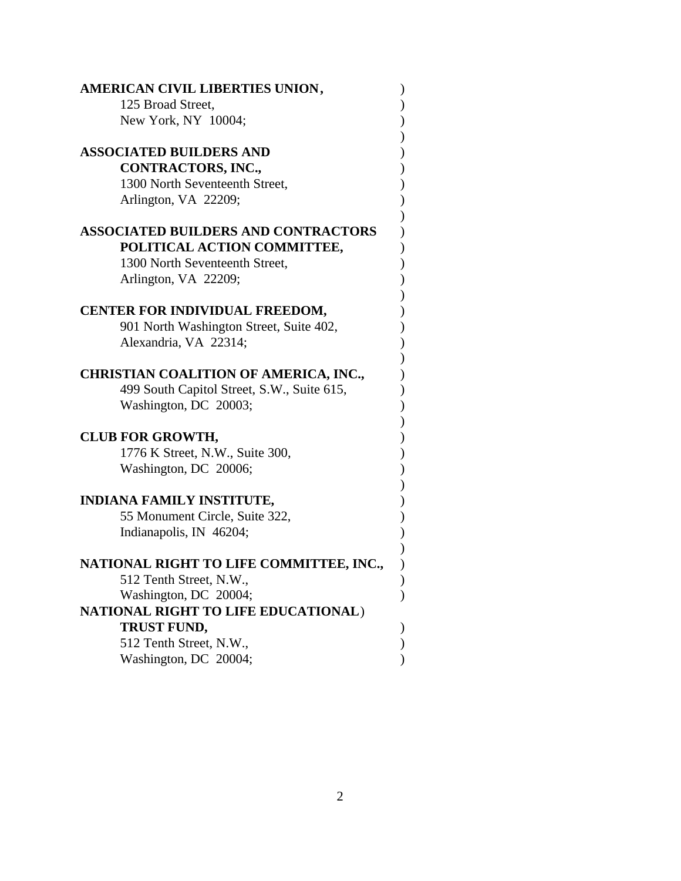**AMERICAN CIVIL LIBERTIES UNION**,
125 Broad Street,
New York, NY 10004;

**ASSOCIATED BUILDERS AND CONTRACTORS, INC.,**
1300 North Seventeenth Street,
Arlington, VA 22209;

**ASSOCIATED BUILDERS AND CONTRACTORS POLITICAL ACTION COMMITTEE,**
1300 North Seventeenth Street,
Arlington, VA 22209;

**CENTER FOR INDIVIDUAL FREEDOM,**
901 North Washington Street, Suite 402,
Alexandria, VA 22314;

**CHRISTIAN COALITION OF AMERICA, INC.,**
499 South Capitol Street, S.W., Suite 615,
Washington, DC 20003;

**CLUB FOR GROWTH,**
1776 K Street, N.W., Suite 300,
Washington, DC 20006;

**INDIANA FAMILY INSTITUTE,**
55 Monument Circle, Suite 322,
Indianapolis, IN 46204;

**NATIONAL RIGHT TO LIFE COMMITTEE, INC.,**
512 Tenth Street, N.W.,
Washington, DC 20004;

**NATIONAL RIGHT TO LIFE EDUCATIONAL TRUST FUND,**
512 Tenth Street, N.W.,
Washington, DC 20004;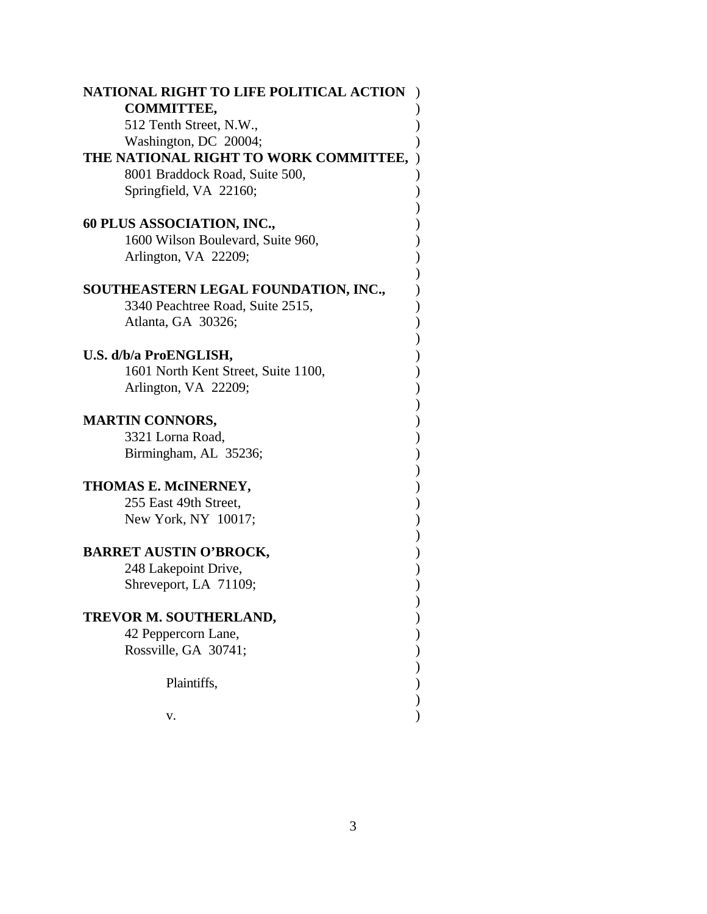**NATIONAL RIGHT TO LIFE POLITICAL ACTION COMMITTEE,**
512 Tenth Street, N.W.,
Washington, DC 20004;

**THE NATIONAL RIGHT TO WORK COMMITTEE,**
8001 Braddock Road, Suite 500,
Springfield, VA 22160;

**60 PLUS ASSOCIATION, INC.,**
1600 Wilson Boulevard, Suite 960,
Arlington, VA 22209;

**SOUTHEASTERN LEGAL FOUNDATION, INC.,**
3340 Peachtree Road, Suite 2515,
Atlanta, GA 30326;

**U.S. d/b/a ProENGLISH,**
1601 North Kent Street, Suite 1100,
Arlington, VA 22209;

**MARTIN CONNORS,**
3321 Lorna Road,
Birmingham, AL 35236;

**THOMAS E. McINERNEY,**
255 East 49th Street,
New York, NY 10017;

**BARRET AUSTIN O'BROCK,**
248 Lakepoint Drive,
Shreveport, LA 71109;

**TREVOR M. SOUTHERLAND,**
42 Peppercorn Lane,
Rossville, GA 30741;

Plaintiffs,

v.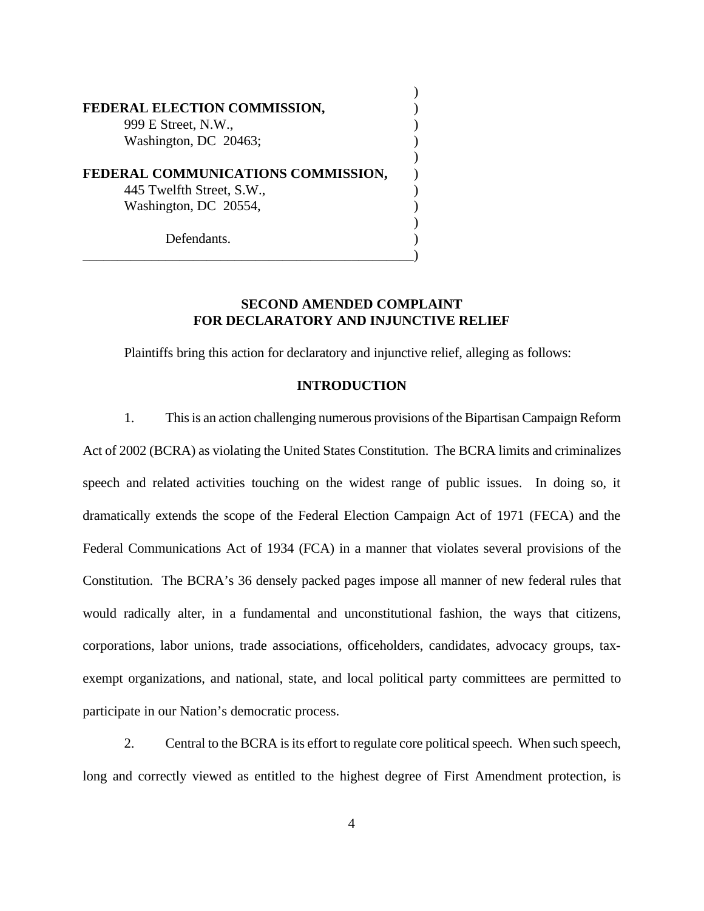**FEDERAL ELECTION COMMISSION,**
999 E Street, N.W.,
Washington, DC 20463;

**FEDERAL COMMUNICATIONS COMMISSION,**
445 Twelfth Street, S.W.,
Washington, DC 20554,

Defendants.

## SECOND AMENDED COMPLAINT FOR DECLARATORY AND INJUNCTIVE RELIEF

Plaintiffs bring this action for declaratory and injunctive relief, alleging as follows:

### INTRODUCTION

1. This is an action challenging numerous provisions of the Bipartisan Campaign Reform Act of 2002 (BCRA) as violating the United States Constitution. The BCRA limits and criminalizes speech and related activities touching on the widest range of public issues. In doing so, it dramatically extends the scope of the Federal Election Campaign Act of 1971 (FECA) and the Federal Communications Act of 1934 (FCA) in a manner that violates several provisions of the Constitution. The BCRA's 36 densely packed pages impose all manner of new federal rules that would radically alter, in a fundamental and unconstitutional fashion, the ways that citizens, corporations, labor unions, trade associations, officeholders, candidates, advocacy groups, tax-exempt organizations, and national, state, and local political party committees are permitted to participate in our Nation's democratic process.

2. Central to the BCRA is its effort to regulate core political speech. When such speech, long and correctly viewed as entitled to the highest degree of First Amendment protection, is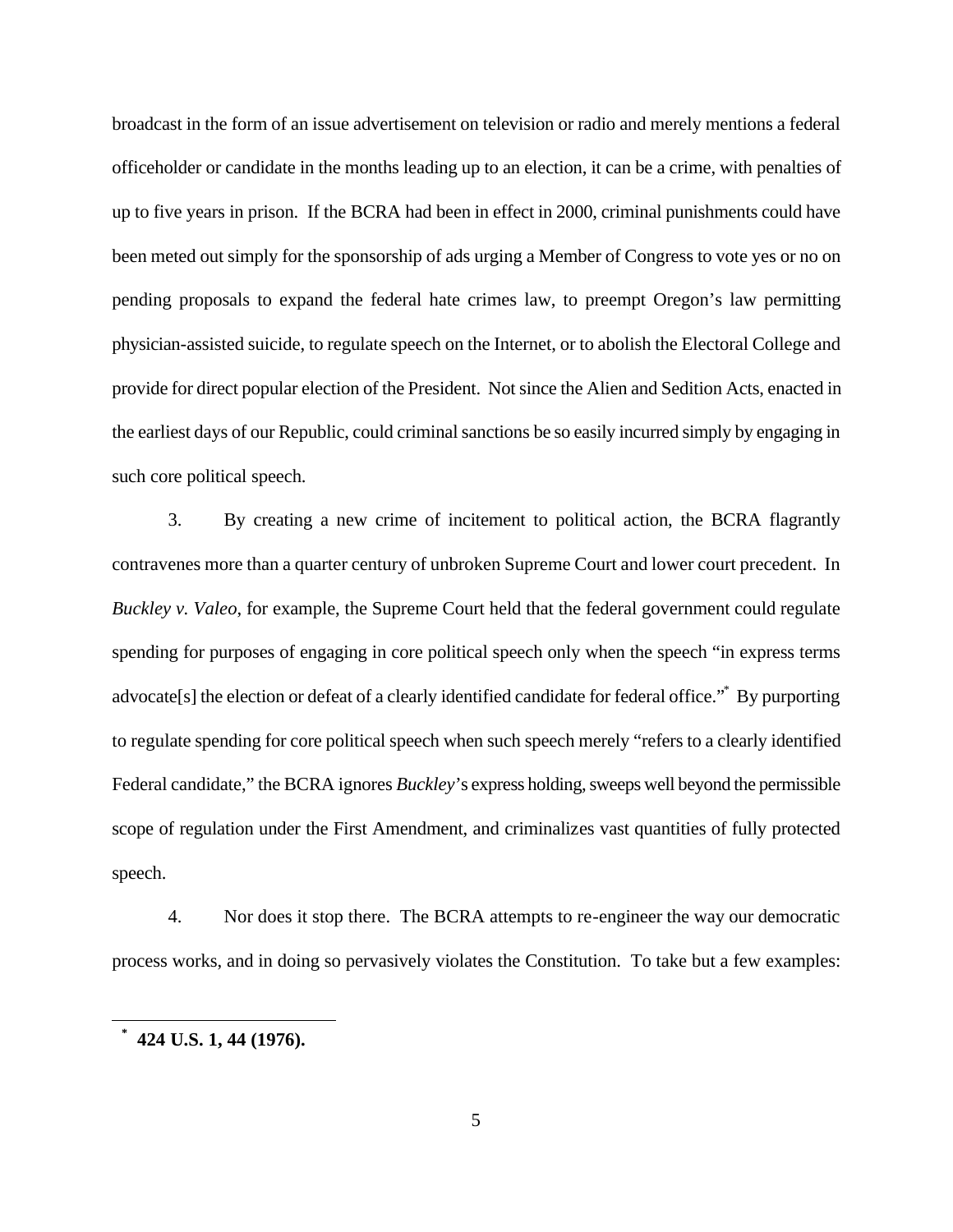broadcast in the form of an issue advertisement on television or radio and merely mentions a federal officeholder or candidate in the months leading up to an election, it can be a crime, with penalties of up to five years in prison. If the BCRA had been in effect in 2000, criminal punishments could have been meted out simply for the sponsorship of ads urging a Member of Congress to vote yes or no on pending proposals to expand the federal hate crimes law, to preempt Oregon's law permitting physician-assisted suicide, to regulate speech on the Internet, or to abolish the Electoral College and provide for direct popular election of the President. Not since the Alien and Sedition Acts, enacted in the earliest days of our Republic, could criminal sanctions be so easily incurred simply by engaging in such core political speech.

3. By creating a new crime of incitement to political action, the BCRA flagrantly contravenes more than a quarter century of unbroken Supreme Court and lower court precedent. In *Buckley v. Valeo*, for example, the Supreme Court held that the federal government could regulate spending for purposes of engaging in core political speech only when the speech "in express terms advocate[s] the election or defeat of a clearly identified candidate for federal office."[*] By purporting to regulate spending for core political speech when such speech merely "refers to a clearly identified Federal candidate," the BCRA ignores *Buckley*'s express holding, sweeps well beyond the permissible scope of regulation under the First Amendment, and criminalizes vast quantities of fully protected speech.

4. Nor does it stop there. The BCRA attempts to re-engineer the way our democratic process works, and in doing so pervasively violates the Constitution. To take but a few examples:

---

[*] **424 U.S. 1, 44 (1976).**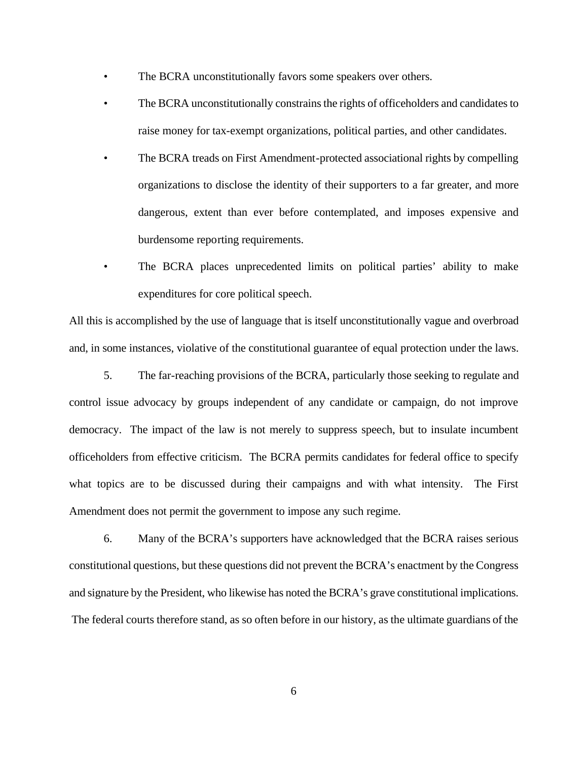- The BCRA unconstitutionally favors some speakers over others.
- The BCRA unconstitutionally constrains the rights of officeholders and candidates to raise money for tax-exempt organizations, political parties, and other candidates.
- The BCRA treads on First Amendment-protected associational rights by compelling organizations to disclose the identity of their supporters to a far greater, and more dangerous, extent than ever before contemplated, and imposes expensive and burdensome reporting requirements.
- The BCRA places unprecedented limits on political parties' ability to make expenditures for core political speech.

All this is accomplished by the use of language that is itself unconstitutionally vague and overbroad and, in some instances, violative of the constitutional guarantee of equal protection under the laws.

5. The far-reaching provisions of the BCRA, particularly those seeking to regulate and control issue advocacy by groups independent of any candidate or campaign, do not improve democracy. The impact of the law is not merely to suppress speech, but to insulate incumbent officeholders from effective criticism. The BCRA permits candidates for federal office to specify what topics are to be discussed during their campaigns and with what intensity. The First Amendment does not permit the government to impose any such regime.

6. Many of the BCRA's supporters have acknowledged that the BCRA raises serious constitutional questions, but these questions did not prevent the BCRA's enactment by the Congress and signature by the President, who likewise has noted the BCRA's grave constitutional implications. The federal courts therefore stand, as so often before in our history, as the ultimate guardians of the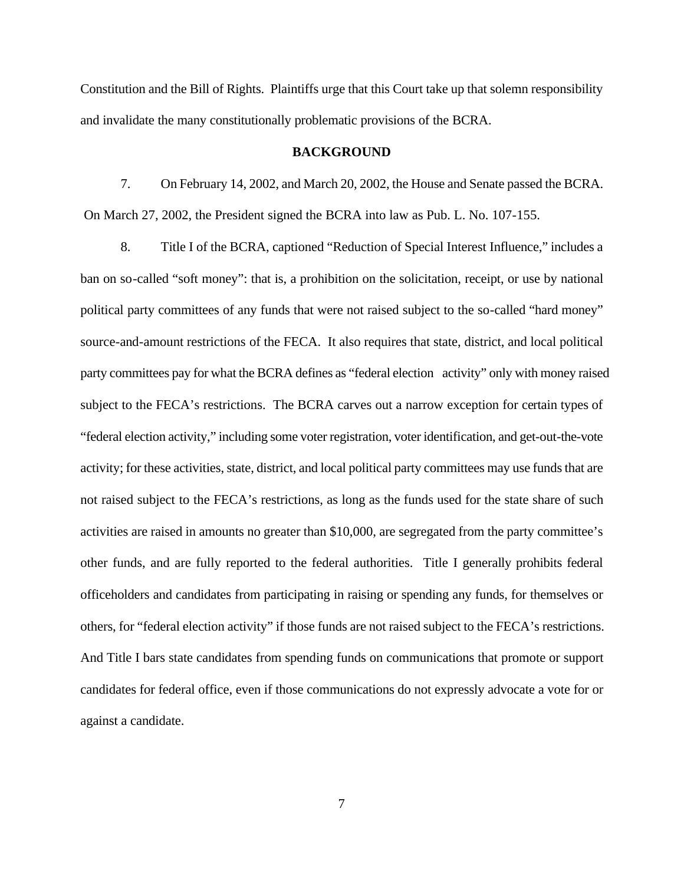Constitution and the Bill of Rights. Plaintiffs urge that this Court take up that solemn responsibility and invalidate the many constitutionally problematic provisions of the BCRA.

## BACKGROUND

7. On February 14, 2002, and March 20, 2002, the House and Senate passed the BCRA. On March 27, 2002, the President signed the BCRA into law as Pub. L. No. 107-155.

8. Title I of the BCRA, captioned "Reduction of Special Interest Influence," includes a ban on so-called "soft money": that is, a prohibition on the solicitation, receipt, or use by national political party committees of any funds that were not raised subject to the so-called "hard money" source-and-amount restrictions of the FECA. It also requires that state, district, and local political party committees pay for what the BCRA defines as "federal election activity" only with money raised subject to the FECA's restrictions. The BCRA carves out a narrow exception for certain types of "federal election activity," including some voter registration, voter identification, and get-out-the-vote activity; for these activities, state, district, and local political party committees may use funds that are not raised subject to the FECA's restrictions, as long as the funds used for the state share of such activities are raised in amounts no greater than $10,000, are segregated from the party committee's other funds, and are fully reported to the federal authorities. Title I generally prohibits federal officeholders and candidates from participating in raising or spending any funds, for themselves or others, for "federal election activity" if those funds are not raised subject to the FECA's restrictions. And Title I bars state candidates from spending funds on communications that promote or support candidates for federal office, even if those communications do not expressly advocate a vote for or against a candidate.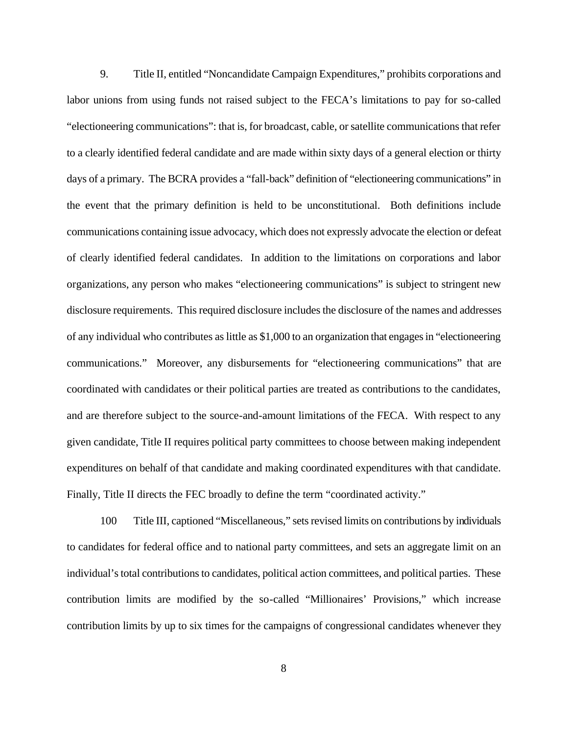9. Title II, entitled "Noncandidate Campaign Expenditures," prohibits corporations and labor unions from using funds not raised subject to the FECA's limitations to pay for so-called "electioneering communications": that is, for broadcast, cable, or satellite communications that refer to a clearly identified federal candidate and are made within sixty days of a general election or thirty days of a primary. The BCRA provides a "fall-back" definition of "electioneering communications" in the event that the primary definition is held to be unconstitutional. Both definitions include communications containing issue advocacy, which does not expressly advocate the election or defeat of clearly identified federal candidates. In addition to the limitations on corporations and labor organizations, any person who makes "electioneering communications" is subject to stringent new disclosure requirements. This required disclosure includes the disclosure of the names and addresses of any individual who contributes as little as $1,000 to an organization that engages in "electioneering communications." Moreover, any disbursements for "electioneering communications" that are coordinated with candidates or their political parties are treated as contributions to the candidates, and are therefore subject to the source-and-amount limitations of the FECA. With respect to any given candidate, Title II requires political party committees to choose between making independent expenditures on behalf of that candidate and making coordinated expenditures with that candidate. Finally, Title II directs the FEC broadly to define the term "coordinated activity."

100 Title III, captioned "Miscellaneous," sets revised limits on contributions by individuals to candidates for federal office and to national party committees, and sets an aggregate limit on an individual's total contributions to candidates, political action committees, and political parties. These contribution limits are modified by the so-called "Millionaires' Provisions," which increase contribution limits by up to six times for the campaigns of congressional candidates whenever they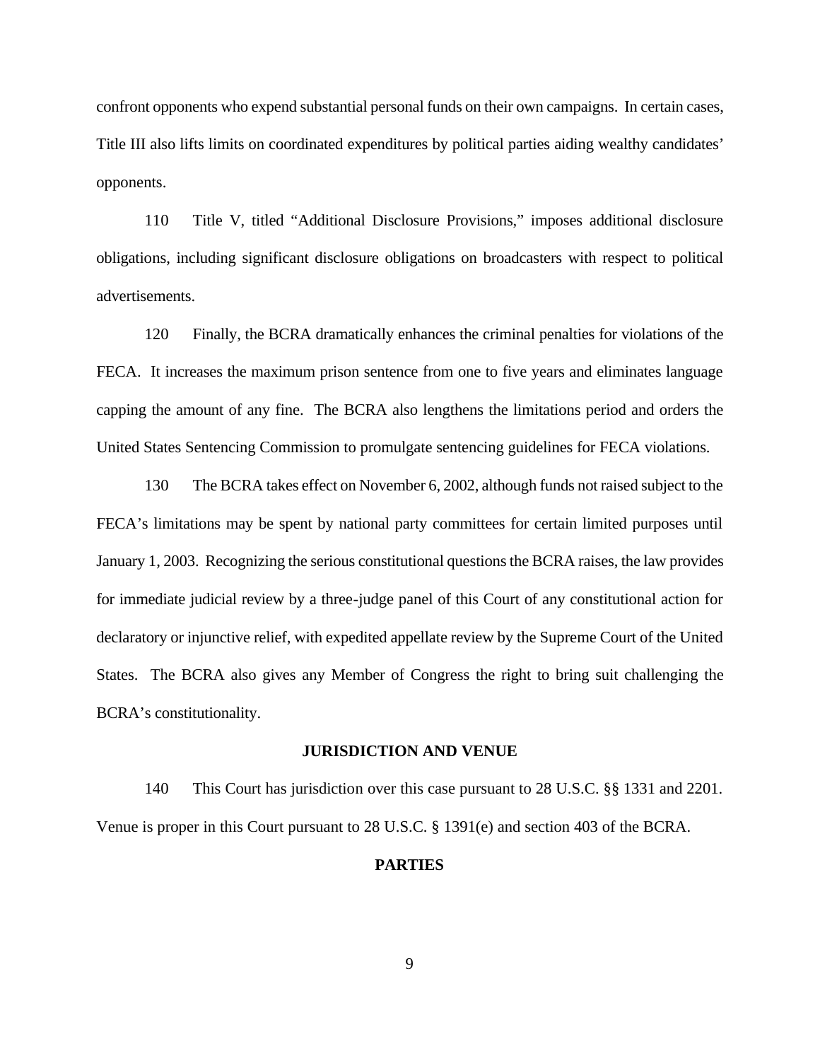confront opponents who expend substantial personal funds on their own campaigns. In certain cases, Title III also lifts limits on coordinated expenditures by political parties aiding wealthy candidates' opponents.

110 Title V, titled "Additional Disclosure Provisions," imposes additional disclosure obligations, including significant disclosure obligations on broadcasters with respect to political advertisements.

120 Finally, the BCRA dramatically enhances the criminal penalties for violations of the FECA. It increases the maximum prison sentence from one to five years and eliminates language capping the amount of any fine. The BCRA also lengthens the limitations period and orders the United States Sentencing Commission to promulgate sentencing guidelines for FECA violations.

130 The BCRA takes effect on November 6, 2002, although funds not raised subject to the FECA's limitations may be spent by national party committees for certain limited purposes until January 1, 2003. Recognizing the serious constitutional questions the BCRA raises, the law provides for immediate judicial review by a three-judge panel of this Court of any constitutional action for declaratory or injunctive relief, with expedited appellate review by the Supreme Court of the United States. The BCRA also gives any Member of Congress the right to bring suit challenging the BCRA's constitutionality.

## JURISDICTION AND VENUE

140 This Court has jurisdiction over this case pursuant to 28 U.S.C. §§ 1331 and 2201. Venue is proper in this Court pursuant to 28 U.S.C. § 1391(e) and section 403 of the BCRA.

## PARTIES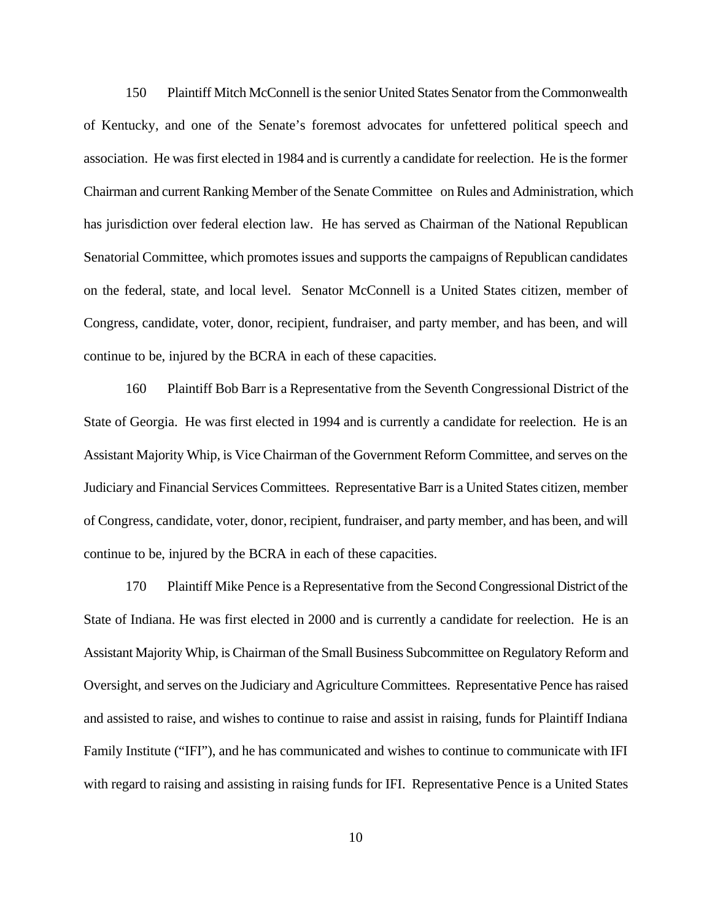150 Plaintiff Mitch McConnell is the senior United States Senator from the Commonwealth of Kentucky, and one of the Senate's foremost advocates for unfettered political speech and association. He was first elected in 1984 and is currently a candidate for reelection. He is the former Chairman and current Ranking Member of the Senate Committee on Rules and Administration, which has jurisdiction over federal election law. He has served as Chairman of the National Republican Senatorial Committee, which promotes issues and supports the campaigns of Republican candidates on the federal, state, and local level. Senator McConnell is a United States citizen, member of Congress, candidate, voter, donor, recipient, fundraiser, and party member, and has been, and will continue to be, injured by the BCRA in each of these capacities.

160 Plaintiff Bob Barr is a Representative from the Seventh Congressional District of the State of Georgia. He was first elected in 1994 and is currently a candidate for reelection. He is an Assistant Majority Whip, is Vice Chairman of the Government Reform Committee, and serves on the Judiciary and Financial Services Committees. Representative Barr is a United States citizen, member of Congress, candidate, voter, donor, recipient, fundraiser, and party member, and has been, and will continue to be, injured by the BCRA in each of these capacities.

170 Plaintiff Mike Pence is a Representative from the Second Congressional District of the State of Indiana. He was first elected in 2000 and is currently a candidate for reelection. He is an Assistant Majority Whip, is Chairman of the Small Business Subcommittee on Regulatory Reform and Oversight, and serves on the Judiciary and Agriculture Committees. Representative Pence has raised and assisted to raise, and wishes to continue to raise and assist in raising, funds for Plaintiff Indiana Family Institute ("IFI"), and he has communicated and wishes to continue to communicate with IFI with regard to raising and assisting in raising funds for IFI. Representative Pence is a United States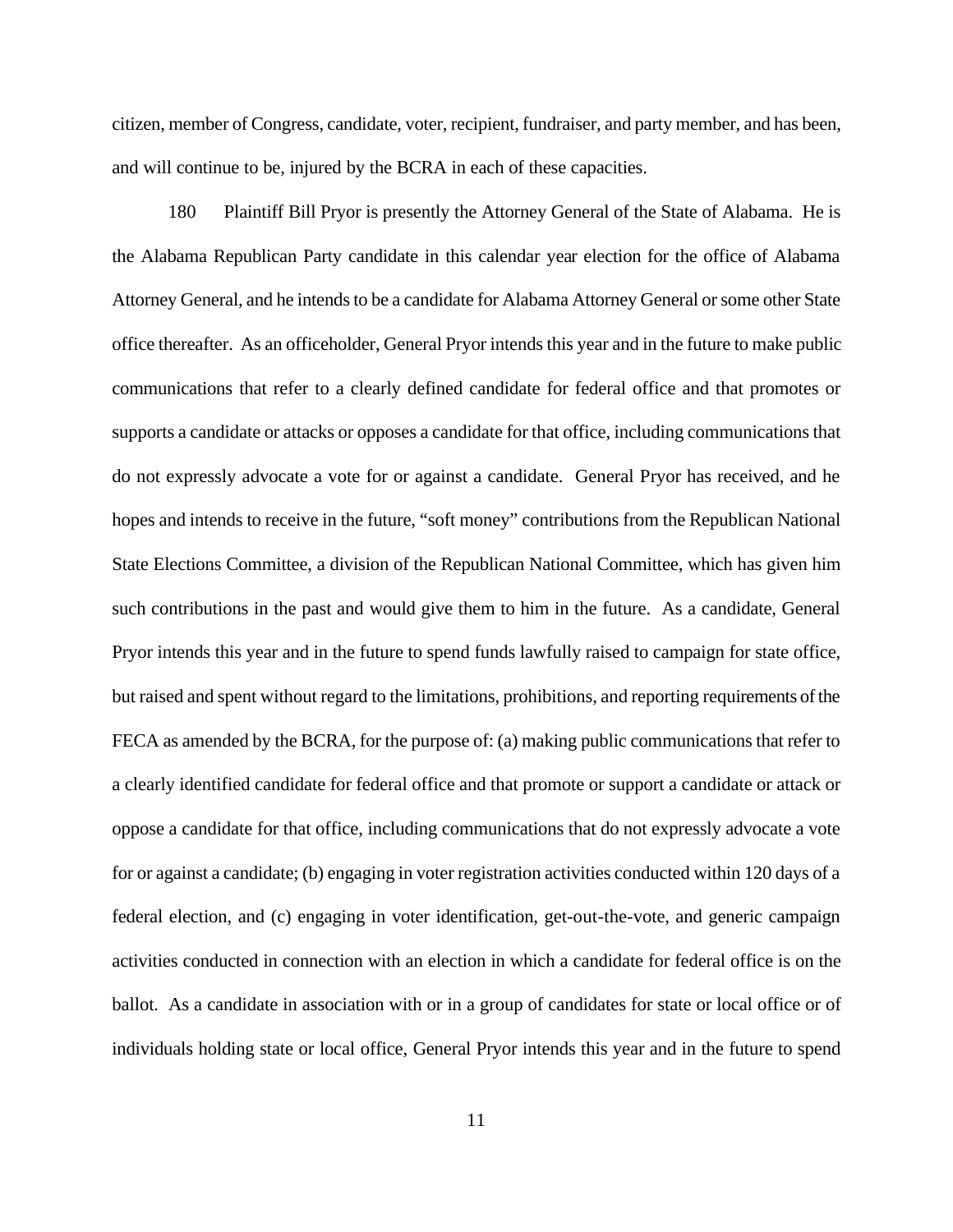citizen, member of Congress, candidate, voter, recipient, fundraiser, and party member, and has been, and will continue to be, injured by the BCRA in each of these capacities.

180 Plaintiff Bill Pryor is presently the Attorney General of the State of Alabama. He is the Alabama Republican Party candidate in this calendar year election for the office of Alabama Attorney General, and he intends to be a candidate for Alabama Attorney General or some other State office thereafter. As an officeholder, General Pryor intends this year and in the future to make public communications that refer to a clearly defined candidate for federal office and that promotes or supports a candidate or attacks or opposes a candidate for that office, including communications that do not expressly advocate a vote for or against a candidate. General Pryor has received, and he hopes and intends to receive in the future, "soft money" contributions from the Republican National State Elections Committee, a division of the Republican National Committee, which has given him such contributions in the past and would give them to him in the future. As a candidate, General Pryor intends this year and in the future to spend funds lawfully raised to campaign for state office, but raised and spent without regard to the limitations, prohibitions, and reporting requirements of the FECA as amended by the BCRA, for the purpose of: (a) making public communications that refer to a clearly identified candidate for federal office and that promote or support a candidate or attack or oppose a candidate for that office, including communications that do not expressly advocate a vote for or against a candidate; (b) engaging in voter registration activities conducted within 120 days of a federal election, and (c) engaging in voter identification, get-out-the-vote, and generic campaign activities conducted in connection with an election in which a candidate for federal office is on the ballot. As a candidate in association with or in a group of candidates for state or local office or of individuals holding state or local office, General Pryor intends this year and in the future to spend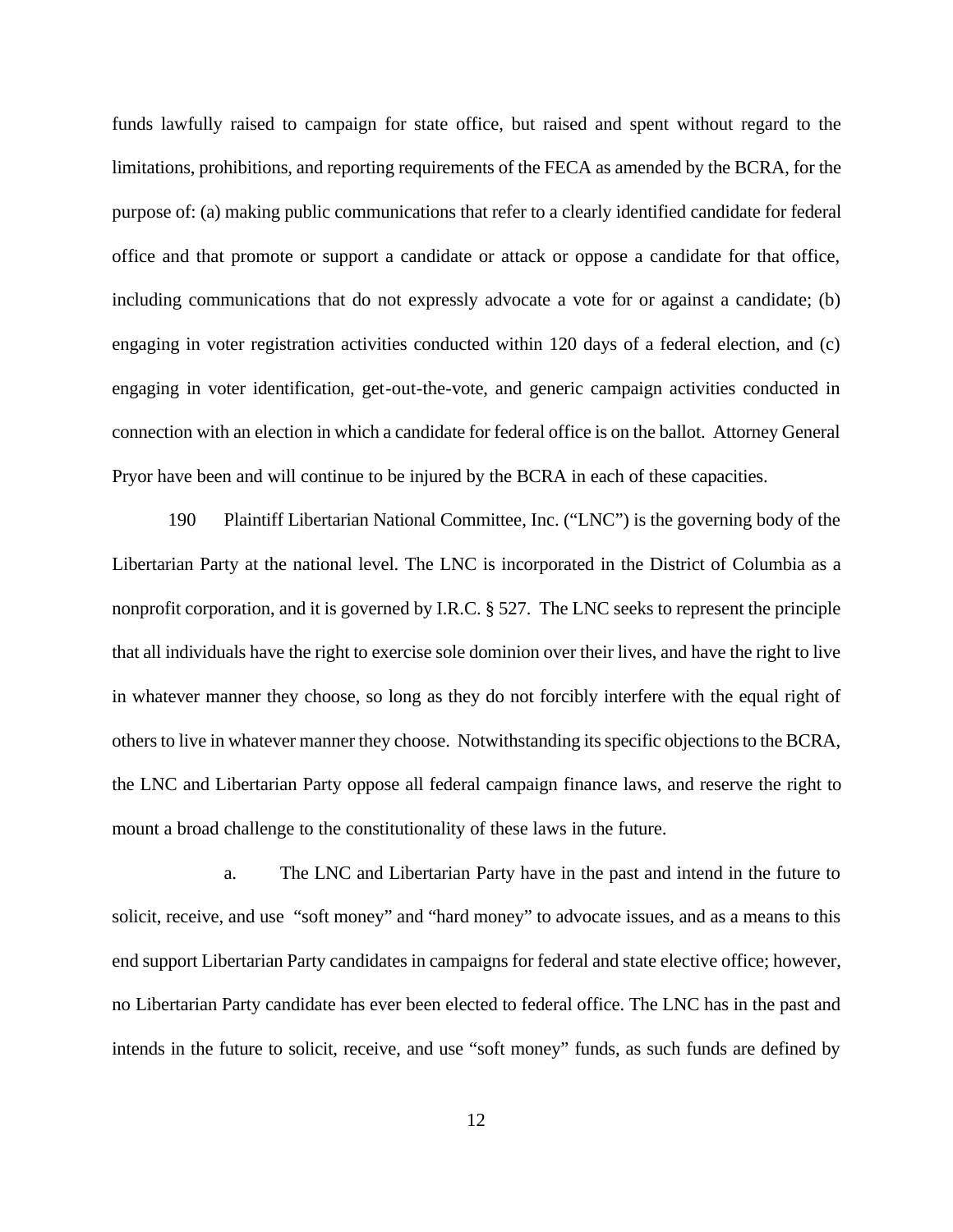funds lawfully raised to campaign for state office, but raised and spent without regard to the limitations, prohibitions, and reporting requirements of the FECA as amended by the BCRA, for the purpose of: (a) making public communications that refer to a clearly identified candidate for federal office and that promote or support a candidate or attack or oppose a candidate for that office, including communications that do not expressly advocate a vote for or against a candidate; (b) engaging in voter registration activities conducted within 120 days of a federal election, and (c) engaging in voter identification, get-out-the-vote, and generic campaign activities conducted in connection with an election in which a candidate for federal office is on the ballot. Attorney General Pryor have been and will continue to be injured by the BCRA in each of these capacities.

190 Plaintiff Libertarian National Committee, Inc. ("LNC") is the governing body of the Libertarian Party at the national level. The LNC is incorporated in the District of Columbia as a nonprofit corporation, and it is governed by I.R.C. § 527. The LNC seeks to represent the principle that all individuals have the right to exercise sole dominion over their lives, and have the right to live in whatever manner they choose, so long as they do not forcibly interfere with the equal right of others to live in whatever manner they choose. Notwithstanding its specific objections to the BCRA, the LNC and Libertarian Party oppose all federal campaign finance laws, and reserve the right to mount a broad challenge to the constitutionality of these laws in the future.

a. The LNC and Libertarian Party have in the past and intend in the future to solicit, receive, and use "soft money" and "hard money" to advocate issues, and as a means to this end support Libertarian Party candidates in campaigns for federal and state elective office; however, no Libertarian Party candidate has ever been elected to federal office. The LNC has in the past and intends in the future to solicit, receive, and use "soft money" funds, as such funds are defined by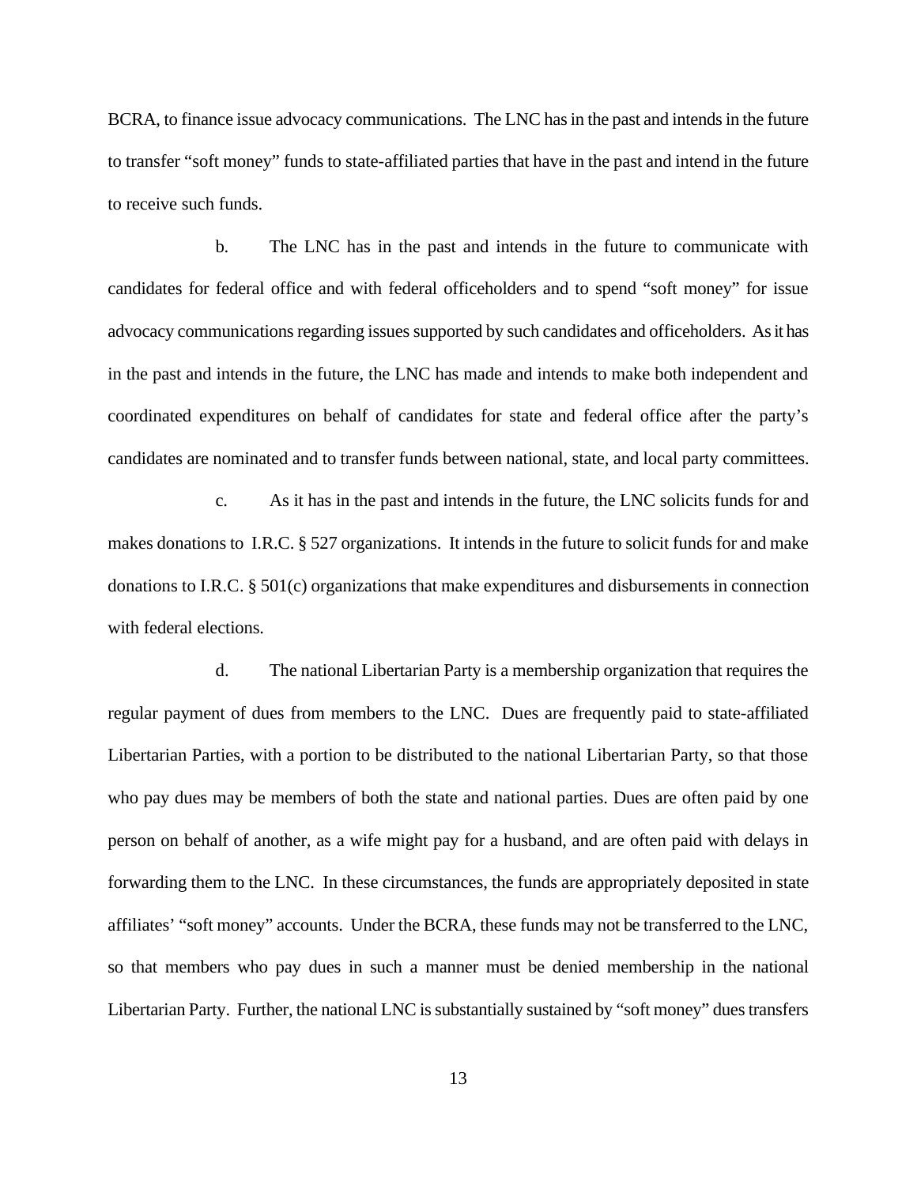BCRA, to finance issue advocacy communications. The LNC has in the past and intends in the future to transfer "soft money" funds to state-affiliated parties that have in the past and intend in the future to receive such funds.

b. The LNC has in the past and intends in the future to communicate with candidates for federal office and with federal officeholders and to spend "soft money" for issue advocacy communications regarding issues supported by such candidates and officeholders. As it has in the past and intends in the future, the LNC has made and intends to make both independent and coordinated expenditures on behalf of candidates for state and federal office after the party's candidates are nominated and to transfer funds between national, state, and local party committees.

c. As it has in the past and intends in the future, the LNC solicits funds for and makes donations to I.R.C. § 527 organizations. It intends in the future to solicit funds for and make donations to I.R.C. § 501(c) organizations that make expenditures and disbursements in connection with federal elections.

d. The national Libertarian Party is a membership organization that requires the regular payment of dues from members to the LNC. Dues are frequently paid to state-affiliated Libertarian Parties, with a portion to be distributed to the national Libertarian Party, so that those who pay dues may be members of both the state and national parties. Dues are often paid by one person on behalf of another, as a wife might pay for a husband, and are often paid with delays in forwarding them to the LNC. In these circumstances, the funds are appropriately deposited in state affiliates' "soft money" accounts. Under the BCRA, these funds may not be transferred to the LNC, so that members who pay dues in such a manner must be denied membership in the national Libertarian Party. Further, the national LNC is substantially sustained by "soft money" dues transfers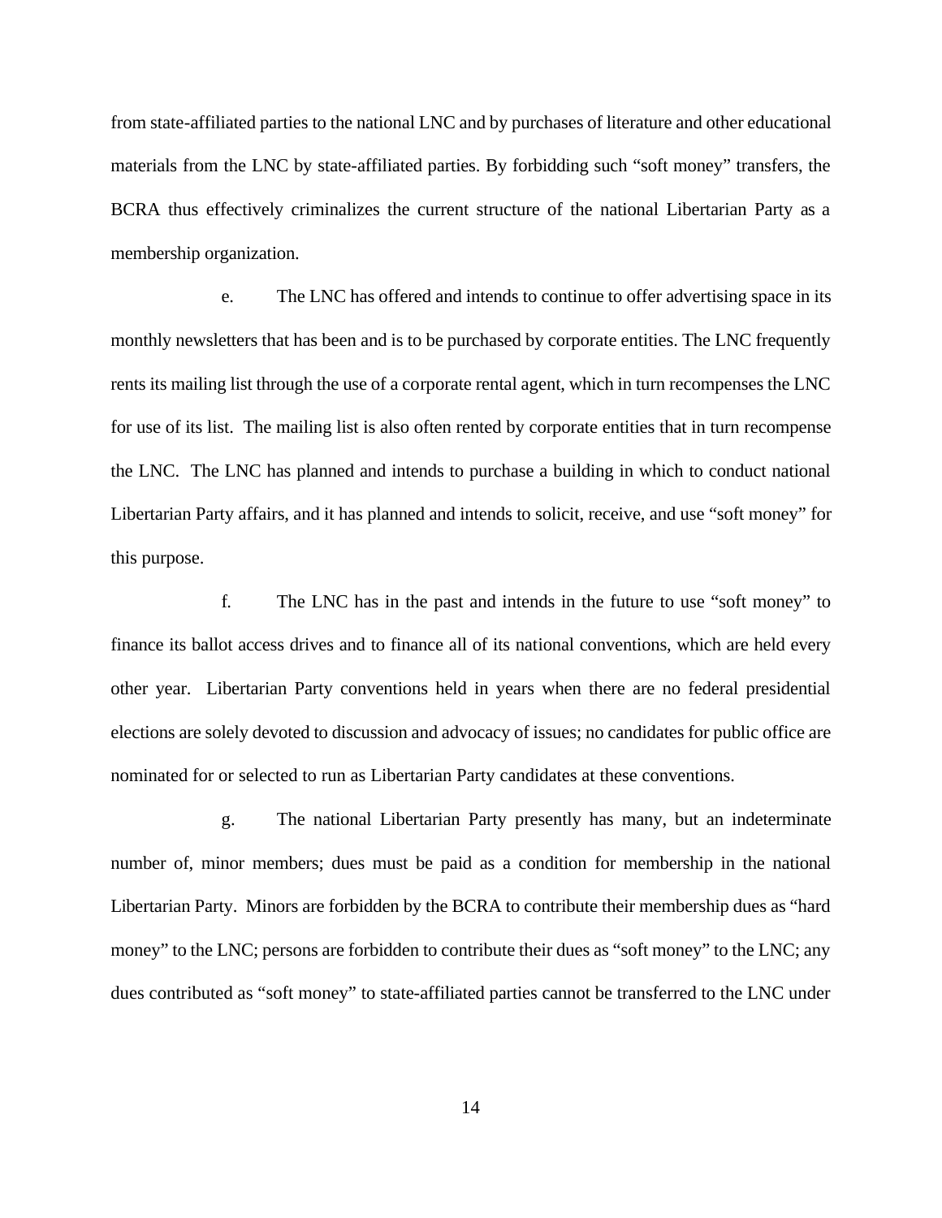from state-affiliated parties to the national LNC and by purchases of literature and other educational materials from the LNC by state-affiliated parties. By forbidding such "soft money" transfers, the BCRA thus effectively criminalizes the current structure of the national Libertarian Party as a membership organization.

e. The LNC has offered and intends to continue to offer advertising space in its monthly newsletters that has been and is to be purchased by corporate entities. The LNC frequently rents its mailing list through the use of a corporate rental agent, which in turn recompenses the LNC for use of its list. The mailing list is also often rented by corporate entities that in turn recompense the LNC. The LNC has planned and intends to purchase a building in which to conduct national Libertarian Party affairs, and it has planned and intends to solicit, receive, and use "soft money" for this purpose.

f. The LNC has in the past and intends in the future to use "soft money" to finance its ballot access drives and to finance all of its national conventions, which are held every other year. Libertarian Party conventions held in years when there are no federal presidential elections are solely devoted to discussion and advocacy of issues; no candidates for public office are nominated for or selected to run as Libertarian Party candidates at these conventions.

g. The national Libertarian Party presently has many, but an indeterminate number of, minor members; dues must be paid as a condition for membership in the national Libertarian Party. Minors are forbidden by the BCRA to contribute their membership dues as "hard money" to the LNC; persons are forbidden to contribute their dues as "soft money" to the LNC; any dues contributed as "soft money" to state-affiliated parties cannot be transferred to the LNC under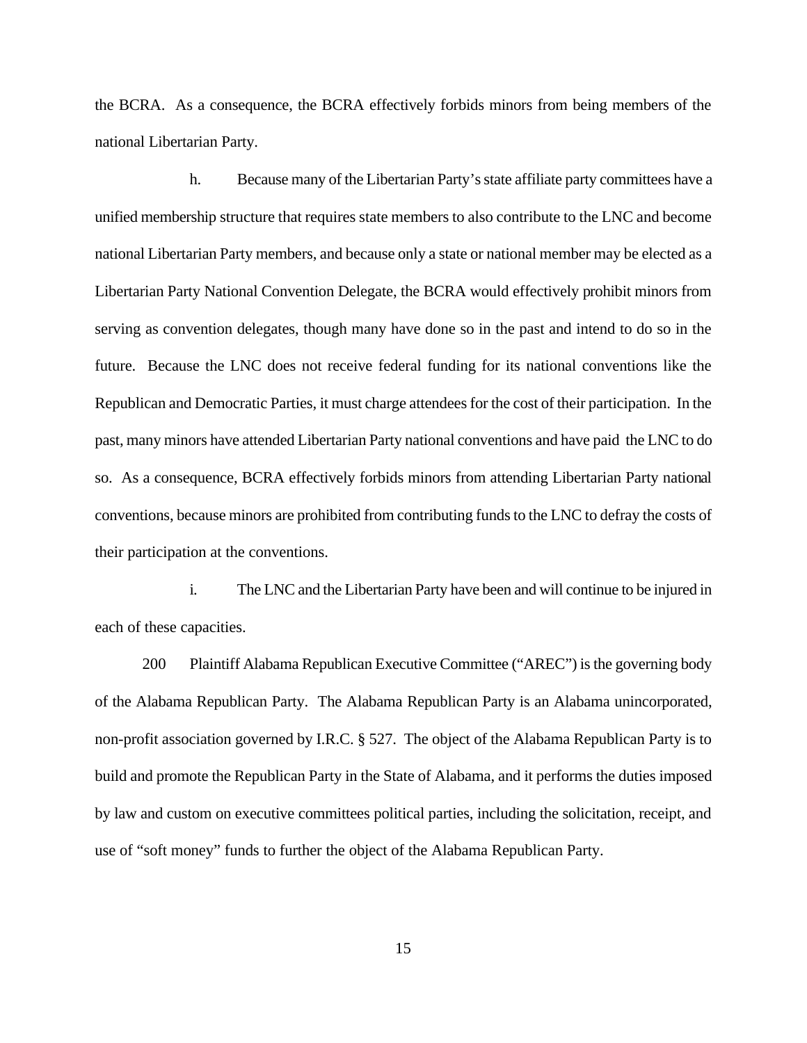the BCRA. As a consequence, the BCRA effectively forbids minors from being members of the national Libertarian Party.

h. Because many of the Libertarian Party's state affiliate party committees have a unified membership structure that requires state members to also contribute to the LNC and become national Libertarian Party members, and because only a state or national member may be elected as a Libertarian Party National Convention Delegate, the BCRA would effectively prohibit minors from serving as convention delegates, though many have done so in the past and intend to do so in the future. Because the LNC does not receive federal funding for its national conventions like the Republican and Democratic Parties, it must charge attendees for the cost of their participation. In the past, many minors have attended Libertarian Party national conventions and have paid the LNC to do so. As a consequence, BCRA effectively forbids minors from attending Libertarian Party national conventions, because minors are prohibited from contributing funds to the LNC to defray the costs of their participation at the conventions.

i. The LNC and the Libertarian Party have been and will continue to be injured in each of these capacities.

200 Plaintiff Alabama Republican Executive Committee ("AREC") is the governing body of the Alabama Republican Party. The Alabama Republican Party is an Alabama unincorporated, non-profit association governed by I.R.C. § 527. The object of the Alabama Republican Party is to build and promote the Republican Party in the State of Alabama, and it performs the duties imposed by law and custom on executive committees political parties, including the solicitation, receipt, and use of "soft money" funds to further the object of the Alabama Republican Party.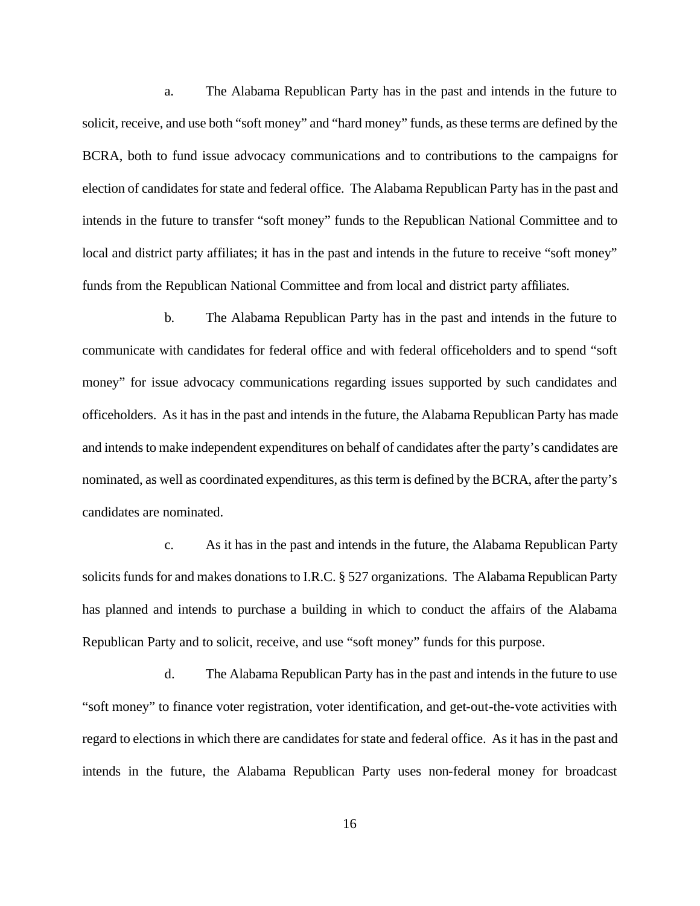a. The Alabama Republican Party has in the past and intends in the future to solicit, receive, and use both "soft money" and "hard money" funds, as these terms are defined by the BCRA, both to fund issue advocacy communications and to contributions to the campaigns for election of candidates for state and federal office. The Alabama Republican Party has in the past and intends in the future to transfer "soft money" funds to the Republican National Committee and to local and district party affiliates; it has in the past and intends in the future to receive "soft money" funds from the Republican National Committee and from local and district party affiliates.

b. The Alabama Republican Party has in the past and intends in the future to communicate with candidates for federal office and with federal officeholders and to spend "soft money" for issue advocacy communications regarding issues supported by such candidates and officeholders. As it has in the past and intends in the future, the Alabama Republican Party has made and intends to make independent expenditures on behalf of candidates after the party's candidates are nominated, as well as coordinated expenditures, as this term is defined by the BCRA, after the party's candidates are nominated.

c. As it has in the past and intends in the future, the Alabama Republican Party solicits funds for and makes donations to I.R.C. § 527 organizations. The Alabama Republican Party has planned and intends to purchase a building in which to conduct the affairs of the Alabama Republican Party and to solicit, receive, and use "soft money" funds for this purpose.

d. The Alabama Republican Party has in the past and intends in the future to use "soft money" to finance voter registration, voter identification, and get-out-the-vote activities with regard to elections in which there are candidates for state and federal office. As it has in the past and intends in the future, the Alabama Republican Party uses non-federal money for broadcast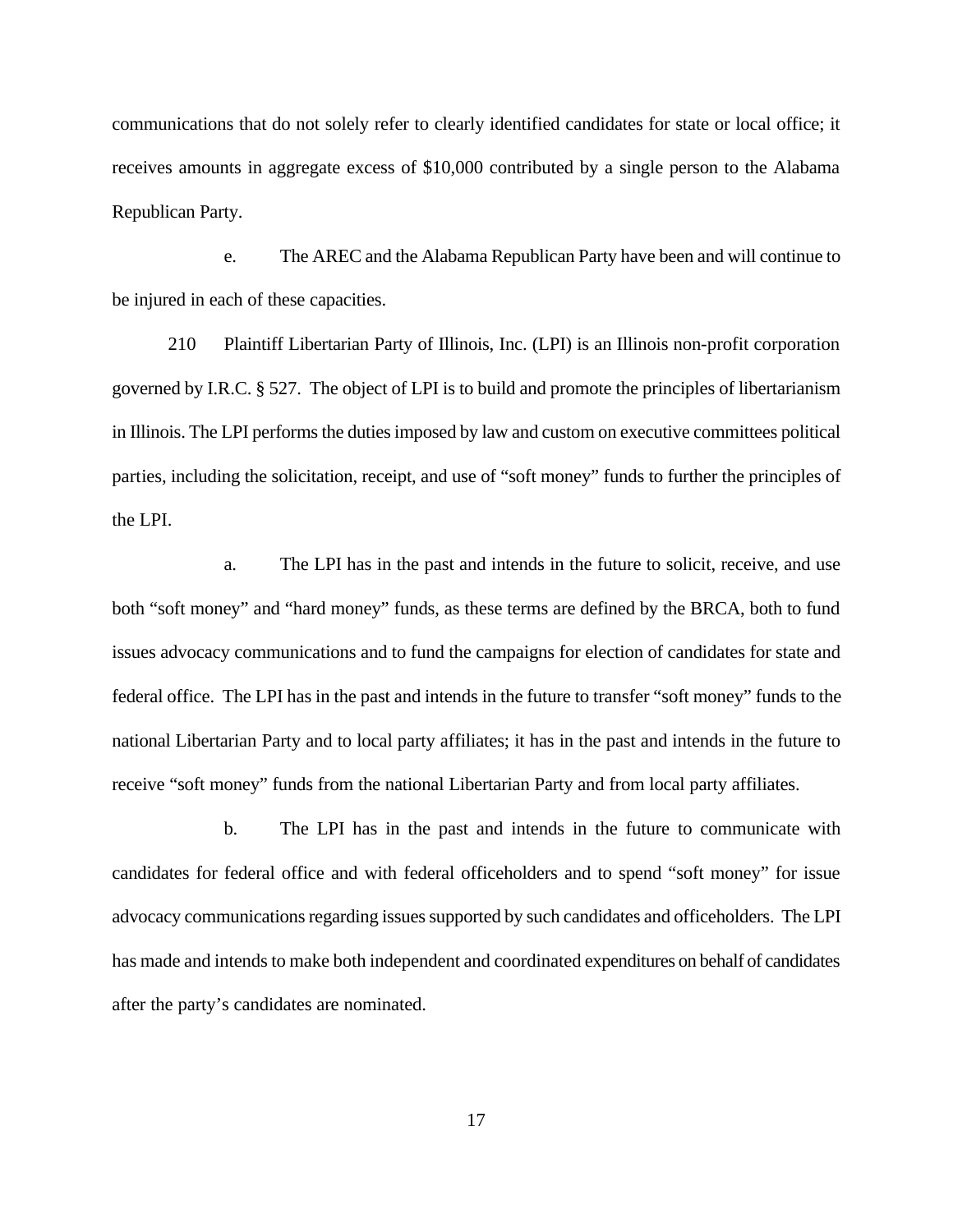communications that do not solely refer to clearly identified candidates for state or local office; it receives amounts in aggregate excess of $10,000 contributed by a single person to the Alabama Republican Party.

e. The AREC and the Alabama Republican Party have been and will continue to be injured in each of these capacities.

210 Plaintiff Libertarian Party of Illinois, Inc. (LPI) is an Illinois non-profit corporation governed by I.R.C. § 527. The object of LPI is to build and promote the principles of libertarianism in Illinois. The LPI performs the duties imposed by law and custom on executive committees political parties, including the solicitation, receipt, and use of "soft money" funds to further the principles of the LPI.

a. The LPI has in the past and intends in the future to solicit, receive, and use both "soft money" and "hard money" funds, as these terms are defined by the BRCA, both to fund issues advocacy communications and to fund the campaigns for election of candidates for state and federal office. The LPI has in the past and intends in the future to transfer "soft money" funds to the national Libertarian Party and to local party affiliates; it has in the past and intends in the future to receive "soft money" funds from the national Libertarian Party and from local party affiliates.

b. The LPI has in the past and intends in the future to communicate with candidates for federal office and with federal officeholders and to spend "soft money" for issue advocacy communications regarding issues supported by such candidates and officeholders. The LPI has made and intends to make both independent and coordinated expenditures on behalf of candidates after the party's candidates are nominated.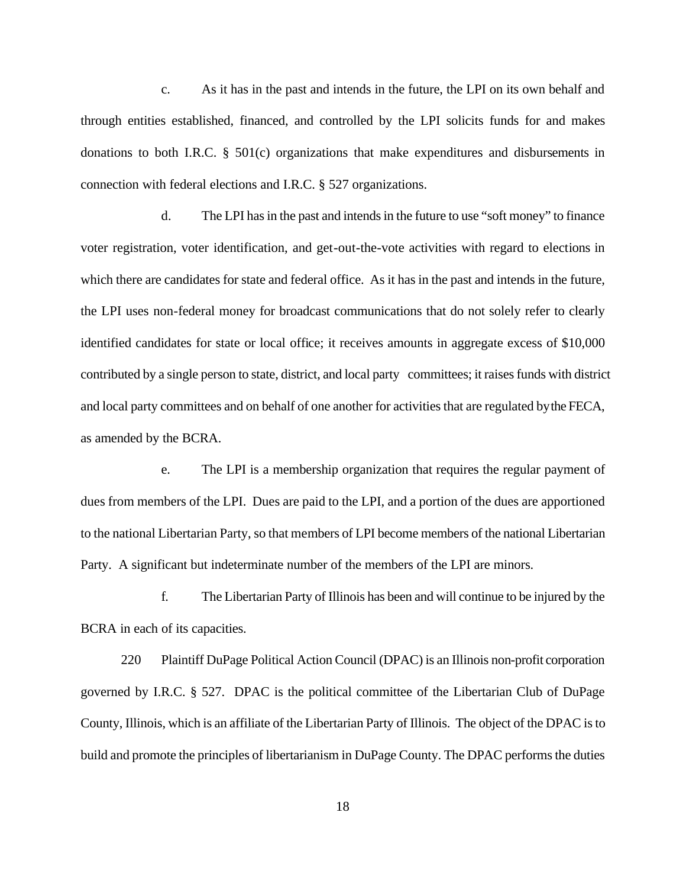c. As it has in the past and intends in the future, the LPI on its own behalf and through entities established, financed, and controlled by the LPI solicits funds for and makes donations to both I.R.C. § 501(c) organizations that make expenditures and disbursements in connection with federal elections and I.R.C. § 527 organizations.

d. The LPI has in the past and intends in the future to use "soft money" to finance voter registration, voter identification, and get-out-the-vote activities with regard to elections in which there are candidates for state and federal office. As it has in the past and intends in the future, the LPI uses non-federal money for broadcast communications that do not solely refer to clearly identified candidates for state or local office; it receives amounts in aggregate excess of $10,000 contributed by a single person to state, district, and local party committees; it raises funds with district and local party committees and on behalf of one another for activities that are regulated by the FECA, as amended by the BCRA.

e. The LPI is a membership organization that requires the regular payment of dues from members of the LPI. Dues are paid to the LPI, and a portion of the dues are apportioned to the national Libertarian Party, so that members of LPI become members of the national Libertarian Party. A significant but indeterminate number of the members of the LPI are minors.

f. The Libertarian Party of Illinois has been and will continue to be injured by the BCRA in each of its capacities.

220 Plaintiff DuPage Political Action Council (DPAC) is an Illinois non-profit corporation governed by I.R.C. § 527. DPAC is the political committee of the Libertarian Club of DuPage County, Illinois, which is an affiliate of the Libertarian Party of Illinois. The object of the DPAC is to build and promote the principles of libertarianism in DuPage County. The DPAC performs the duties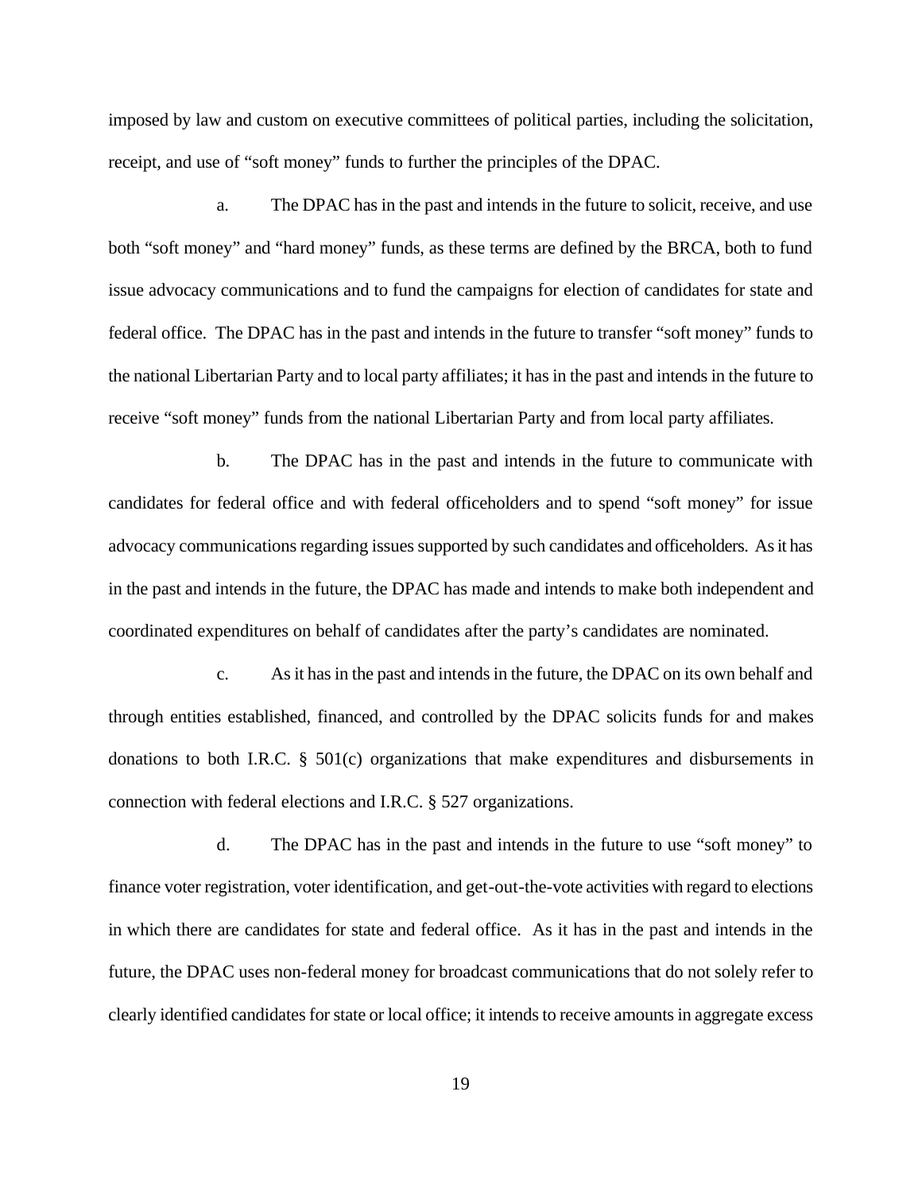imposed by law and custom on executive committees of political parties, including the solicitation, receipt, and use of "soft money" funds to further the principles of the DPAC.

a. The DPAC has in the past and intends in the future to solicit, receive, and use both "soft money" and "hard money" funds, as these terms are defined by the BRCA, both to fund issue advocacy communications and to fund the campaigns for election of candidates for state and federal office. The DPAC has in the past and intends in the future to transfer "soft money" funds to the national Libertarian Party and to local party affiliates; it has in the past and intends in the future to receive "soft money" funds from the national Libertarian Party and from local party affiliates.

b. The DPAC has in the past and intends in the future to communicate with candidates for federal office and with federal officeholders and to spend "soft money" for issue advocacy communications regarding issues supported by such candidates and officeholders. As it has in the past and intends in the future, the DPAC has made and intends to make both independent and coordinated expenditures on behalf of candidates after the party's candidates are nominated.

c. As it has in the past and intends in the future, the DPAC on its own behalf and through entities established, financed, and controlled by the DPAC solicits funds for and makes donations to both I.R.C. § 501(c) organizations that make expenditures and disbursements in connection with federal elections and I.R.C. § 527 organizations.

d. The DPAC has in the past and intends in the future to use "soft money" to finance voter registration, voter identification, and get-out-the-vote activities with regard to elections in which there are candidates for state and federal office. As it has in the past and intends in the future, the DPAC uses non-federal money for broadcast communications that do not solely refer to clearly identified candidates for state or local office; it intends to receive amounts in aggregate excess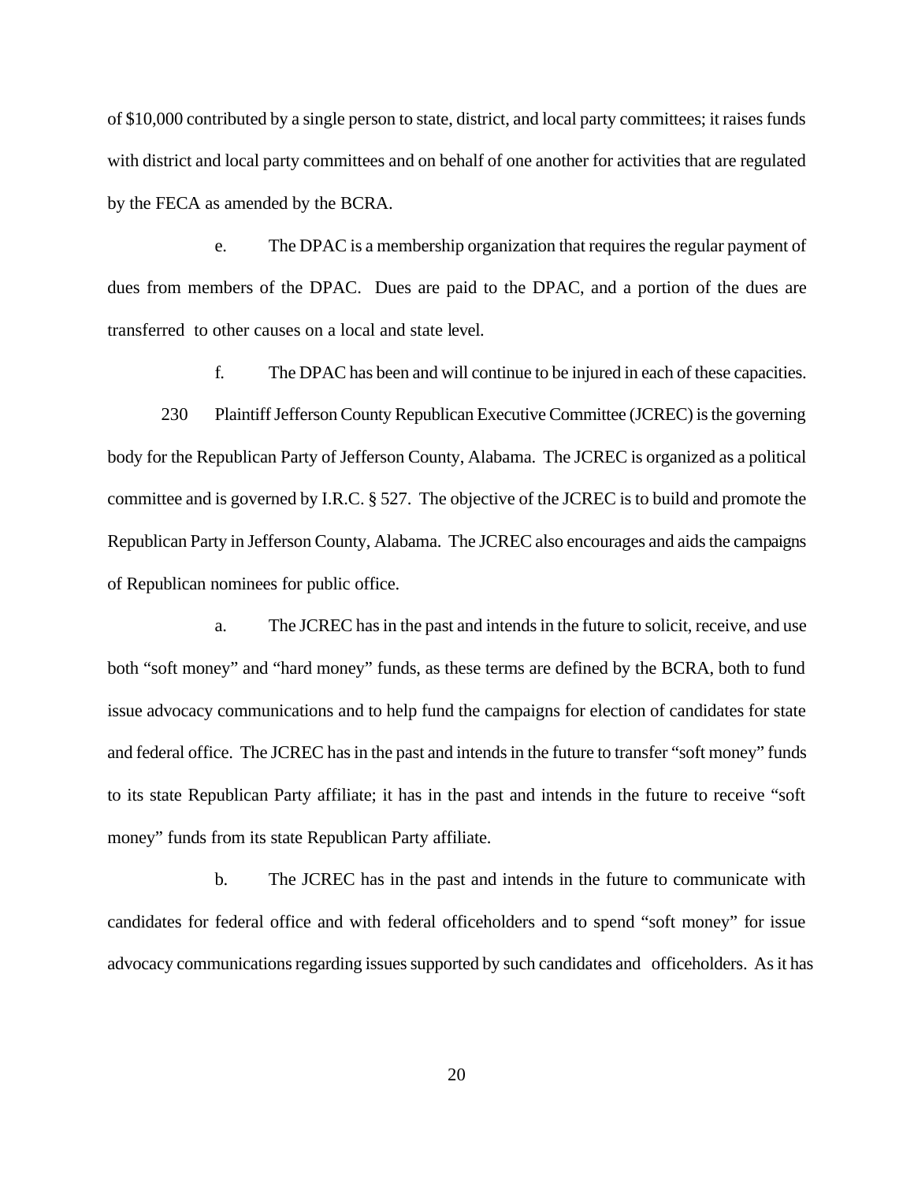of $10,000 contributed by a single person to state, district, and local party committees; it raises funds with district and local party committees and on behalf of one another for activities that are regulated by the FECA as amended by the BCRA.

e. The DPAC is a membership organization that requires the regular payment of dues from members of the DPAC. Dues are paid to the DPAC, and a portion of the dues are transferred to other causes on a local and state level.

f. The DPAC has been and will continue to be injured in each of these capacities.

230 Plaintiff Jefferson County Republican Executive Committee (JCREC) is the governing body for the Republican Party of Jefferson County, Alabama. The JCREC is organized as a political committee and is governed by I.R.C. § 527. The objective of the JCREC is to build and promote the Republican Party in Jefferson County, Alabama. The JCREC also encourages and aids the campaigns of Republican nominees for public office.

a. The JCREC has in the past and intends in the future to solicit, receive, and use both "soft money" and "hard money" funds, as these terms are defined by the BCRA, both to fund issue advocacy communications and to help fund the campaigns for election of candidates for state and federal office. The JCREC has in the past and intends in the future to transfer "soft money" funds to its state Republican Party affiliate; it has in the past and intends in the future to receive "soft money" funds from its state Republican Party affiliate.

b. The JCREC has in the past and intends in the future to communicate with candidates for federal office and with federal officeholders and to spend "soft money" for issue advocacy communications regarding issues supported by such candidates and officeholders. As it has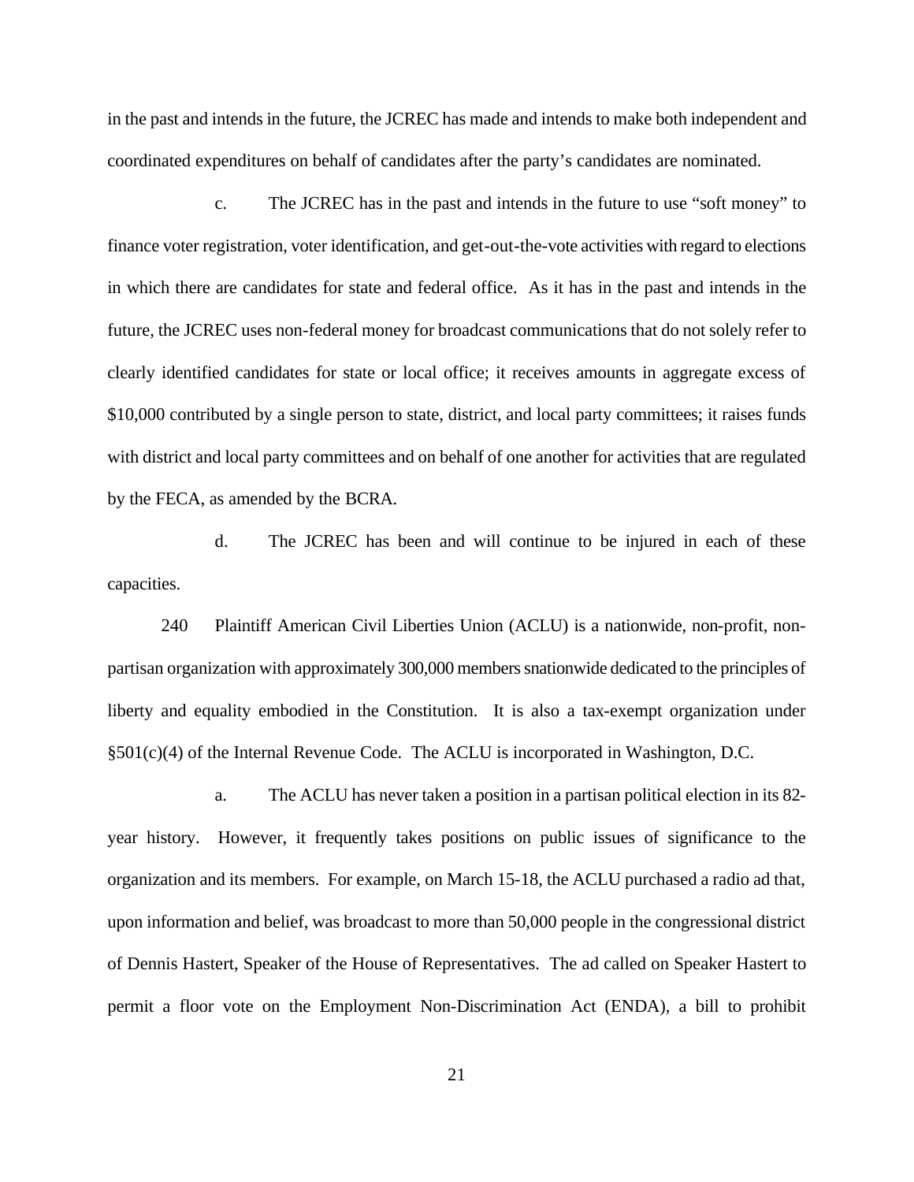in the past and intends in the future, the JCREC has made and intends to make both independent and coordinated expenditures on behalf of candidates after the party's candidates are nominated.

c. The JCREC has in the past and intends in the future to use "soft money" to finance voter registration, voter identification, and get-out-the-vote activities with regard to elections in which there are candidates for state and federal office. As it has in the past and intends in the future, the JCREC uses non-federal money for broadcast communications that do not solely refer to clearly identified candidates for state or local office; it receives amounts in aggregate excess of $10,000 contributed by a single person to state, district, and local party committees; it raises funds with district and local party committees and on behalf of one another for activities that are regulated by the FECA, as amended by the BCRA.

d. The JCREC has been and will continue to be injured in each of these capacities.

240 Plaintiff American Civil Liberties Union (ACLU) is a nationwide, non-profit, non-partisan organization with approximately 300,000 members snationwide dedicated to the principles of liberty and equality embodied in the Constitution. It is also a tax-exempt organization under §501(c)(4) of the Internal Revenue Code. The ACLU is incorporated in Washington, D.C.

a. The ACLU has never taken a position in a partisan political election in its 82-year history. However, it frequently takes positions on public issues of significance to the organization and its members. For example, on March 15-18, the ACLU purchased a radio ad that, upon information and belief, was broadcast to more than 50,000 people in the congressional district of Dennis Hastert, Speaker of the House of Representatives. The ad called on Speaker Hastert to permit a floor vote on the Employment Non-Discrimination Act (ENDA), a bill to prohibit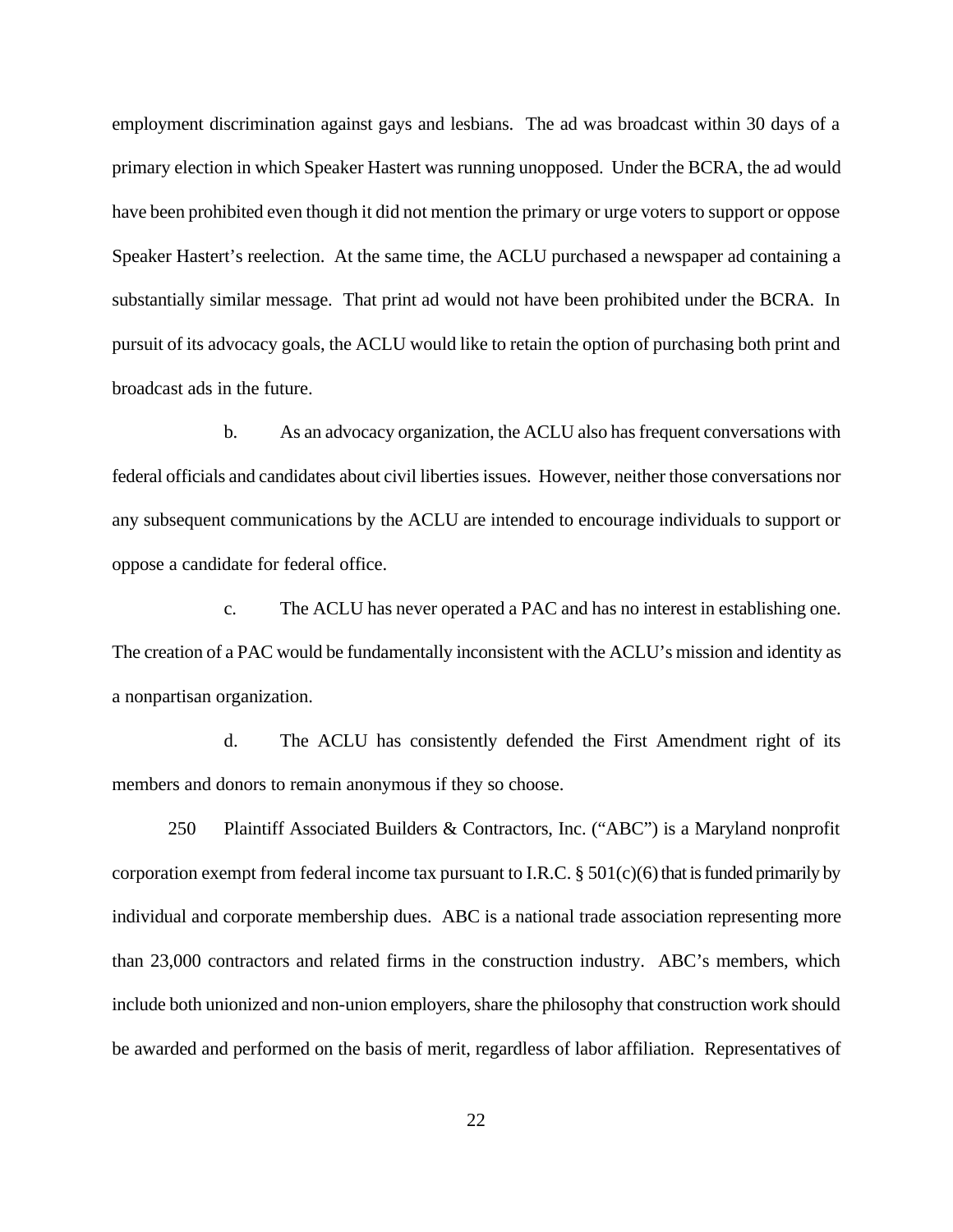employment discrimination against gays and lesbians. The ad was broadcast within 30 days of a primary election in which Speaker Hastert was running unopposed. Under the BCRA, the ad would have been prohibited even though it did not mention the primary or urge voters to support or oppose Speaker Hastert's reelection. At the same time, the ACLU purchased a newspaper ad containing a substantially similar message. That print ad would not have been prohibited under the BCRA. In pursuit of its advocacy goals, the ACLU would like to retain the option of purchasing both print and broadcast ads in the future.

b. As an advocacy organization, the ACLU also has frequent conversations with federal officials and candidates about civil liberties issues. However, neither those conversations nor any subsequent communications by the ACLU are intended to encourage individuals to support or oppose a candidate for federal office.

c. The ACLU has never operated a PAC and has no interest in establishing one. The creation of a PAC would be fundamentally inconsistent with the ACLU's mission and identity as a nonpartisan organization.

d. The ACLU has consistently defended the First Amendment right of its members and donors to remain anonymous if they so choose.

250 Plaintiff Associated Builders & Contractors, Inc. ("ABC") is a Maryland nonprofit corporation exempt from federal income tax pursuant to I.R.C. § 501(c)(6) that is funded primarily by individual and corporate membership dues. ABC is a national trade association representing more than 23,000 contractors and related firms in the construction industry. ABC's members, which include both unionized and non-union employers, share the philosophy that construction work should be awarded and performed on the basis of merit, regardless of labor affiliation. Representatives of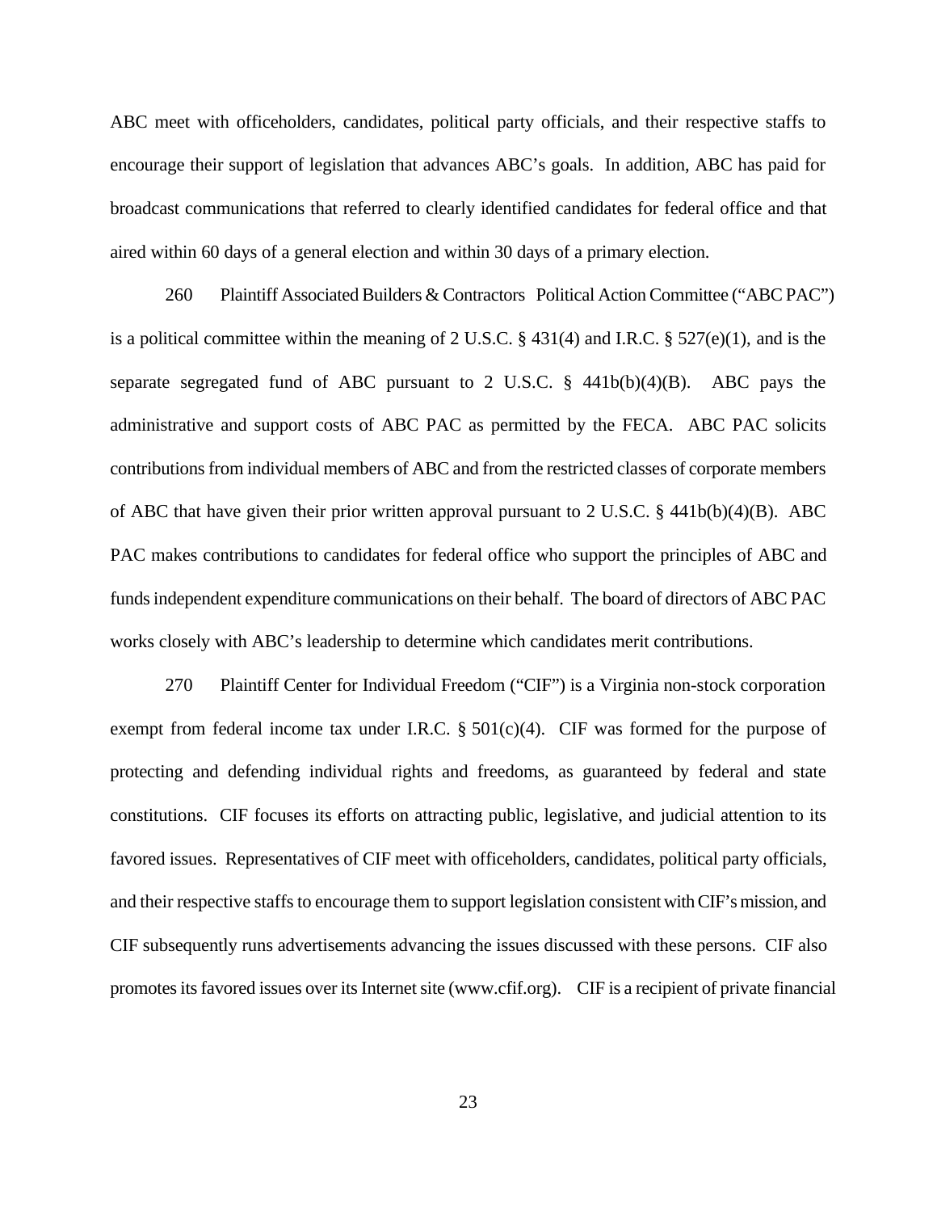ABC meet with officeholders, candidates, political party officials, and their respective staffs to encourage their support of legislation that advances ABC's goals. In addition, ABC has paid for broadcast communications that referred to clearly identified candidates for federal office and that aired within 60 days of a general election and within 30 days of a primary election.

260 Plaintiff Associated Builders & Contractors Political Action Committee ("ABC PAC") is a political committee within the meaning of 2 U.S.C. § 431(4) and I.R.C. § 527(e)(1), and is the separate segregated fund of ABC pursuant to 2 U.S.C. § 441b(b)(4)(B). ABC pays the administrative and support costs of ABC PAC as permitted by the FECA. ABC PAC solicits contributions from individual members of ABC and from the restricted classes of corporate members of ABC that have given their prior written approval pursuant to 2 U.S.C. § 441b(b)(4)(B). ABC PAC makes contributions to candidates for federal office who support the principles of ABC and funds independent expenditure communications on their behalf. The board of directors of ABC PAC works closely with ABC's leadership to determine which candidates merit contributions.

270 Plaintiff Center for Individual Freedom ("CIF") is a Virginia non-stock corporation exempt from federal income tax under I.R.C. § 501(c)(4). CIF was formed for the purpose of protecting and defending individual rights and freedoms, as guaranteed by federal and state constitutions. CIF focuses its efforts on attracting public, legislative, and judicial attention to its favored issues. Representatives of CIF meet with officeholders, candidates, political party officials, and their respective staffs to encourage them to support legislation consistent with CIF's mission, and CIF subsequently runs advertisements advancing the issues discussed with these persons. CIF also promotes its favored issues over its Internet site (www.cfif.org). CIF is a recipient of private financial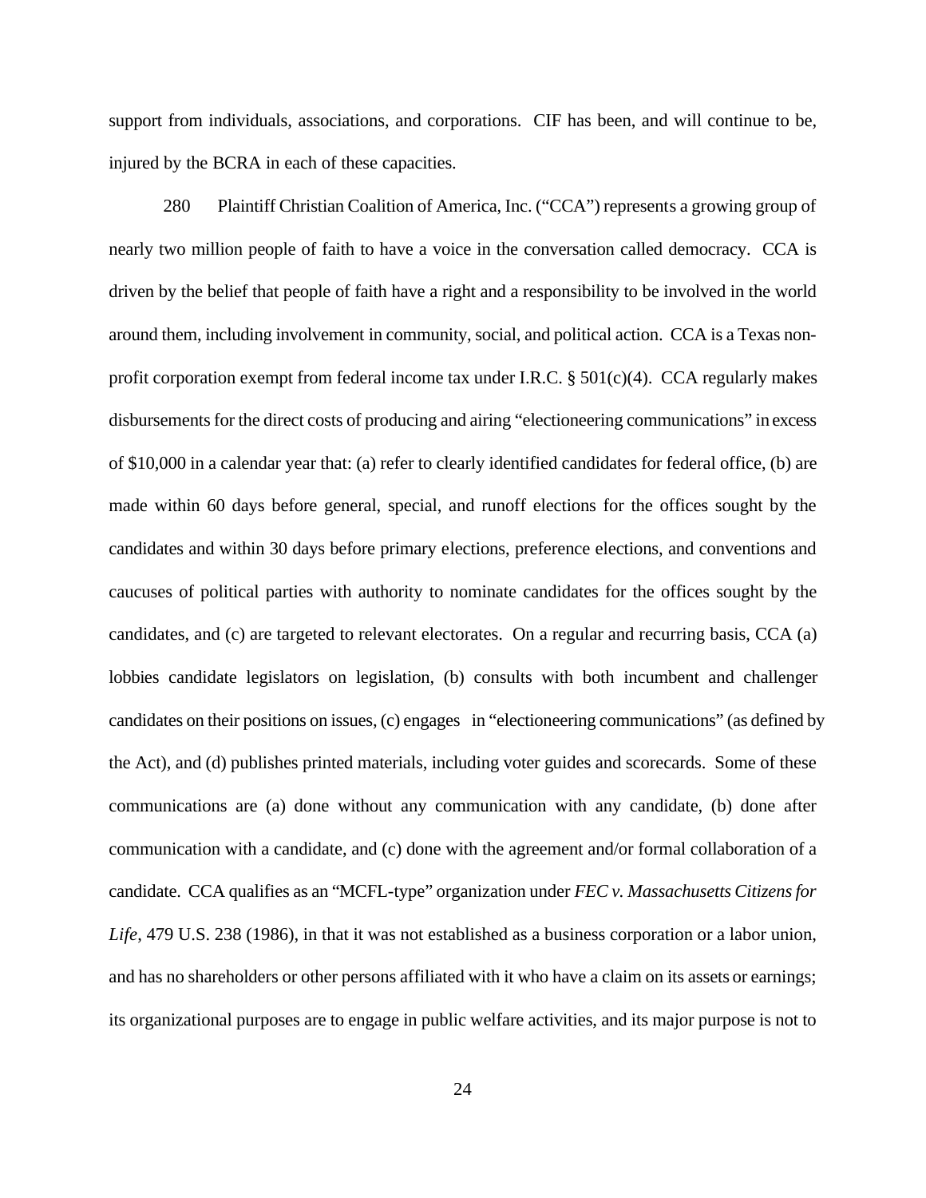support from individuals, associations, and corporations. CIF has been, and will continue to be, injured by the BCRA in each of these capacities.

280 Plaintiff Christian Coalition of America, Inc. ("CCA") represents a growing group of nearly two million people of faith to have a voice in the conversation called democracy. CCA is driven by the belief that people of faith have a right and a responsibility to be involved in the world around them, including involvement in community, social, and political action. CCA is a Texas non-profit corporation exempt from federal income tax under I.R.C. § 501(c)(4). CCA regularly makes disbursements for the direct costs of producing and airing "electioneering communications" in excess of $10,000 in a calendar year that: (a) refer to clearly identified candidates for federal office, (b) are made within 60 days before general, special, and runoff elections for the offices sought by the candidates and within 30 days before primary elections, preference elections, and conventions and caucuses of political parties with authority to nominate candidates for the offices sought by the candidates, and (c) are targeted to relevant electorates. On a regular and recurring basis, CCA (a) lobbies candidate legislators on legislation, (b) consults with both incumbent and challenger candidates on their positions on issues, (c) engages in "electioneering communications" (as defined by the Act), and (d) publishes printed materials, including voter guides and scorecards. Some of these communications are (a) done without any communication with any candidate, (b) done after communication with a candidate, and (c) done with the agreement and/or formal collaboration of a candidate. CCA qualifies as an "MCFL-type" organization under *FEC v. Massachusetts Citizens for Life*, 479 U.S. 238 (1986), in that it was not established as a business corporation or a labor union, and has no shareholders or other persons affiliated with it who have a claim on its assets or earnings; its organizational purposes are to engage in public welfare activities, and its major purpose is not to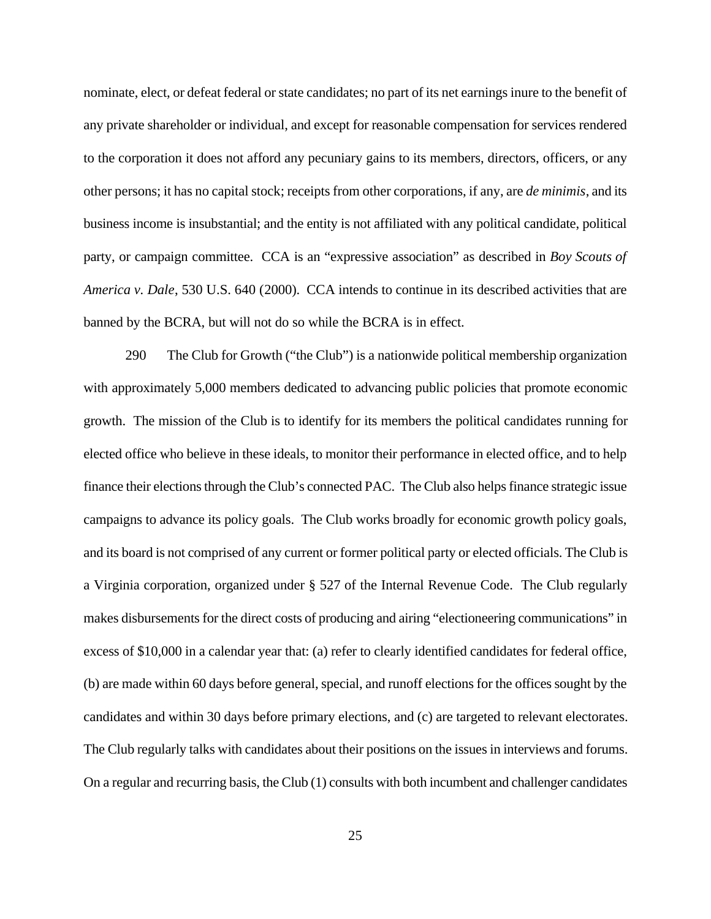nominate, elect, or defeat federal or state candidates; no part of its net earnings inure to the benefit of any private shareholder or individual, and except for reasonable compensation for services rendered to the corporation it does not afford any pecuniary gains to its members, directors, officers, or any other persons; it has no capital stock; receipts from other corporations, if any, are *de minimis*, and its business income is insubstantial; and the entity is not affiliated with any political candidate, political party, or campaign committee. CCA is an "expressive association" as described in *Boy Scouts of America v. Dale*, 530 U.S. 640 (2000). CCA intends to continue in its described activities that are banned by the BCRA, but will not do so while the BCRA is in effect.

290 The Club for Growth ("the Club") is a nationwide political membership organization with approximately 5,000 members dedicated to advancing public policies that promote economic growth. The mission of the Club is to identify for its members the political candidates running for elected office who believe in these ideals, to monitor their performance in elected office, and to help finance their elections through the Club's connected PAC. The Club also helps finance strategic issue campaigns to advance its policy goals. The Club works broadly for economic growth policy goals, and its board is not comprised of any current or former political party or elected officials. The Club is a Virginia corporation, organized under § 527 of the Internal Revenue Code. The Club regularly makes disbursements for the direct costs of producing and airing "electioneering communications" in excess of $10,000 in a calendar year that: (a) refer to clearly identified candidates for federal office, (b) are made within 60 days before general, special, and runoff elections for the offices sought by the candidates and within 30 days before primary elections, and (c) are targeted to relevant electorates. The Club regularly talks with candidates about their positions on the issues in interviews and forums. On a regular and recurring basis, the Club (1) consults with both incumbent and challenger candidates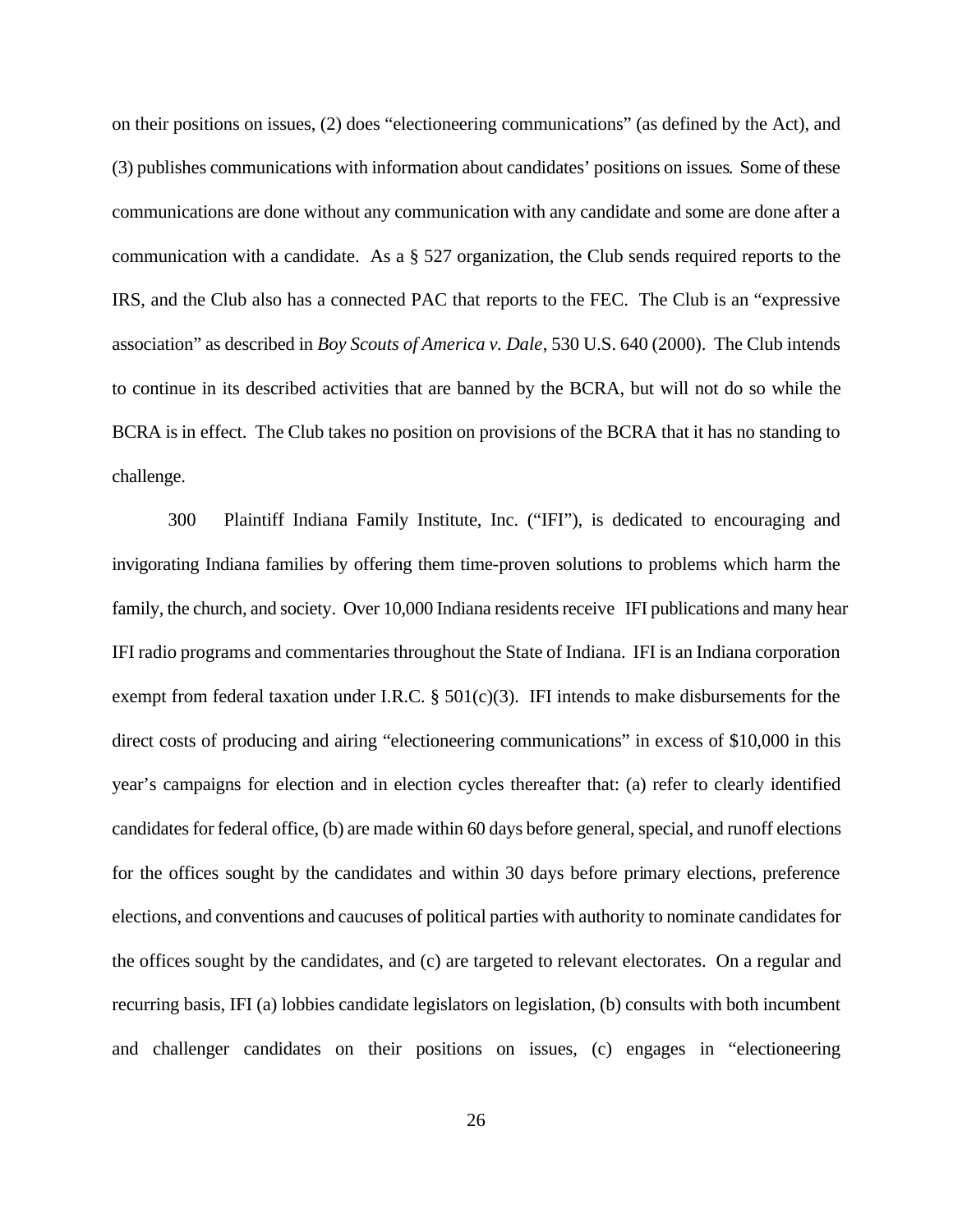on their positions on issues, (2) does "electioneering communications" (as defined by the Act), and (3) publishes communications with information about candidates' positions on issues. Some of these communications are done without any communication with any candidate and some are done after a communication with a candidate. As a § 527 organization, the Club sends required reports to the IRS, and the Club also has a connected PAC that reports to the FEC. The Club is an "expressive association" as described in *Boy Scouts of America v. Dale*, 530 U.S. 640 (2000). The Club intends to continue in its described activities that are banned by the BCRA, but will not do so while the BCRA is in effect. The Club takes no position on provisions of the BCRA that it has no standing to challenge.

300 Plaintiff Indiana Family Institute, Inc. ("IFI"), is dedicated to encouraging and invigorating Indiana families by offering them time-proven solutions to problems which harm the family, the church, and society. Over 10,000 Indiana residents receive IFI publications and many hear IFI radio programs and commentaries throughout the State of Indiana. IFI is an Indiana corporation exempt from federal taxation under I.R.C. § 501(c)(3). IFI intends to make disbursements for the direct costs of producing and airing "electioneering communications" in excess of $10,000 in this year's campaigns for election and in election cycles thereafter that: (a) refer to clearly identified candidates for federal office, (b) are made within 60 days before general, special, and runoff elections for the offices sought by the candidates and within 30 days before primary elections, preference elections, and conventions and caucuses of political parties with authority to nominate candidates for the offices sought by the candidates, and (c) are targeted to relevant electorates. On a regular and recurring basis, IFI (a) lobbies candidate legislators on legislation, (b) consults with both incumbent and challenger candidates on their positions on issues, (c) engages in "electioneering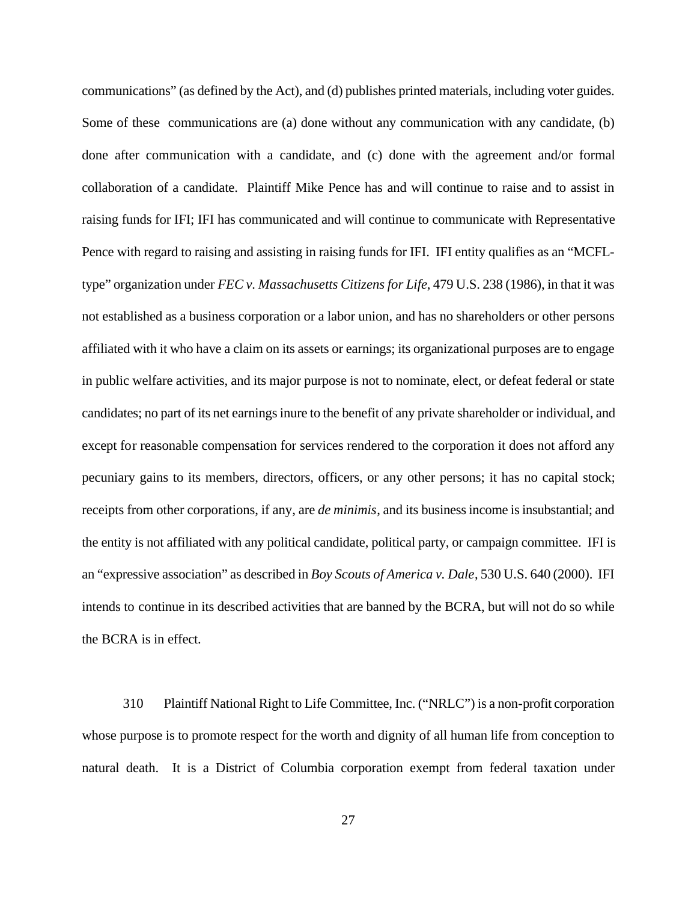communications" (as defined by the Act), and (d) publishes printed materials, including voter guides. Some of these communications are (a) done without any communication with any candidate, (b) done after communication with a candidate, and (c) done with the agreement and/or formal collaboration of a candidate. Plaintiff Mike Pence has and will continue to raise and to assist in raising funds for IFI; IFI has communicated and will continue to communicate with Representative Pence with regard to raising and assisting in raising funds for IFI. IFI entity qualifies as an "MCFL-type" organization under *FEC v. Massachusetts Citizens for Life*, 479 U.S. 238 (1986), in that it was not established as a business corporation or a labor union, and has no shareholders or other persons affiliated with it who have a claim on its assets or earnings; its organizational purposes are to engage in public welfare activities, and its major purpose is not to nominate, elect, or defeat federal or state candidates; no part of its net earnings inure to the benefit of any private shareholder or individual, and except for reasonable compensation for services rendered to the corporation it does not afford any pecuniary gains to its members, directors, officers, or any other persons; it has no capital stock; receipts from other corporations, if any, are *de minimis*, and its business income is insubstantial; and the entity is not affiliated with any political candidate, political party, or campaign committee. IFI is an "expressive association" as described in *Boy Scouts of America v. Dale*, 530 U.S. 640 (2000). IFI intends to continue in its described activities that are banned by the BCRA, but will not do so while the BCRA is in effect.

310 Plaintiff National Right to Life Committee, Inc. ("NRLC") is a non-profit corporation whose purpose is to promote respect for the worth and dignity of all human life from conception to natural death. It is a District of Columbia corporation exempt from federal taxation under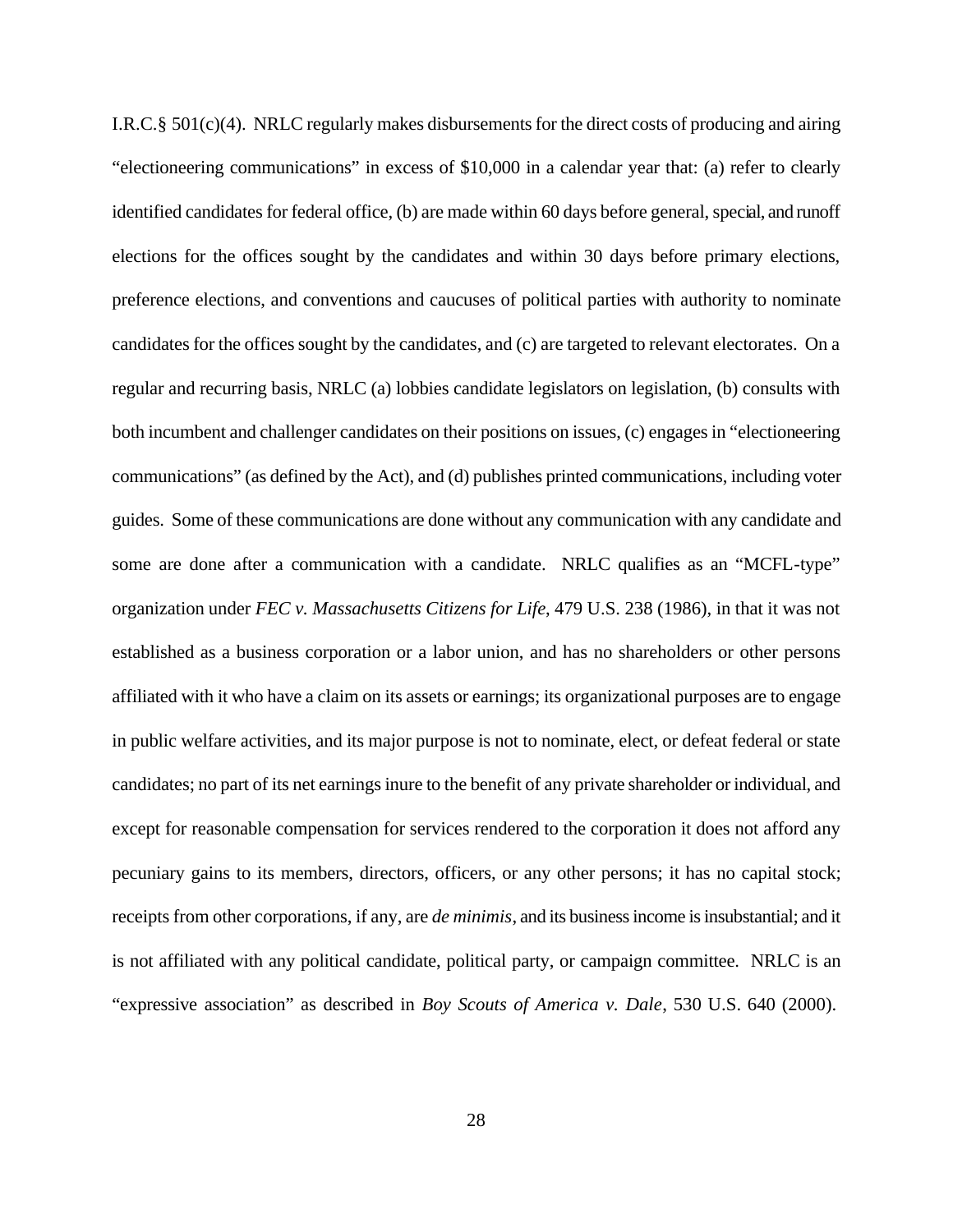I.R.C.§ 501(c)(4). NRLC regularly makes disbursements for the direct costs of producing and airing "electioneering communications" in excess of $10,000 in a calendar year that: (a) refer to clearly identified candidates for federal office, (b) are made within 60 days before general, special, and runoff elections for the offices sought by the candidates and within 30 days before primary elections, preference elections, and conventions and caucuses of political parties with authority to nominate candidates for the offices sought by the candidates, and (c) are targeted to relevant electorates. On a regular and recurring basis, NRLC (a) lobbies candidate legislators on legislation, (b) consults with both incumbent and challenger candidates on their positions on issues, (c) engages in "electioneering communications" (as defined by the Act), and (d) publishes printed communications, including voter guides. Some of these communications are done without any communication with any candidate and some are done after a communication with a candidate. NRLC qualifies as an "MCFL-type" organization under *FEC v. Massachusetts Citizens for Life*, 479 U.S. 238 (1986), in that it was not established as a business corporation or a labor union, and has no shareholders or other persons affiliated with it who have a claim on its assets or earnings; its organizational purposes are to engage in public welfare activities, and its major purpose is not to nominate, elect, or defeat federal or state candidates; no part of its net earnings inure to the benefit of any private shareholder or individual, and except for reasonable compensation for services rendered to the corporation it does not afford any pecuniary gains to its members, directors, officers, or any other persons; it has no capital stock; receipts from other corporations, if any, are *de minimis*, and its business income is insubstantial; and it is not affiliated with any political candidate, political party, or campaign committee. NRLC is an "expressive association" as described in *Boy Scouts of America v. Dale*, 530 U.S. 640 (2000).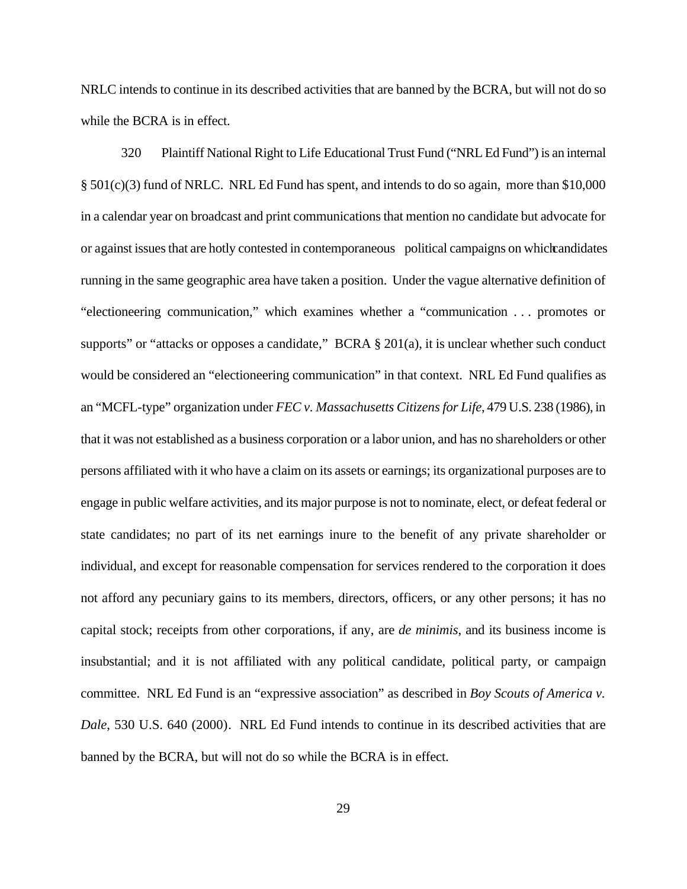NRLC intends to continue in its described activities that are banned by the BCRA, but will not do so while the BCRA is in effect.

320 Plaintiff National Right to Life Educational Trust Fund ("NRL Ed Fund") is an internal § 501(c)(3) fund of NRLC. NRL Ed Fund has spent, and intends to do so again, more than $10,000 in a calendar year on broadcast and print communications that mention no candidate but advocate for or against issues that are hotly contested in contemporaneous political campaigns on which candidates running in the same geographic area have taken a position. Under the vague alternative definition of "electioneering communication," which examines whether a "communication . . . promotes or supports" or "attacks or opposes a candidate," BCRA § 201(a), it is unclear whether such conduct would be considered an "electioneering communication" in that context. NRL Ed Fund qualifies as an "MCFL-type" organization under *FEC v. Massachusetts Citizens for Life*, 479 U.S. 238 (1986), in that it was not established as a business corporation or a labor union, and has no shareholders or other persons affiliated with it who have a claim on its assets or earnings; its organizational purposes are to engage in public welfare activities, and its major purpose is not to nominate, elect, or defeat federal or state candidates; no part of its net earnings inure to the benefit of any private shareholder or individual, and except for reasonable compensation for services rendered to the corporation it does not afford any pecuniary gains to its members, directors, officers, or any other persons; it has no capital stock; receipts from other corporations, if any, are *de minimis*, and its business income is insubstantial; and it is not affiliated with any political candidate, political party, or campaign committee. NRL Ed Fund is an "expressive association" as described in *Boy Scouts of America v. Dale*, 530 U.S. 640 (2000). NRL Ed Fund intends to continue in its described activities that are banned by the BCRA, but will not do so while the BCRA is in effect.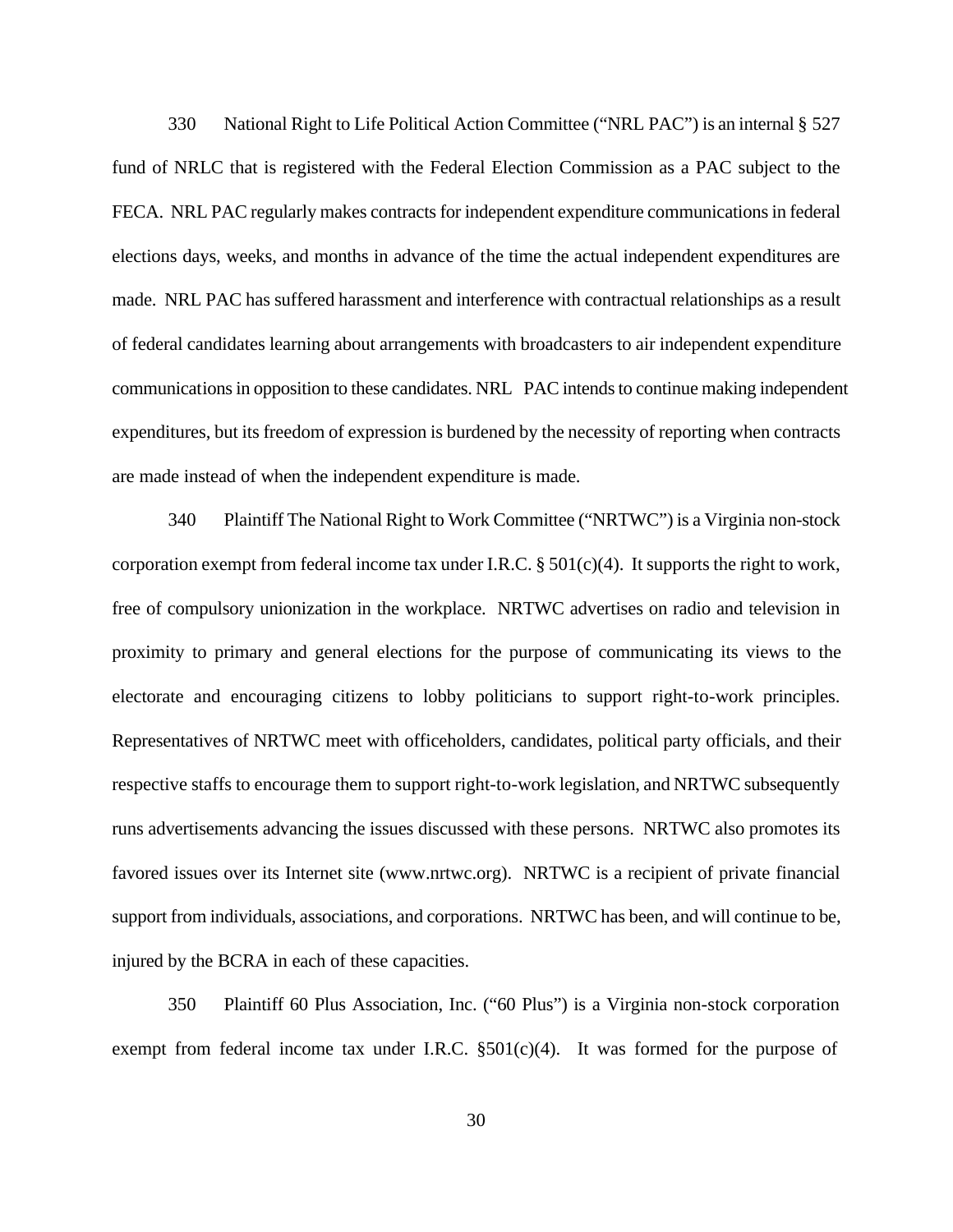330 National Right to Life Political Action Committee ("NRL PAC") is an internal § 527 fund of NRLC that is registered with the Federal Election Commission as a PAC subject to the FECA. NRL PAC regularly makes contracts for independent expenditure communications in federal elections days, weeks, and months in advance of the time the actual independent expenditures are made. NRL PAC has suffered harassment and interference with contractual relationships as a result of federal candidates learning about arrangements with broadcasters to air independent expenditure communications in opposition to these candidates. NRL PAC intends to continue making independent expenditures, but its freedom of expression is burdened by the necessity of reporting when contracts are made instead of when the independent expenditure is made.

340 Plaintiff The National Right to Work Committee ("NRTWC") is a Virginia non-stock corporation exempt from federal income tax under I.R.C. § 501(c)(4). It supports the right to work, free of compulsory unionization in the workplace. NRTWC advertises on radio and television in proximity to primary and general elections for the purpose of communicating its views to the electorate and encouraging citizens to lobby politicians to support right-to-work principles. Representatives of NRTWC meet with officeholders, candidates, political party officials, and their respective staffs to encourage them to support right-to-work legislation, and NRTWC subsequently runs advertisements advancing the issues discussed with these persons. NRTWC also promotes its favored issues over its Internet site (www.nrtwc.org). NRTWC is a recipient of private financial support from individuals, associations, and corporations. NRTWC has been, and will continue to be, injured by the BCRA in each of these capacities.

350 Plaintiff 60 Plus Association, Inc. ("60 Plus") is a Virginia non-stock corporation exempt from federal income tax under I.R.C. §501(c)(4). It was formed for the purpose of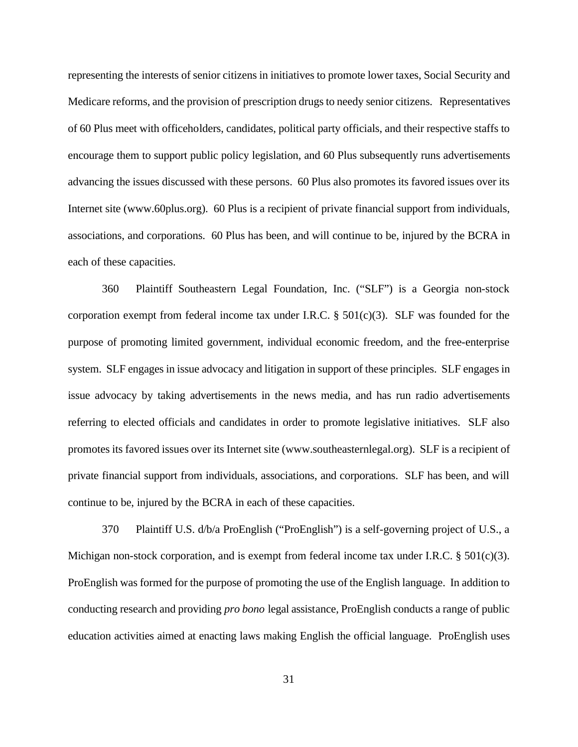representing the interests of senior citizens in initiatives to promote lower taxes, Social Security and Medicare reforms, and the provision of prescription drugs to needy senior citizens. Representatives of 60 Plus meet with officeholders, candidates, political party officials, and their respective staffs to encourage them to support public policy legislation, and 60 Plus subsequently runs advertisements advancing the issues discussed with these persons. 60 Plus also promotes its favored issues over its Internet site (www.60plus.org). 60 Plus is a recipient of private financial support from individuals, associations, and corporations. 60 Plus has been, and will continue to be, injured by the BCRA in each of these capacities.

360 Plaintiff Southeastern Legal Foundation, Inc. ("SLF") is a Georgia non-stock corporation exempt from federal income tax under I.R.C. § 501(c)(3). SLF was founded for the purpose of promoting limited government, individual economic freedom, and the free-enterprise system. SLF engages in issue advocacy and litigation in support of these principles. SLF engages in issue advocacy by taking advertisements in the news media, and has run radio advertisements referring to elected officials and candidates in order to promote legislative initiatives. SLF also promotes its favored issues over its Internet site (www.southeasternlegal.org). SLF is a recipient of private financial support from individuals, associations, and corporations. SLF has been, and will continue to be, injured by the BCRA in each of these capacities.

370 Plaintiff U.S. d/b/a ProEnglish ("ProEnglish") is a self-governing project of U.S., a Michigan non-stock corporation, and is exempt from federal income tax under I.R.C. § 501(c)(3). ProEnglish was formed for the purpose of promoting the use of the English language. In addition to conducting research and providing *pro bono* legal assistance, ProEnglish conducts a range of public education activities aimed at enacting laws making English the official language. ProEnglish uses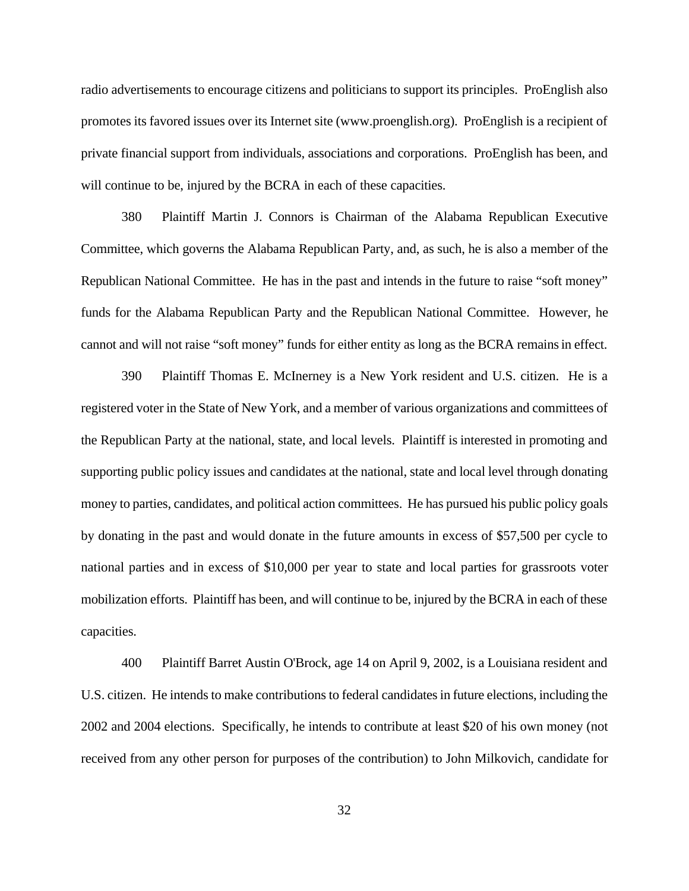radio advertisements to encourage citizens and politicians to support its principles. ProEnglish also promotes its favored issues over its Internet site (www.proenglish.org). ProEnglish is a recipient of private financial support from individuals, associations and corporations. ProEnglish has been, and will continue to be, injured by the BCRA in each of these capacities.

380 Plaintiff Martin J. Connors is Chairman of the Alabama Republican Executive Committee, which governs the Alabama Republican Party, and, as such, he is also a member of the Republican National Committee. He has in the past and intends in the future to raise "soft money" funds for the Alabama Republican Party and the Republican National Committee. However, he cannot and will not raise "soft money" funds for either entity as long as the BCRA remains in effect.

390 Plaintiff Thomas E. McInerney is a New York resident and U.S. citizen. He is a registered voter in the State of New York, and a member of various organizations and committees of the Republican Party at the national, state, and local levels. Plaintiff is interested in promoting and supporting public policy issues and candidates at the national, state and local level through donating money to parties, candidates, and political action committees. He has pursued his public policy goals by donating in the past and would donate in the future amounts in excess of $57,500 per cycle to national parties and in excess of $10,000 per year to state and local parties for grassroots voter mobilization efforts. Plaintiff has been, and will continue to be, injured by the BCRA in each of these capacities.

400 Plaintiff Barret Austin O'Brock, age 14 on April 9, 2002, is a Louisiana resident and U.S. citizen. He intends to make contributions to federal candidates in future elections, including the 2002 and 2004 elections. Specifically, he intends to contribute at least $20 of his own money (not received from any other person for purposes of the contribution) to John Milkovich, candidate for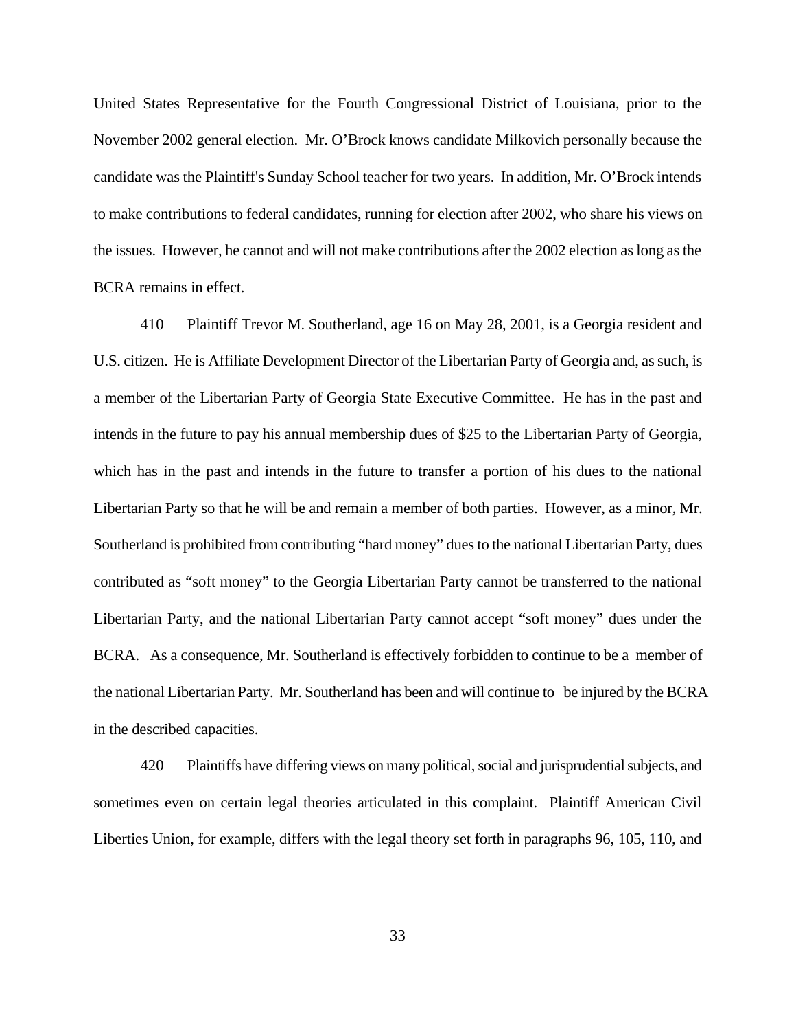United States Representative for the Fourth Congressional District of Louisiana, prior to the November 2002 general election. Mr. O'Brock knows candidate Milkovich personally because the candidate was the Plaintiff's Sunday School teacher for two years. In addition, Mr. O'Brock intends to make contributions to federal candidates, running for election after 2002, who share his views on the issues. However, he cannot and will not make contributions after the 2002 election as long as the BCRA remains in effect.

410 Plaintiff Trevor M. Southerland, age 16 on May 28, 2001, is a Georgia resident and U.S. citizen. He is Affiliate Development Director of the Libertarian Party of Georgia and, as such, is a member of the Libertarian Party of Georgia State Executive Committee. He has in the past and intends in the future to pay his annual membership dues of $25 to the Libertarian Party of Georgia, which has in the past and intends in the future to transfer a portion of his dues to the national Libertarian Party so that he will be and remain a member of both parties. However, as a minor, Mr. Southerland is prohibited from contributing "hard money" dues to the national Libertarian Party, dues contributed as "soft money" to the Georgia Libertarian Party cannot be transferred to the national Libertarian Party, and the national Libertarian Party cannot accept "soft money" dues under the BCRA. As a consequence, Mr. Southerland is effectively forbidden to continue to be a member of the national Libertarian Party. Mr. Southerland has been and will continue to be injured by the BCRA in the described capacities.

420 Plaintiffs have differing views on many political, social and jurisprudential subjects, and sometimes even on certain legal theories articulated in this complaint. Plaintiff American Civil Liberties Union, for example, differs with the legal theory set forth in paragraphs 96, 105, 110, and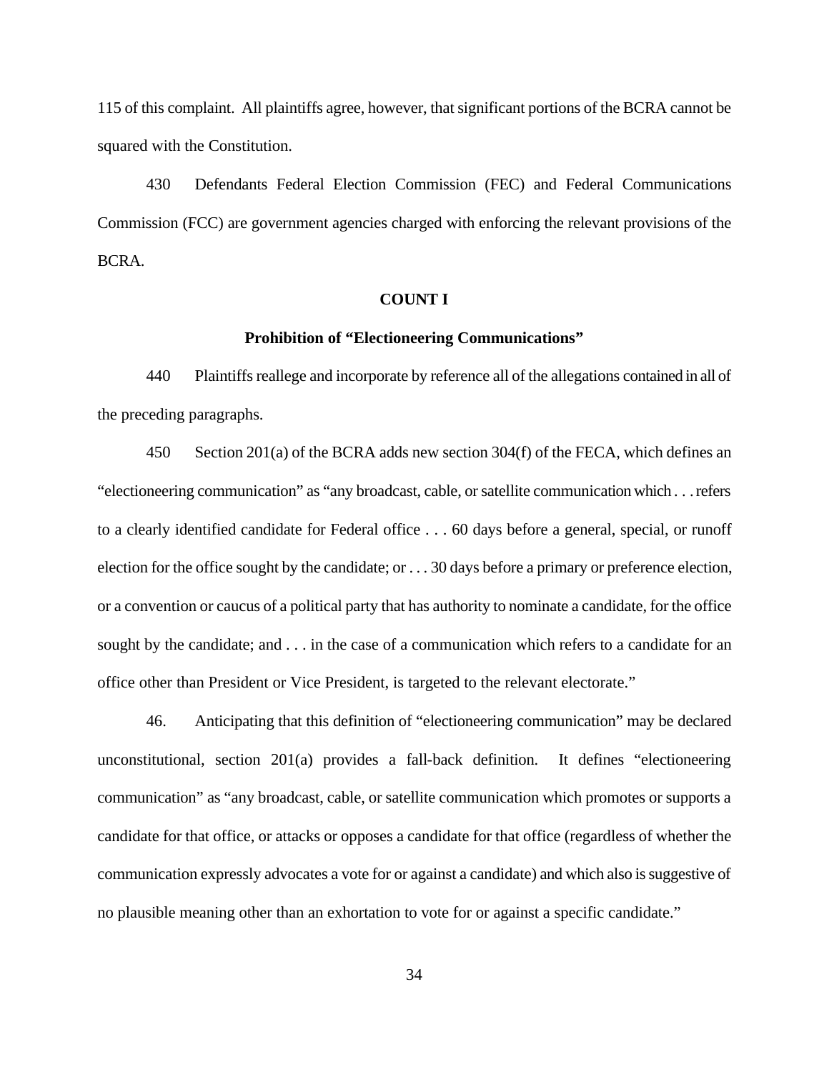115 of this complaint. All plaintiffs agree, however, that significant portions of the BCRA cannot be squared with the Constitution.

430 Defendants Federal Election Commission (FEC) and Federal Communications Commission (FCC) are government agencies charged with enforcing the relevant provisions of the BCRA.

**COUNT I**

**Prohibition of "Electioneering Communications"**

440 Plaintiffs reallege and incorporate by reference all of the allegations contained in all of the preceding paragraphs.

450 Section 201(a) of the BCRA adds new section 304(f) of the FECA, which defines an "electioneering communication" as "any broadcast, cable, or satellite communication which . . . refers to a clearly identified candidate for Federal office . . . 60 days before a general, special, or runoff election for the office sought by the candidate; or . . . 30 days before a primary or preference election, or a convention or caucus of a political party that has authority to nominate a candidate, for the office sought by the candidate; and . . . in the case of a communication which refers to a candidate for an office other than President or Vice President, is targeted to the relevant electorate."

46. Anticipating that this definition of "electioneering communication" may be declared unconstitutional, section 201(a) provides a fall-back definition. It defines "electioneering communication" as "any broadcast, cable, or satellite communication which promotes or supports a candidate for that office, or attacks or opposes a candidate for that office (regardless of whether the communication expressly advocates a vote for or against a candidate) and which also is suggestive of no plausible meaning other than an exhortation to vote for or against a specific candidate."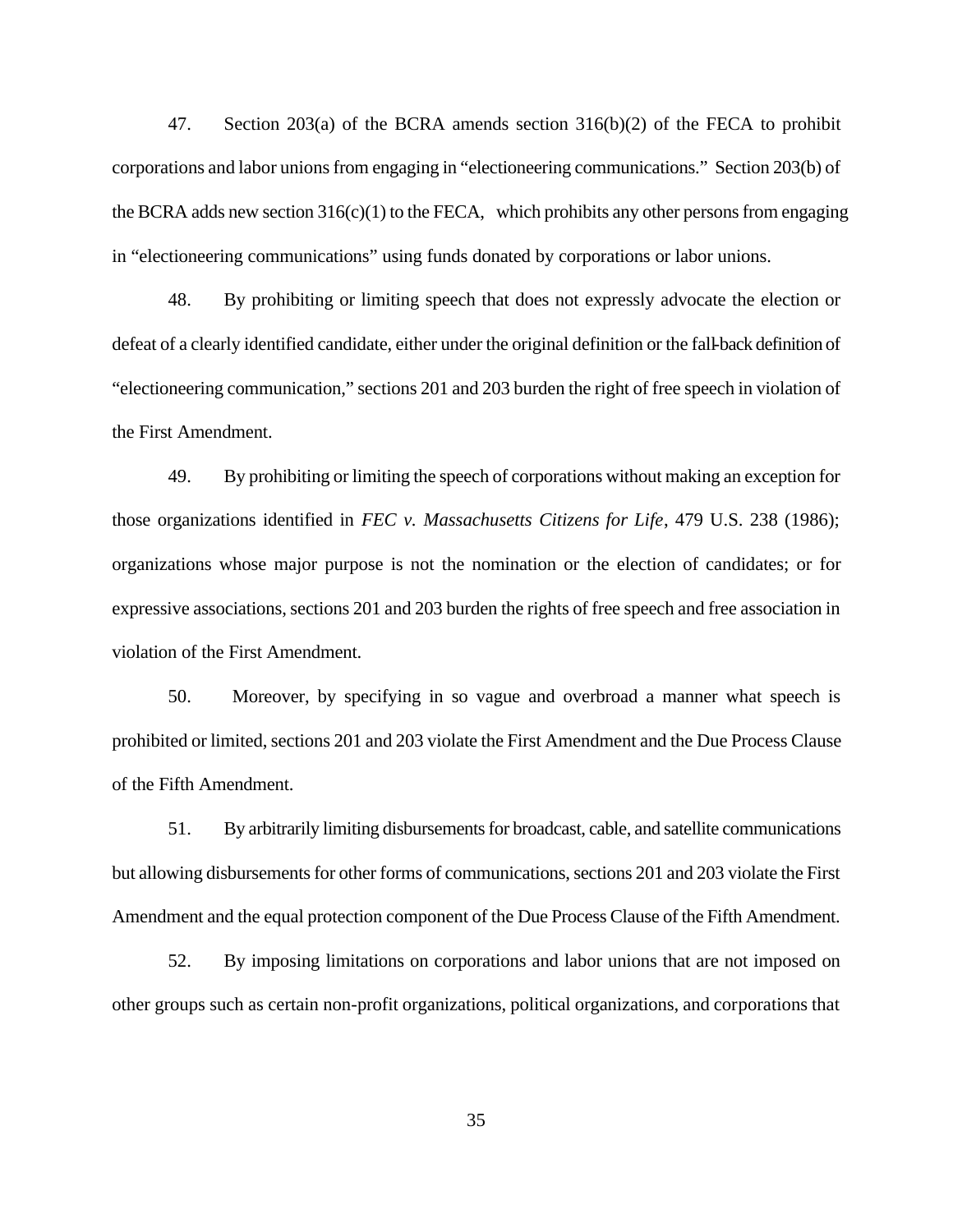47. Section 203(a) of the BCRA amends section 316(b)(2) of the FECA to prohibit corporations and labor unions from engaging in "electioneering communications." Section 203(b) of the BCRA adds new section 316(c)(1) to the FECA, which prohibits any other persons from engaging in "electioneering communications" using funds donated by corporations or labor unions.

48. By prohibiting or limiting speech that does not expressly advocate the election or defeat of a clearly identified candidate, either under the original definition or the fall-back definition of "electioneering communication," sections 201 and 203 burden the right of free speech in violation of the First Amendment.

49. By prohibiting or limiting the speech of corporations without making an exception for those organizations identified in *FEC v. Massachusetts Citizens for Life*, 479 U.S. 238 (1986); organizations whose major purpose is not the nomination or the election of candidates; or for expressive associations, sections 201 and 203 burden the rights of free speech and free association in violation of the First Amendment.

50. Moreover, by specifying in so vague and overbroad a manner what speech is prohibited or limited, sections 201 and 203 violate the First Amendment and the Due Process Clause of the Fifth Amendment.

51. By arbitrarily limiting disbursements for broadcast, cable, and satellite communications but allowing disbursements for other forms of communications, sections 201 and 203 violate the First Amendment and the equal protection component of the Due Process Clause of the Fifth Amendment.

52. By imposing limitations on corporations and labor unions that are not imposed on other groups such as certain non-profit organizations, political organizations, and corporations that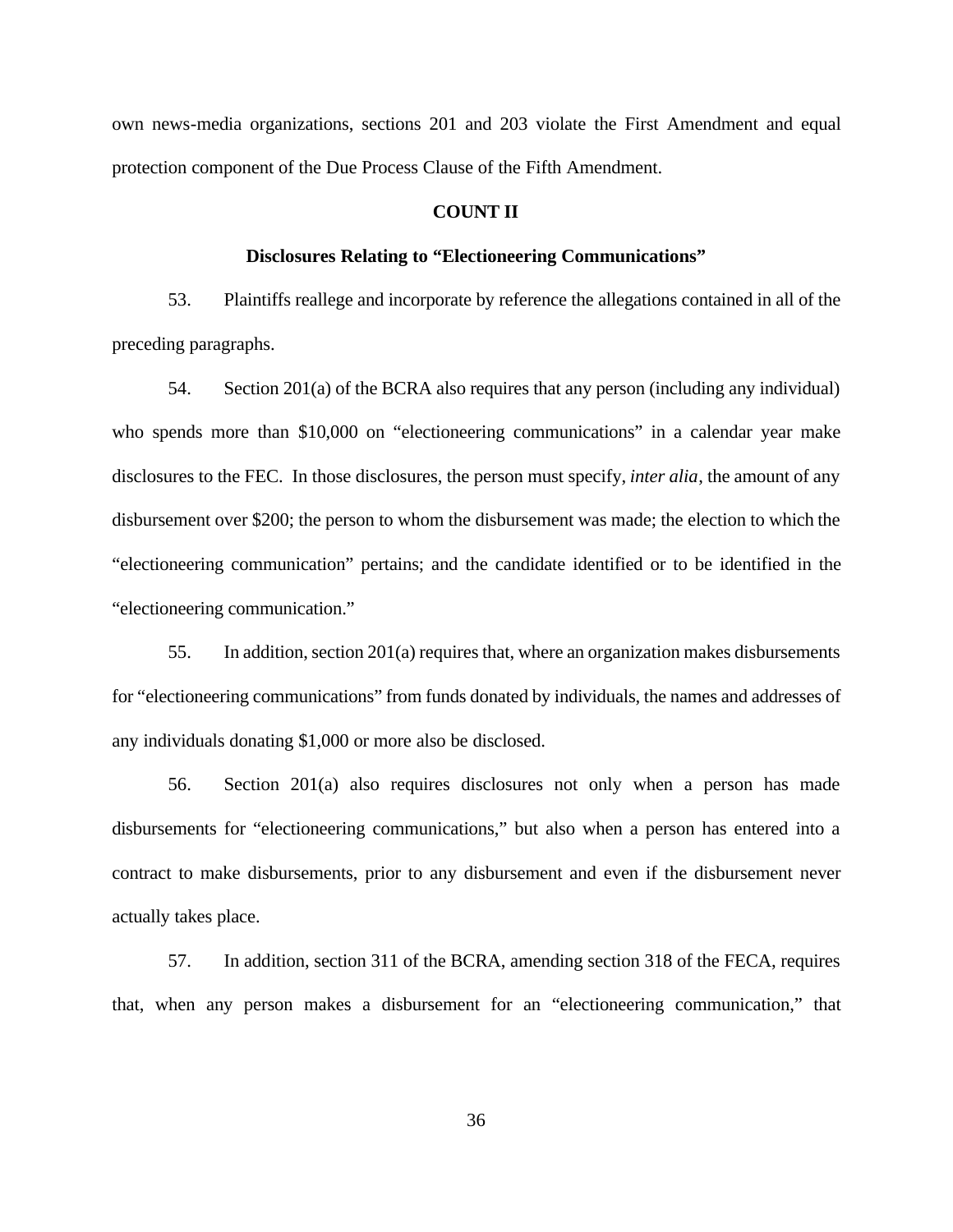own news-media organizations, sections 201 and 203 violate the First Amendment and equal protection component of the Due Process Clause of the Fifth Amendment.

**COUNT II**

**Disclosures Relating to "Electioneering Communications"**

53. Plaintiffs reallege and incorporate by reference the allegations contained in all of the preceding paragraphs.

54. Section 201(a) of the BCRA also requires that any person (including any individual) who spends more than $10,000 on "electioneering communications" in a calendar year make disclosures to the FEC. In those disclosures, the person must specify, *inter alia*, the amount of any disbursement over $200; the person to whom the disbursement was made; the election to which the "electioneering communication" pertains; and the candidate identified or to be identified in the "electioneering communication."

55. In addition, section 201(a) requires that, where an organization makes disbursements for "electioneering communications" from funds donated by individuals, the names and addresses of any individuals donating $1,000 or more also be disclosed.

56. Section 201(a) also requires disclosures not only when a person has made disbursements for "electioneering communications," but also when a person has entered into a contract to make disbursements, prior to any disbursement and even if the disbursement never actually takes place.

57. In addition, section 311 of the BCRA, amending section 318 of the FECA, requires that, when any person makes a disbursement for an "electioneering communication," that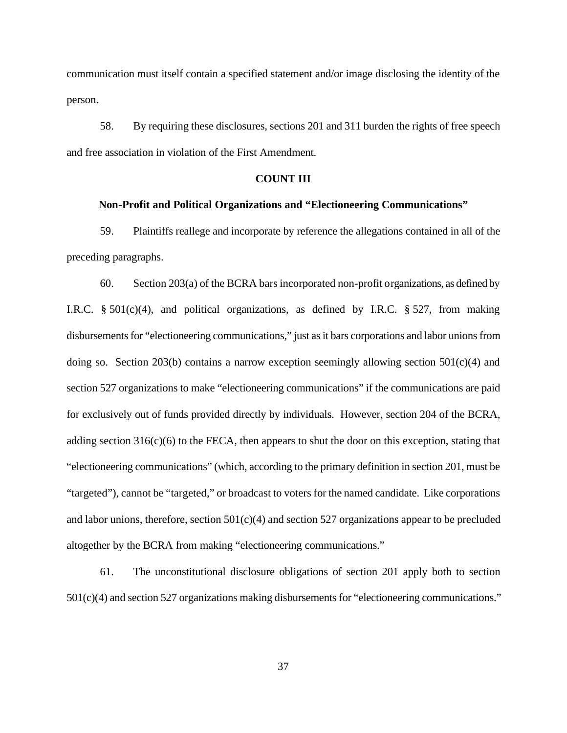communication must itself contain a specified statement and/or image disclosing the identity of the person.

58. By requiring these disclosures, sections 201 and 311 burden the rights of free speech and free association in violation of the First Amendment.

**COUNT III**

**Non-Profit and Political Organizations and "Electioneering Communications"**

59. Plaintiffs reallege and incorporate by reference the allegations contained in all of the preceding paragraphs.

60. Section 203(a) of the BCRA bars incorporated non-profit organizations, as defined by I.R.C. § 501(c)(4), and political organizations, as defined by I.R.C. § 527, from making disbursements for "electioneering communications," just as it bars corporations and labor unions from doing so. Section 203(b) contains a narrow exception seemingly allowing section 501(c)(4) and section 527 organizations to make "electioneering communications" if the communications are paid for exclusively out of funds provided directly by individuals. However, section 204 of the BCRA, adding section 316(c)(6) to the FECA, then appears to shut the door on this exception, stating that "electioneering communications" (which, according to the primary definition in section 201, must be "targeted"), cannot be "targeted," or broadcast to voters for the named candidate. Like corporations and labor unions, therefore, section 501(c)(4) and section 527 organizations appear to be precluded altogether by the BCRA from making "electioneering communications."

61. The unconstitutional disclosure obligations of section 201 apply both to section 501(c)(4) and section 527 organizations making disbursements for "electioneering communications."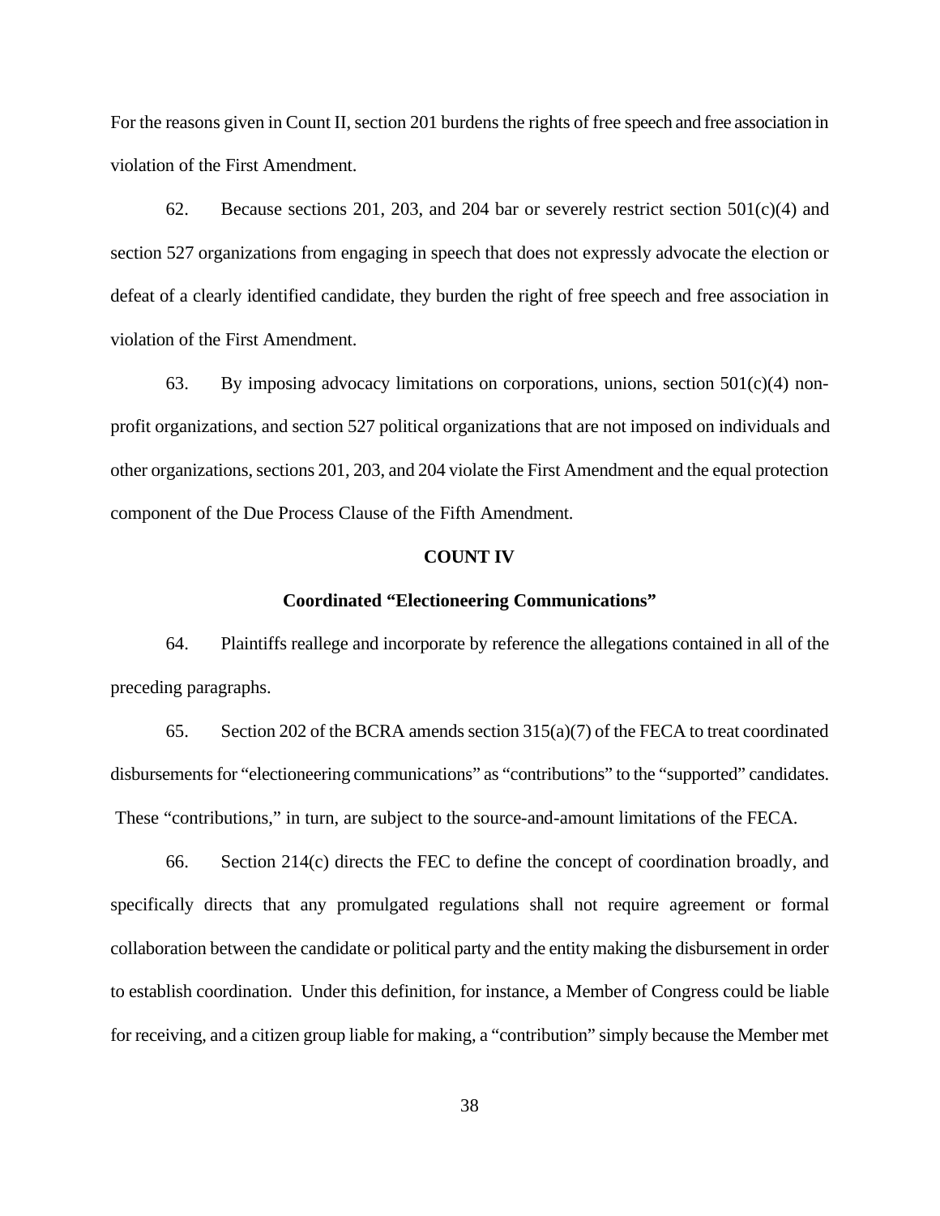For the reasons given in Count II, section 201 burdens the rights of free speech and free association in violation of the First Amendment.

62. Because sections 201, 203, and 204 bar or severely restrict section 501(c)(4) and section 527 organizations from engaging in speech that does not expressly advocate the election or defeat of a clearly identified candidate, they burden the right of free speech and free association in violation of the First Amendment.

63. By imposing advocacy limitations on corporations, unions, section 501(c)(4) non-profit organizations, and section 527 political organizations that are not imposed on individuals and other organizations, sections 201, 203, and 204 violate the First Amendment and the equal protection component of the Due Process Clause of the Fifth Amendment.

**COUNT IV**

**Coordinated "Electioneering Communications"**

64. Plaintiffs reallege and incorporate by reference the allegations contained in all of the preceding paragraphs.

65. Section 202 of the BCRA amends section 315(a)(7) of the FECA to treat coordinated disbursements for "electioneering communications" as "contributions" to the "supported" candidates. These "contributions," in turn, are subject to the source-and-amount limitations of the FECA.

66. Section 214(c) directs the FEC to define the concept of coordination broadly, and specifically directs that any promulgated regulations shall not require agreement or formal collaboration between the candidate or political party and the entity making the disbursement in order to establish coordination. Under this definition, for instance, a Member of Congress could be liable for receiving, and a citizen group liable for making, a "contribution" simply because the Member met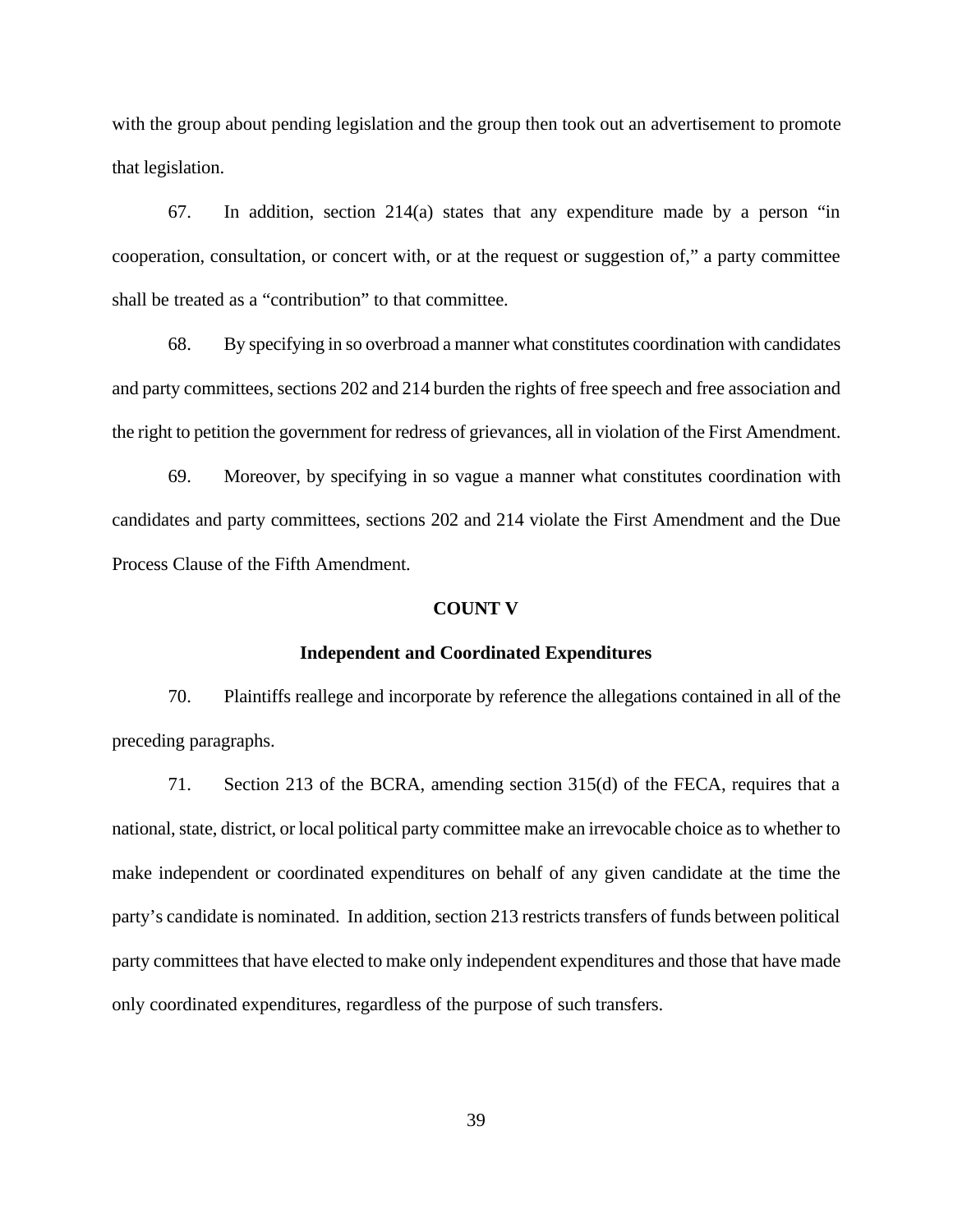with the group about pending legislation and the group then took out an advertisement to promote that legislation.

67. In addition, section 214(a) states that any expenditure made by a person "in cooperation, consultation, or concert with, or at the request or suggestion of," a party committee shall be treated as a "contribution" to that committee.

68. By specifying in so overbroad a manner what constitutes coordination with candidates and party committees, sections 202 and 214 burden the rights of free speech and free association and the right to petition the government for redress of grievances, all in violation of the First Amendment.

69. Moreover, by specifying in so vague a manner what constitutes coordination with candidates and party committees, sections 202 and 214 violate the First Amendment and the Due Process Clause of the Fifth Amendment.

**COUNT V**

**Independent and Coordinated Expenditures**

70. Plaintiffs reallege and incorporate by reference the allegations contained in all of the preceding paragraphs.

71. Section 213 of the BCRA, amending section 315(d) of the FECA, requires that a national, state, district, or local political party committee make an irrevocable choice as to whether to make independent or coordinated expenditures on behalf of any given candidate at the time the party's candidate is nominated. In addition, section 213 restricts transfers of funds between political party committees that have elected to make only independent expenditures and those that have made only coordinated expenditures, regardless of the purpose of such transfers.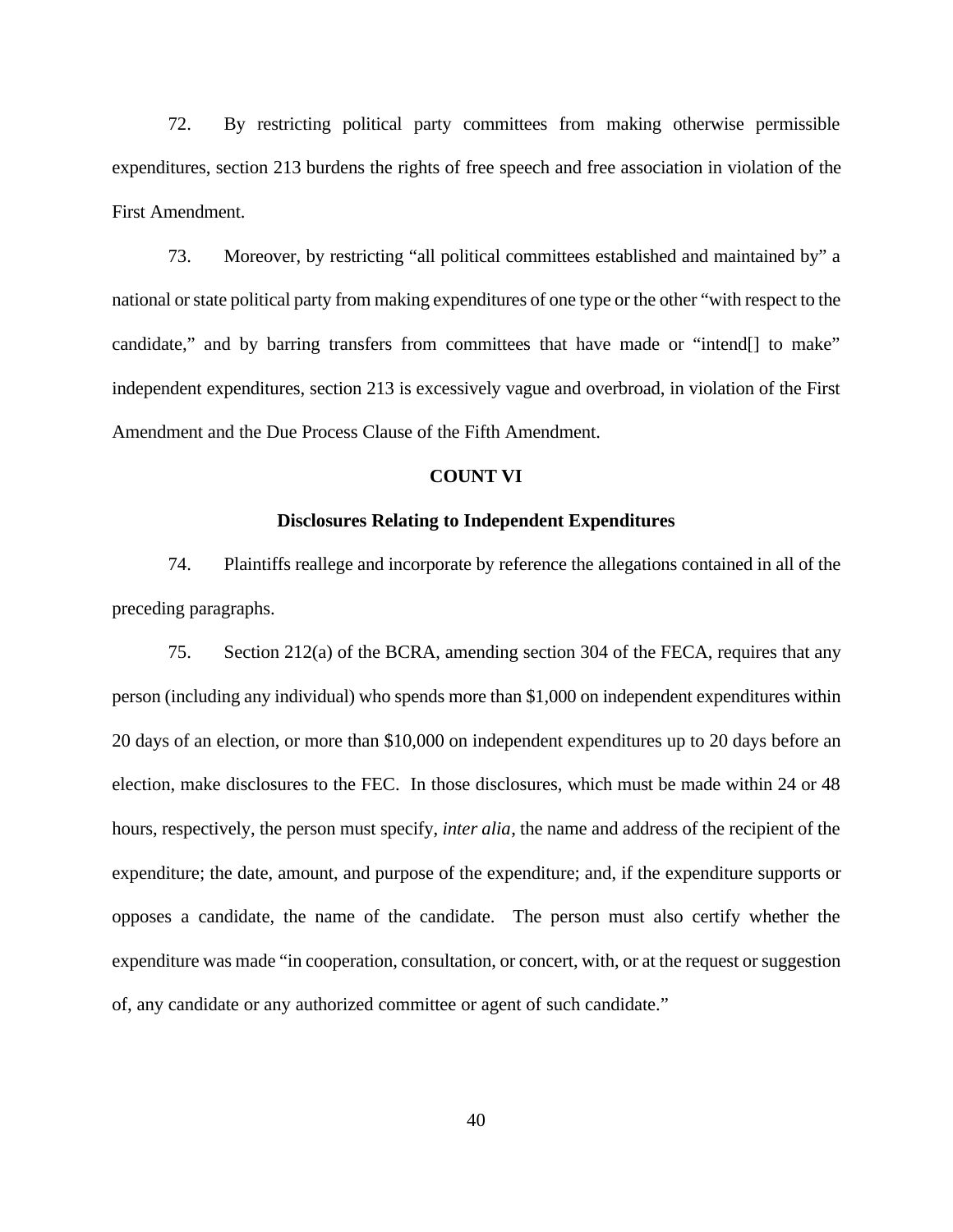72. By restricting political party committees from making otherwise permissible expenditures, section 213 burdens the rights of free speech and free association in violation of the First Amendment.

73. Moreover, by restricting "all political committees established and maintained by" a national or state political party from making expenditures of one type or the other "with respect to the candidate," and by barring transfers from committees that have made or "intend[] to make" independent expenditures, section 213 is excessively vague and overbroad, in violation of the First Amendment and the Due Process Clause of the Fifth Amendment.

**COUNT VI**

**Disclosures Relating to Independent Expenditures**

74. Plaintiffs reallege and incorporate by reference the allegations contained in all of the preceding paragraphs.

75. Section 212(a) of the BCRA, amending section 304 of the FECA, requires that any person (including any individual) who spends more than $1,000 on independent expenditures within 20 days of an election, or more than $10,000 on independent expenditures up to 20 days before an election, make disclosures to the FEC. In those disclosures, which must be made within 24 or 48 hours, respectively, the person must specify, *inter alia*, the name and address of the recipient of the expenditure; the date, amount, and purpose of the expenditure; and, if the expenditure supports or opposes a candidate, the name of the candidate. The person must also certify whether the expenditure was made "in cooperation, consultation, or concert, with, or at the request or suggestion of, any candidate or any authorized committee or agent of such candidate."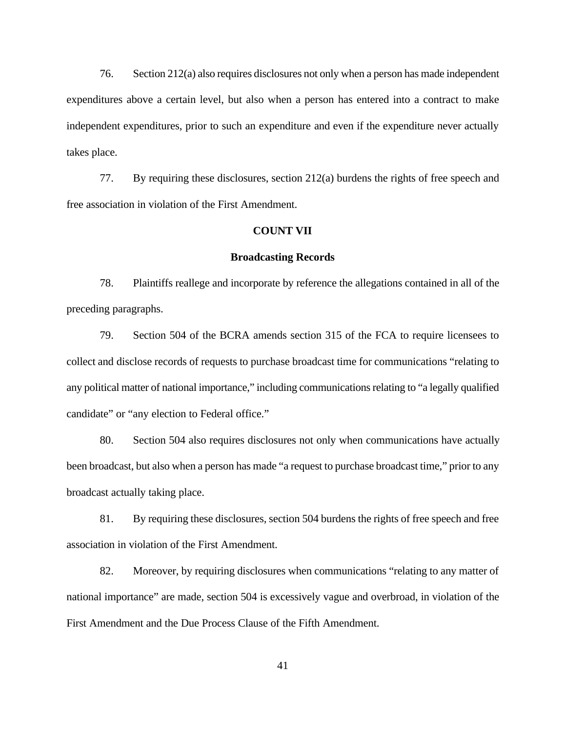76. Section 212(a) also requires disclosures not only when a person has made independent expenditures above a certain level, but also when a person has entered into a contract to make independent expenditures, prior to such an expenditure and even if the expenditure never actually takes place.

77. By requiring these disclosures, section 212(a) burdens the rights of free speech and free association in violation of the First Amendment.

**COUNT VII**

**Broadcasting Records**

78. Plaintiffs reallege and incorporate by reference the allegations contained in all of the preceding paragraphs.

79. Section 504 of the BCRA amends section 315 of the FCA to require licensees to collect and disclose records of requests to purchase broadcast time for communications "relating to any political matter of national importance," including communications relating to "a legally qualified candidate" or "any election to Federal office."

80. Section 504 also requires disclosures not only when communications have actually been broadcast, but also when a person has made "a request to purchase broadcast time," prior to any broadcast actually taking place.

81. By requiring these disclosures, section 504 burdens the rights of free speech and free association in violation of the First Amendment.

82. Moreover, by requiring disclosures when communications "relating to any matter of national importance" are made, section 504 is excessively vague and overbroad, in violation of the First Amendment and the Due Process Clause of the Fifth Amendment.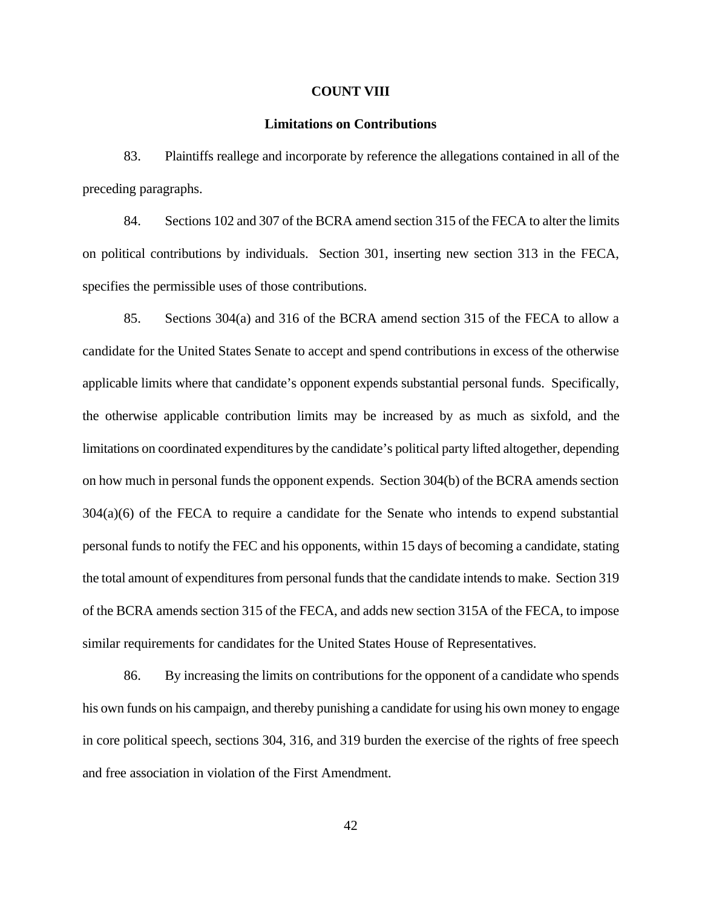## COUNT VIII

### Limitations on Contributions

83. Plaintiffs reallege and incorporate by reference the allegations contained in all of the preceding paragraphs.

84. Sections 102 and 307 of the BCRA amend section 315 of the FECA to alter the limits on political contributions by individuals. Section 301, inserting new section 313 in the FECA, specifies the permissible uses of those contributions.

85. Sections 304(a) and 316 of the BCRA amend section 315 of the FECA to allow a candidate for the United States Senate to accept and spend contributions in excess of the otherwise applicable limits where that candidate's opponent expends substantial personal funds. Specifically, the otherwise applicable contribution limits may be increased by as much as sixfold, and the limitations on coordinated expenditures by the candidate's political party lifted altogether, depending on how much in personal funds the opponent expends. Section 304(b) of the BCRA amends section 304(a)(6) of the FECA to require a candidate for the Senate who intends to expend substantial personal funds to notify the FEC and his opponents, within 15 days of becoming a candidate, stating the total amount of expenditures from personal funds that the candidate intends to make. Section 319 of the BCRA amends section 315 of the FECA, and adds new section 315A of the FECA, to impose similar requirements for candidates for the United States House of Representatives.

86. By increasing the limits on contributions for the opponent of a candidate who spends his own funds on his campaign, and thereby punishing a candidate for using his own money to engage in core political speech, sections 304, 316, and 319 burden the exercise of the rights of free speech and free association in violation of the First Amendment.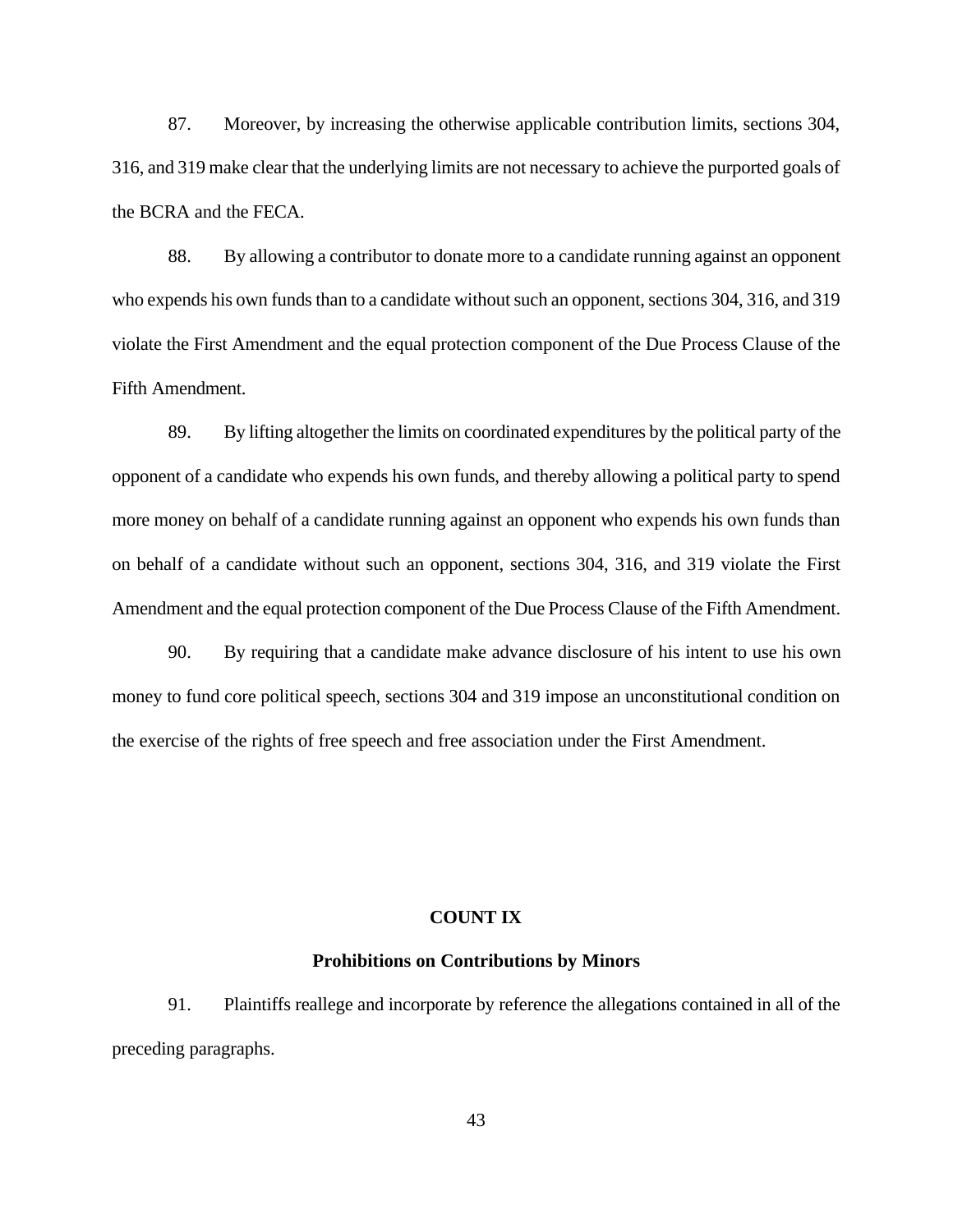87. Moreover, by increasing the otherwise applicable contribution limits, sections 304, 316, and 319 make clear that the underlying limits are not necessary to achieve the purported goals of the BCRA and the FECA.

88. By allowing a contributor to donate more to a candidate running against an opponent who expends his own funds than to a candidate without such an opponent, sections 304, 316, and 319 violate the First Amendment and the equal protection component of the Due Process Clause of the Fifth Amendment.

89. By lifting altogether the limits on coordinated expenditures by the political party of the opponent of a candidate who expends his own funds, and thereby allowing a political party to spend more money on behalf of a candidate running against an opponent who expends his own funds than on behalf of a candidate without such an opponent, sections 304, 316, and 319 violate the First Amendment and the equal protection component of the Due Process Clause of the Fifth Amendment.

90. By requiring that a candidate make advance disclosure of his intent to use his own money to fund core political speech, sections 304 and 319 impose an unconstitutional condition on the exercise of the rights of free speech and free association under the First Amendment.

## COUNT IX

### Prohibitions on Contributions by Minors

91. Plaintiffs reallege and incorporate by reference the allegations contained in all of the preceding paragraphs.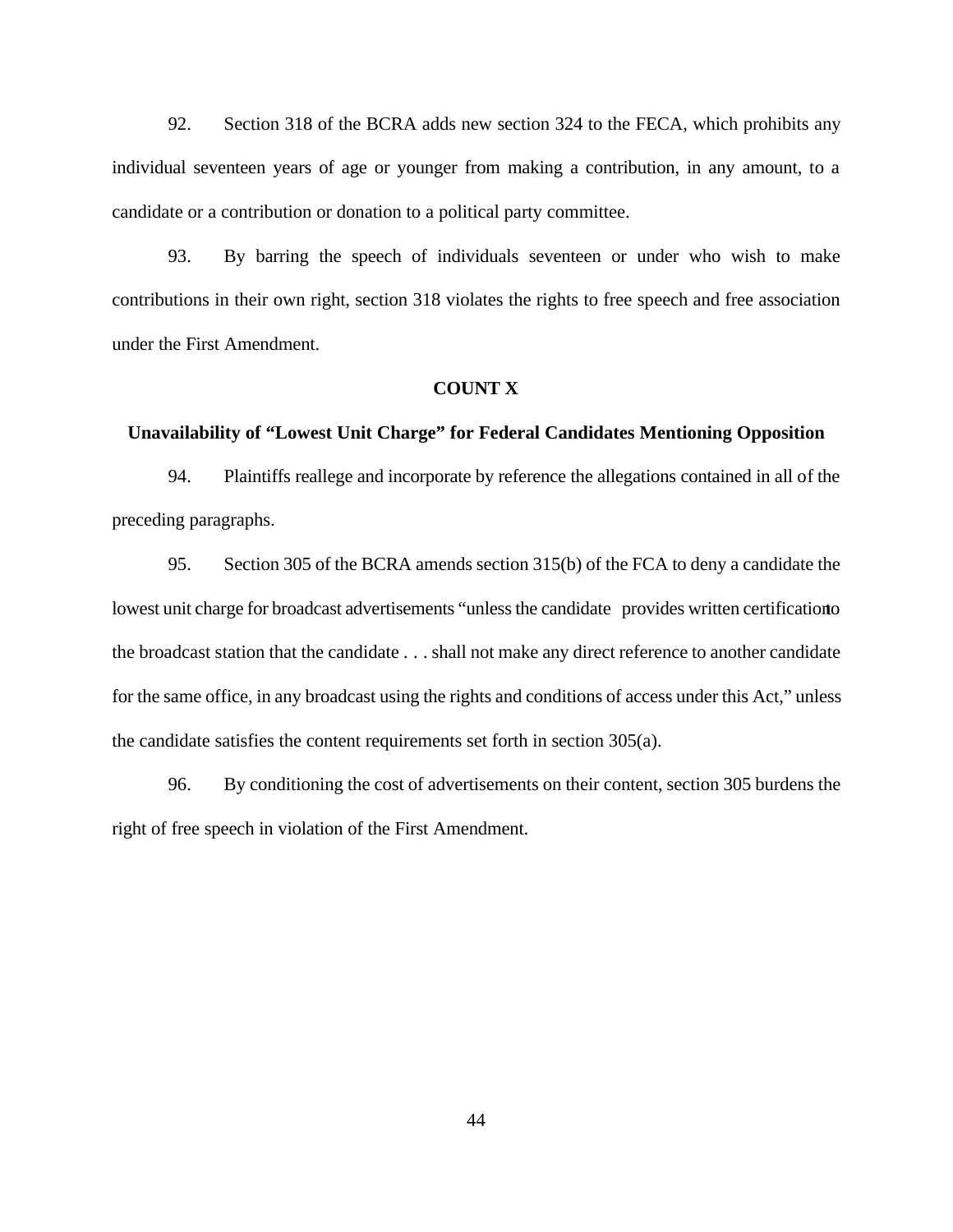92. Section 318 of the BCRA adds new section 324 to the FECA, which prohibits any individual seventeen years of age or younger from making a contribution, in any amount, to a candidate or a contribution or donation to a political party committee.

93. By barring the speech of individuals seventeen or under who wish to make contributions in their own right, section 318 violates the rights to free speech and free association under the First Amendment.

**COUNT X**

**Unavailability of "Lowest Unit Charge" for Federal Candidates Mentioning Opposition**

94. Plaintiffs reallege and incorporate by reference the allegations contained in all of the preceding paragraphs.

95. Section 305 of the BCRA amends section 315(b) of the FCA to deny a candidate the lowest unit charge for broadcast advertisements "unless the candidate provides written certification to the broadcast station that the candidate . . . shall not make any direct reference to another candidate for the same office, in any broadcast using the rights and conditions of access under this Act," unless the candidate satisfies the content requirements set forth in section 305(a).

96. By conditioning the cost of advertisements on their content, section 305 burdens the right of free speech in violation of the First Amendment.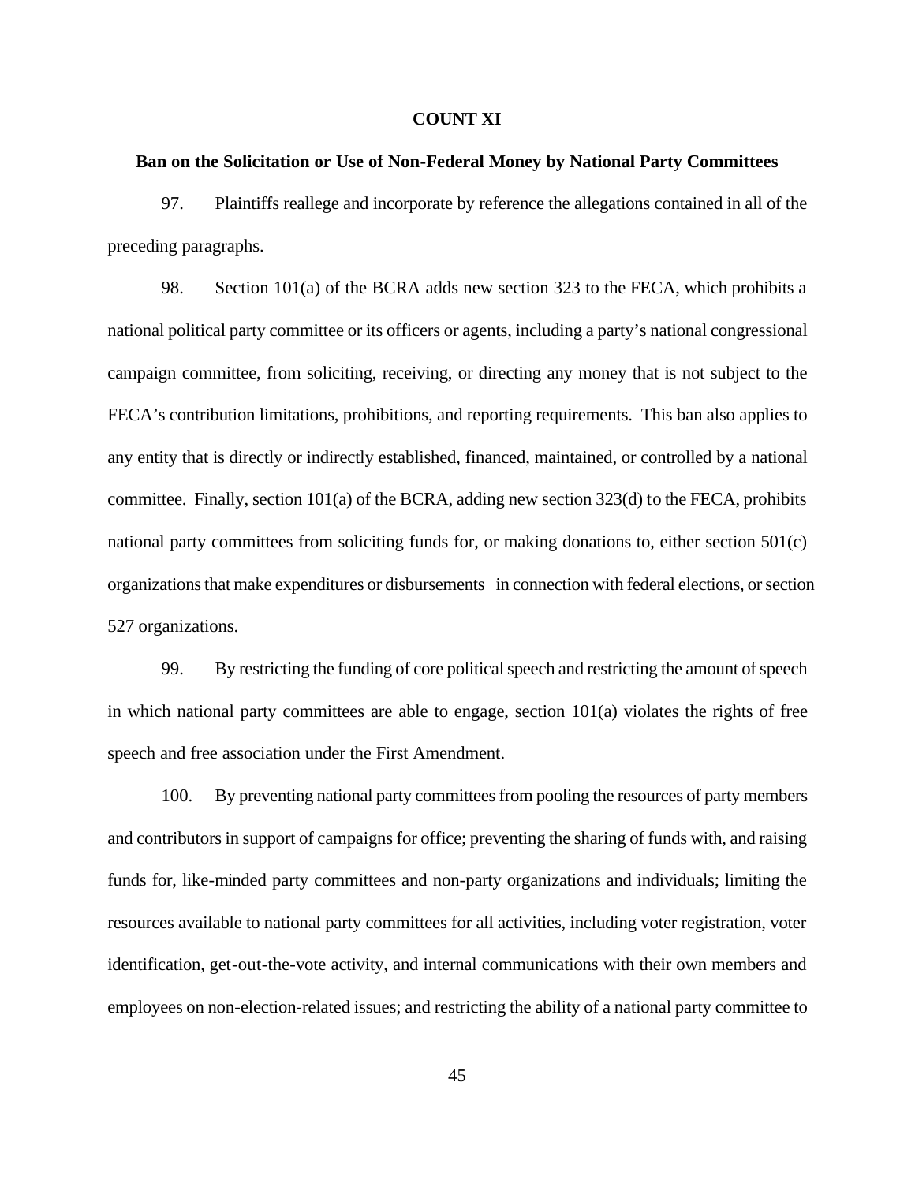**COUNT XI**

**Ban on the Solicitation or Use of Non-Federal Money by National Party Committees**

97. Plaintiffs reallege and incorporate by reference the allegations contained in all of the preceding paragraphs.

98. Section 101(a) of the BCRA adds new section 323 to the FECA, which prohibits a national political party committee or its officers or agents, including a party's national congressional campaign committee, from soliciting, receiving, or directing any money that is not subject to the FECA's contribution limitations, prohibitions, and reporting requirements. This ban also applies to any entity that is directly or indirectly established, financed, maintained, or controlled by a national committee. Finally, section 101(a) of the BCRA, adding new section 323(d) to the FECA, prohibits national party committees from soliciting funds for, or making donations to, either section 501(c) organizations that make expenditures or disbursements in connection with federal elections, or section 527 organizations.

99. By restricting the funding of core political speech and restricting the amount of speech in which national party committees are able to engage, section 101(a) violates the rights of free speech and free association under the First Amendment.

100. By preventing national party committees from pooling the resources of party members and contributors in support of campaigns for office; preventing the sharing of funds with, and raising funds for, like-minded party committees and non-party organizations and individuals; limiting the resources available to national party committees for all activities, including voter registration, voter identification, get-out-the-vote activity, and internal communications with their own members and employees on non-election-related issues; and restricting the ability of a national party committee to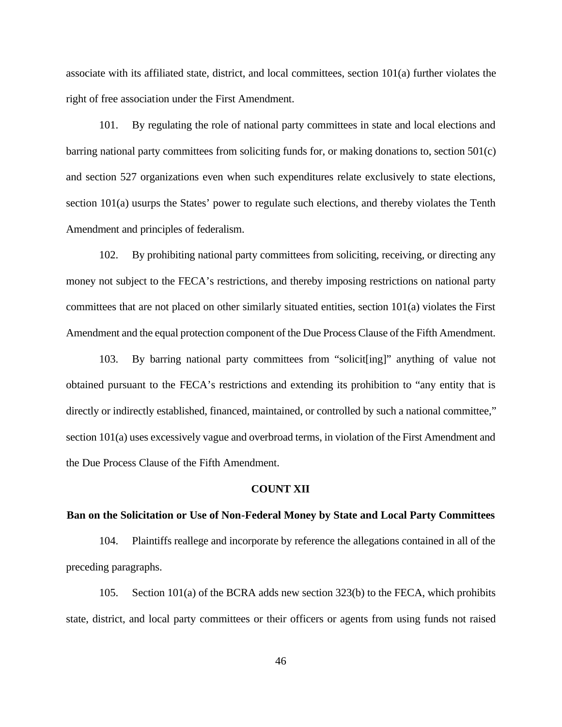associate with its affiliated state, district, and local committees, section 101(a) further violates the right of free association under the First Amendment.

101. By regulating the role of national party committees in state and local elections and barring national party committees from soliciting funds for, or making donations to, section 501(c) and section 527 organizations even when such expenditures relate exclusively to state elections, section 101(a) usurps the States' power to regulate such elections, and thereby violates the Tenth Amendment and principles of federalism.

102. By prohibiting national party committees from soliciting, receiving, or directing any money not subject to the FECA's restrictions, and thereby imposing restrictions on national party committees that are not placed on other similarly situated entities, section 101(a) violates the First Amendment and the equal protection component of the Due Process Clause of the Fifth Amendment.

103. By barring national party committees from "solicit[ing]" anything of value not obtained pursuant to the FECA's restrictions and extending its prohibition to "any entity that is directly or indirectly established, financed, maintained, or controlled by such a national committee," section 101(a) uses excessively vague and overbroad terms, in violation of the First Amendment and the Due Process Clause of the Fifth Amendment.

## COUNT XII

### Ban on the Solicitation or Use of Non-Federal Money by State and Local Party Committees

104. Plaintiffs reallege and incorporate by reference the allegations contained in all of the preceding paragraphs.

105. Section 101(a) of the BCRA adds new section 323(b) to the FECA, which prohibits state, district, and local party committees or their officers or agents from using funds not raised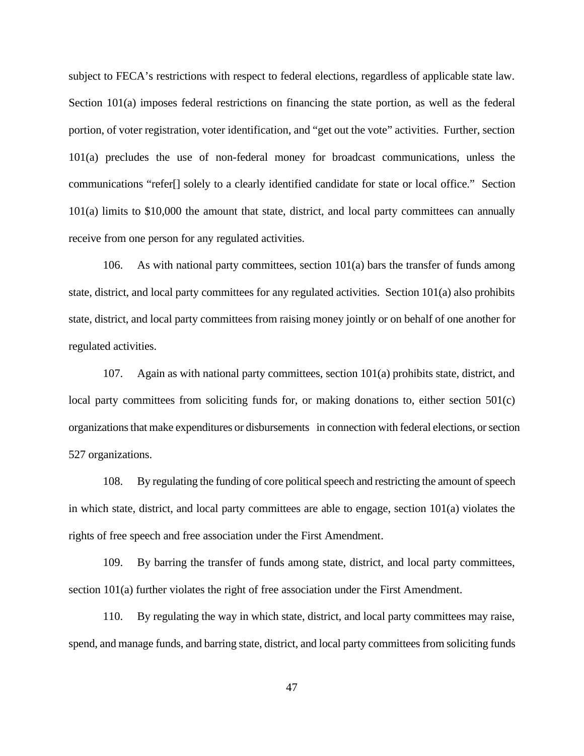subject to FECA's restrictions with respect to federal elections, regardless of applicable state law. Section 101(a) imposes federal restrictions on financing the state portion, as well as the federal portion, of voter registration, voter identification, and "get out the vote" activities. Further, section 101(a) precludes the use of non-federal money for broadcast communications, unless the communications "refer[] solely to a clearly identified candidate for state or local office." Section 101(a) limits to $10,000 the amount that state, district, and local party committees can annually receive from one person for any regulated activities.

106. As with national party committees, section 101(a) bars the transfer of funds among state, district, and local party committees for any regulated activities. Section 101(a) also prohibits state, district, and local party committees from raising money jointly or on behalf of one another for regulated activities.

107. Again as with national party committees, section 101(a) prohibits state, district, and local party committees from soliciting funds for, or making donations to, either section 501(c) organizations that make expenditures or disbursements in connection with federal elections, or section 527 organizations.

108. By regulating the funding of core political speech and restricting the amount of speech in which state, district, and local party committees are able to engage, section 101(a) violates the rights of free speech and free association under the First Amendment.

109. By barring the transfer of funds among state, district, and local party committees, section 101(a) further violates the right of free association under the First Amendment.

110. By regulating the way in which state, district, and local party committees may raise, spend, and manage funds, and barring state, district, and local party committees from soliciting funds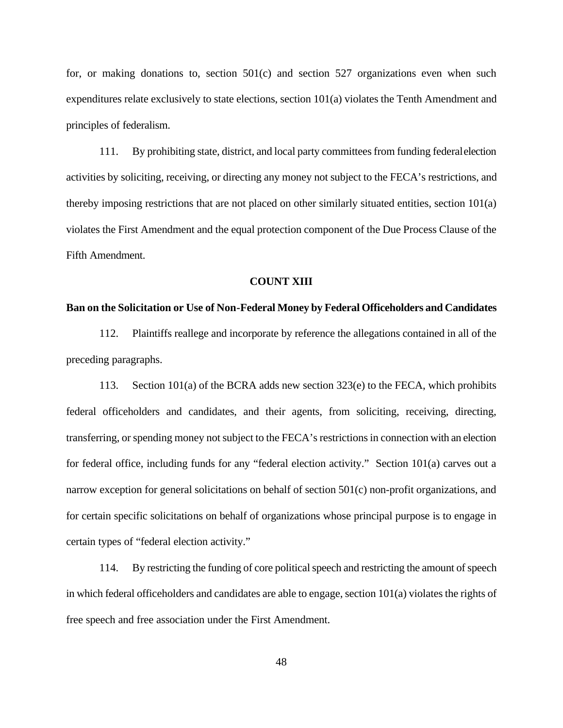for, or making donations to, section 501(c) and section 527 organizations even when such expenditures relate exclusively to state elections, section 101(a) violates the Tenth Amendment and principles of federalism.

111. By prohibiting state, district, and local party committees from funding federal election activities by soliciting, receiving, or directing any money not subject to the FECA's restrictions, and thereby imposing restrictions that are not placed on other similarly situated entities, section 101(a) violates the First Amendment and the equal protection component of the Due Process Clause of the Fifth Amendment.

**COUNT XIII**

**Ban on the Solicitation or Use of Non-Federal Money by Federal Officeholders and Candidates**

112. Plaintiffs reallege and incorporate by reference the allegations contained in all of the preceding paragraphs.

113. Section 101(a) of the BCRA adds new section 323(e) to the FECA, which prohibits federal officeholders and candidates, and their agents, from soliciting, receiving, directing, transferring, or spending money not subject to the FECA's restrictions in connection with an election for federal office, including funds for any "federal election activity." Section 101(a) carves out a narrow exception for general solicitations on behalf of section 501(c) non-profit organizations, and for certain specific solicitations on behalf of organizations whose principal purpose is to engage in certain types of "federal election activity."

114. By restricting the funding of core political speech and restricting the amount of speech in which federal officeholders and candidates are able to engage, section 101(a) violates the rights of free speech and free association under the First Amendment.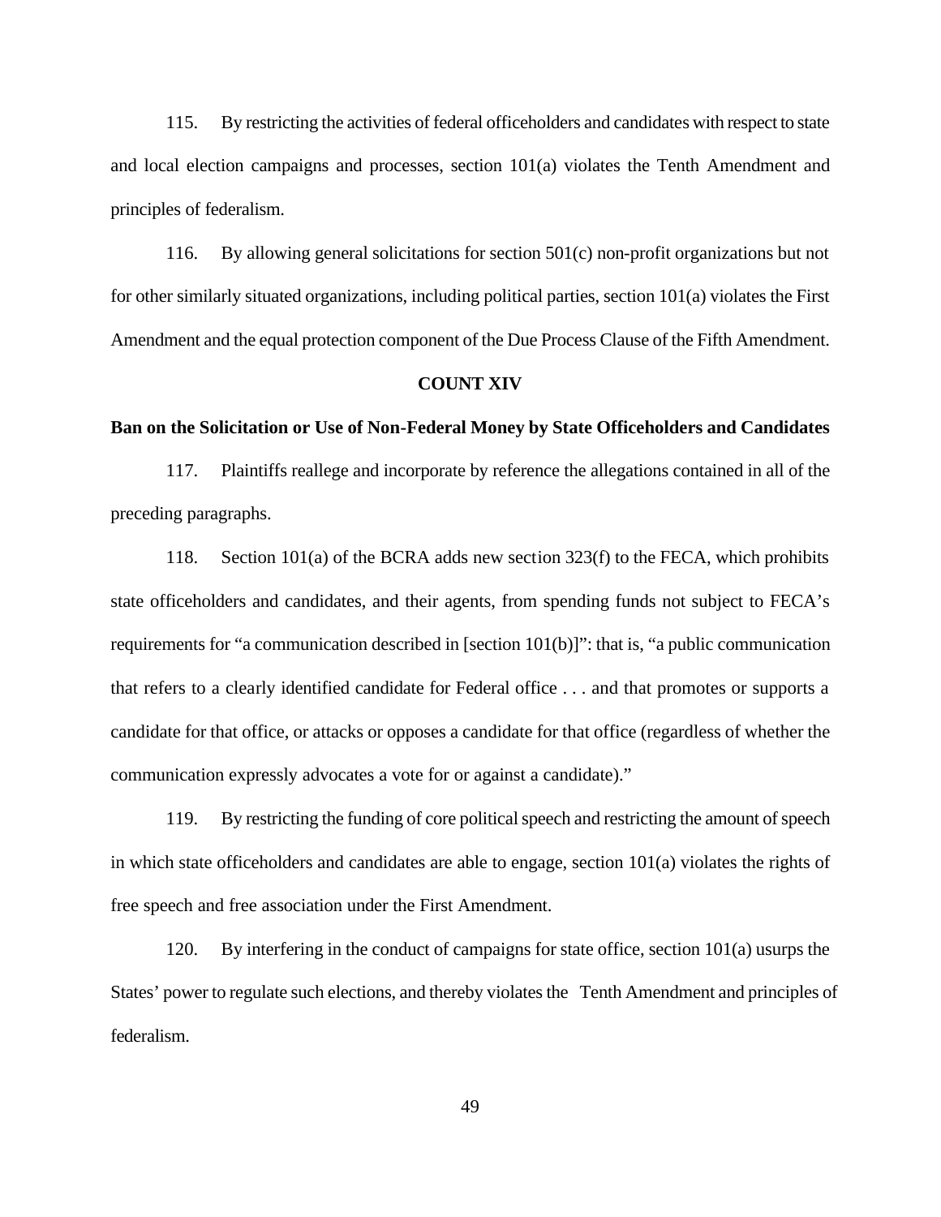115. By restricting the activities of federal officeholders and candidates with respect to state and local election campaigns and processes, section 101(a) violates the Tenth Amendment and principles of federalism.

116. By allowing general solicitations for section 501(c) non-profit organizations but not for other similarly situated organizations, including political parties, section 101(a) violates the First Amendment and the equal protection component of the Due Process Clause of the Fifth Amendment.

**COUNT XIV**

**Ban on the Solicitation or Use of Non-Federal Money by State Officeholders and Candidates**

117. Plaintiffs reallege and incorporate by reference the allegations contained in all of the preceding paragraphs.

118. Section 101(a) of the BCRA adds new section 323(f) to the FECA, which prohibits state officeholders and candidates, and their agents, from spending funds not subject to FECA's requirements for "a communication described in [section 101(b)]": that is, "a public communication that refers to a clearly identified candidate for Federal office . . . and that promotes or supports a candidate for that office, or attacks or opposes a candidate for that office (regardless of whether the communication expressly advocates a vote for or against a candidate)."

119. By restricting the funding of core political speech and restricting the amount of speech in which state officeholders and candidates are able to engage, section 101(a) violates the rights of free speech and free association under the First Amendment.

120. By interfering in the conduct of campaigns for state office, section 101(a) usurps the States' power to regulate such elections, and thereby violates the Tenth Amendment and principles of federalism.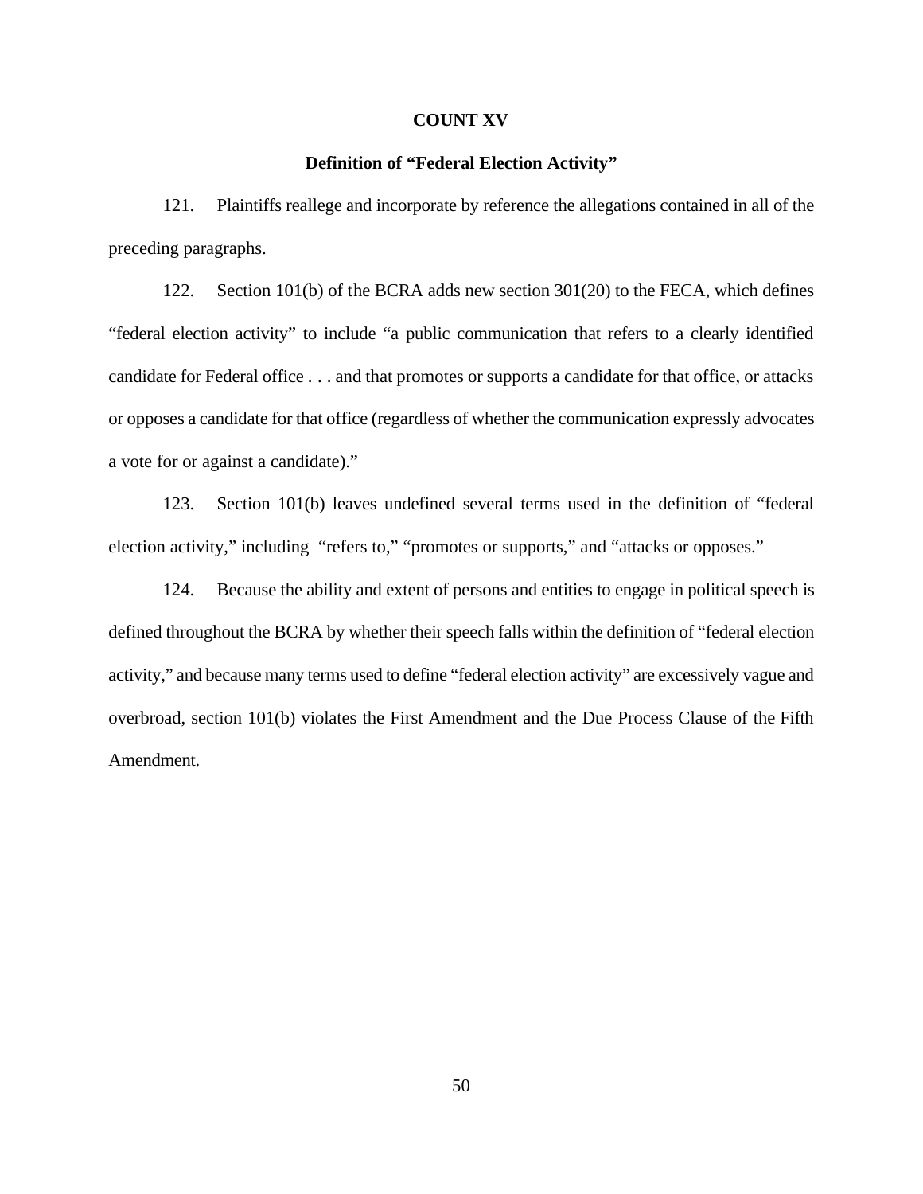**COUNT XV**

**Definition of "Federal Election Activity"**

121. Plaintiffs reallege and incorporate by reference the allegations contained in all of the preceding paragraphs.

122. Section 101(b) of the BCRA adds new section 301(20) to the FECA, which defines "federal election activity" to include "a public communication that refers to a clearly identified candidate for Federal office . . . and that promotes or supports a candidate for that office, or attacks or opposes a candidate for that office (regardless of whether the communication expressly advocates a vote for or against a candidate)."

123. Section 101(b) leaves undefined several terms used in the definition of "federal election activity," including "refers to," "promotes or supports," and "attacks or opposes."

124. Because the ability and extent of persons and entities to engage in political speech is defined throughout the BCRA by whether their speech falls within the definition of "federal election activity," and because many terms used to define "federal election activity" are excessively vague and overbroad, section 101(b) violates the First Amendment and the Due Process Clause of the Fifth Amendment.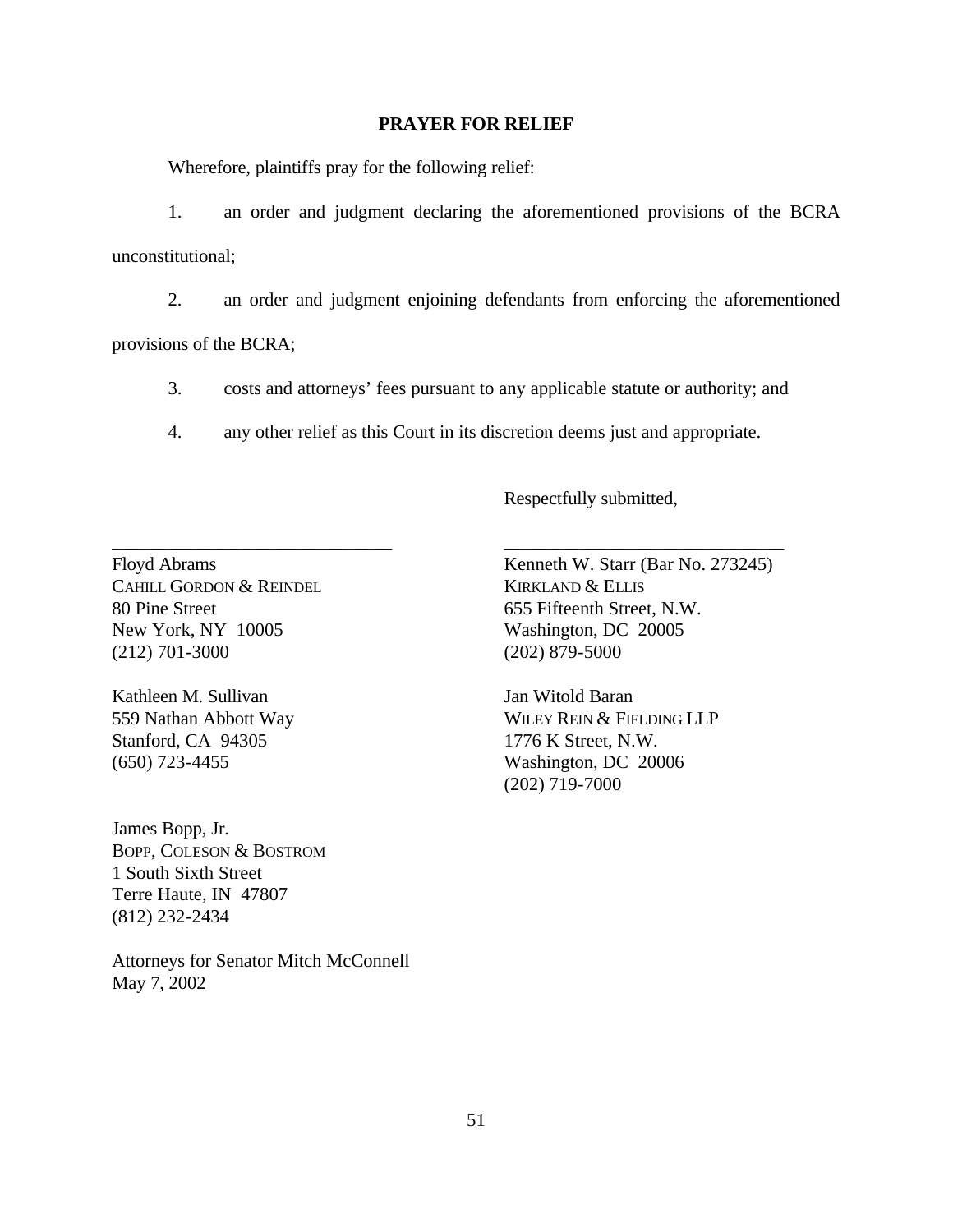## PRAYER FOR RELIEF

Wherefore, plaintiffs pray for the following relief:

1. an order and judgment declaring the aforementioned provisions of the BCRA unconstitutional;

2. an order and judgment enjoining defendants from enforcing the aforementioned provisions of the BCRA;

3. costs and attorneys' fees pursuant to any applicable statute or authority; and

4. any other relief as this Court in its discretion deems just and appropriate.

Respectfully submitted,

\_\_\_\_\_\_\_\_\_\_\_\_\_\_\_\_\_\_\_\_\_\_\_\_\_\_\_\_\_\_
Floyd Abrams
CAHILL GORDON & REINDEL
80 Pine Street
New York, NY 10005
(212) 701-3000

Kathleen M. Sullivan
559 Nathan Abbott Way
Stanford, CA 94305
(650) 723-4455

James Bopp, Jr.
BOPP, COLESON & BOSTROM
1 South Sixth Street
Terre Haute, IN 47807
(812) 232-2434

\_\_\_\_\_\_\_\_\_\_\_\_\_\_\_\_\_\_\_\_\_\_\_\_\_\_\_\_\_\_
Kenneth W. Starr (Bar No. 273245)
KIRKLAND & ELLIS
655 Fifteenth Street, N.W.
Washington, DC 20005
(202) 879-5000

Jan Witold Baran
WILEY REIN & FIELDING LLP
1776 K Street, N.W.
Washington, DC 20006
(202) 719-7000

Attorneys for Senator Mitch McConnell
May 7, 2002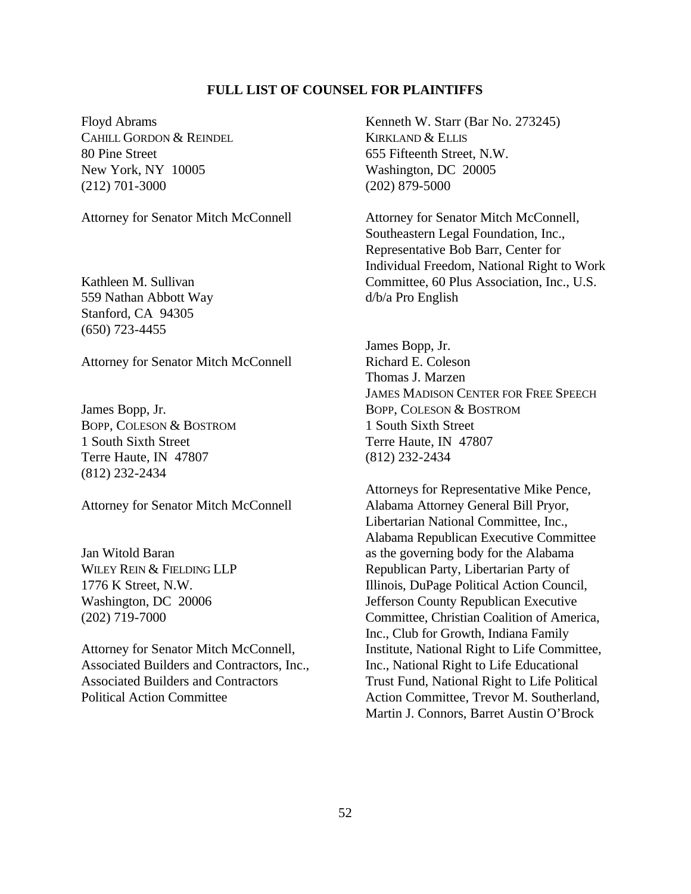**FULL LIST OF COUNSEL FOR PLAINTIFFS**

Floyd Abrams
CAHILL GORDON & REINDEL
80 Pine Street
New York, NY 10005
(212) 701-3000

Attorney for Senator Mitch McConnell

Kathleen M. Sullivan
559 Nathan Abbott Way
Stanford, CA 94305
(650) 723-4455

Attorney for Senator Mitch McConnell

James Bopp, Jr.
BOPP, COLESON & BOSTROM
1 South Sixth Street
Terre Haute, IN 47807
(812) 232-2434

Attorney for Senator Mitch McConnell

Jan Witold Baran
WILEY REIN & FIELDING LLP
1776 K Street, N.W.
Washington, DC 20006
(202) 719-7000

Attorney for Senator Mitch McConnell, Associated Builders and Contractors, Inc., Associated Builders and Contractors Political Action Committee

Kenneth W. Starr (Bar No. 273245)
KIRKLAND & ELLIS
655 Fifteenth Street, N.W.
Washington, DC 20005
(202) 879-5000

Attorney for Senator Mitch McConnell, Southeastern Legal Foundation, Inc., Representative Bob Barr, Center for Individual Freedom, National Right to Work Committee, 60 Plus Association, Inc., U.S. d/b/a Pro English

James Bopp, Jr.
Richard E. Coleson
Thomas J. Marzen
JAMES MADISON CENTER FOR FREE SPEECH
BOPP, COLESON & BOSTROM
1 South Sixth Street
Terre Haute, IN 47807
(812) 232-2434

Attorneys for Representative Mike Pence, Alabama Attorney General Bill Pryor, Libertarian National Committee, Inc., Alabama Republican Executive Committee as the governing body for the Alabama Republican Party, Libertarian Party of Illinois, DuPage Political Action Council, Jefferson County Republican Executive Committee, Christian Coalition of America, Inc., Club for Growth, Indiana Family Institute, National Right to Life Committee, Inc., National Right to Life Educational Trust Fund, National Right to Life Political Action Committee, Trevor M. Southerland, Martin J. Connors, Barret Austin O'Brock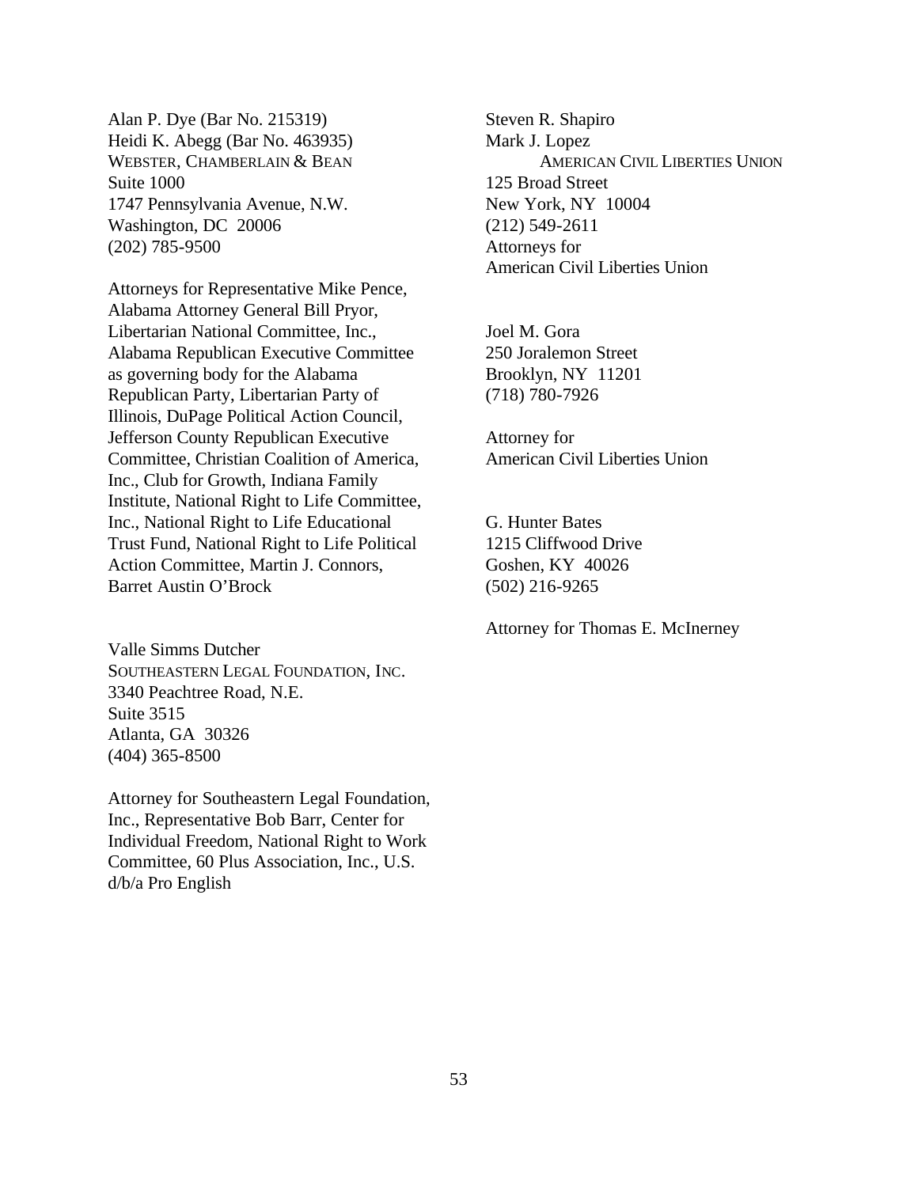Alan P. Dye (Bar No. 215319)
Heidi K. Abegg (Bar No. 463935)
WEBSTER, CHAMBERLAIN & BEAN
Suite 1000
1747 Pennsylvania Avenue, N.W.
Washington, DC 20006
(202) 785-9500

Attorneys for Representative Mike Pence, Alabama Attorney General Bill Pryor, Libertarian National Committee, Inc., Alabama Republican Executive Committee as governing body for the Alabama Republican Party, Libertarian Party of Illinois, DuPage Political Action Council, Jefferson County Republican Executive Committee, Christian Coalition of America, Inc., Club for Growth, Indiana Family Institute, National Right to Life Committee, Inc., National Right to Life Educational Trust Fund, National Right to Life Political Action Committee, Martin J. Connors, Barret Austin O'Brock

Valle Simms Dutcher
SOUTHEASTERN LEGAL FOUNDATION, INC.
3340 Peachtree Road, N.E.
Suite 3515
Atlanta, GA 30326
(404) 365-8500

Attorney for Southeastern Legal Foundation, Inc., Representative Bob Barr, Center for Individual Freedom, National Right to Work Committee, 60 Plus Association, Inc., U.S. d/b/a Pro English

Steven R. Shapiro
Mark J. Lopez
AMERICAN CIVIL LIBERTIES UNION
125 Broad Street
New York, NY 10004
(212) 549-2611
Attorneys for
American Civil Liberties Union

Joel M. Gora
250 Joralemon Street
Brooklyn, NY 11201
(718) 780-7926

Attorney for
American Civil Liberties Union

G. Hunter Bates
1215 Cliffwood Drive
Goshen, KY 40026
(502) 216-9265

Attorney for Thomas E. McInerney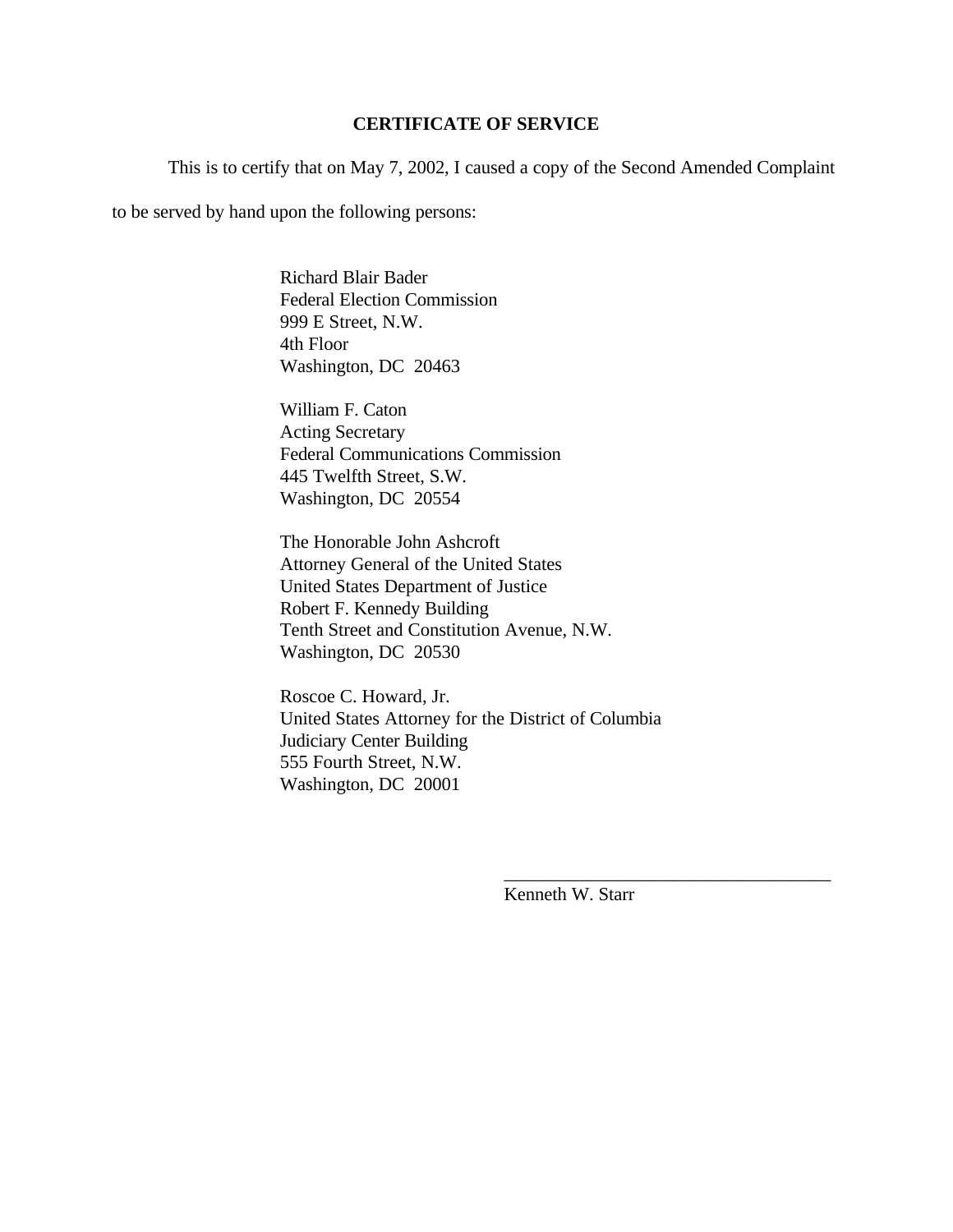**CERTIFICATE OF SERVICE**

This is to certify that on May 7, 2002, I caused a copy of the Second Amended Complaint to be served by hand upon the following persons:

Richard Blair Bader
Federal Election Commission
999 E Street, N.W.
4th Floor
Washington, DC 20463

William F. Caton
Acting Secretary
Federal Communications Commission
445 Twelfth Street, S.W.
Washington, DC 20554

The Honorable John Ashcroft
Attorney General of the United States
United States Department of Justice
Robert F. Kennedy Building
Tenth Street and Constitution Avenue, N.W.
Washington, DC 20530

Roscoe C. Howard, Jr.
United States Attorney for the District of Columbia
Judiciary Center Building
555 Fourth Street, N.W.
Washington, DC 20001

\_\_\_\_\_\_\_\_\_\_\_\_\_\_\_\_\_\_\_\_\_\_\_\_\_\_\_\_\_\_\_\_\_\_\_\_
Kenneth W. Starr